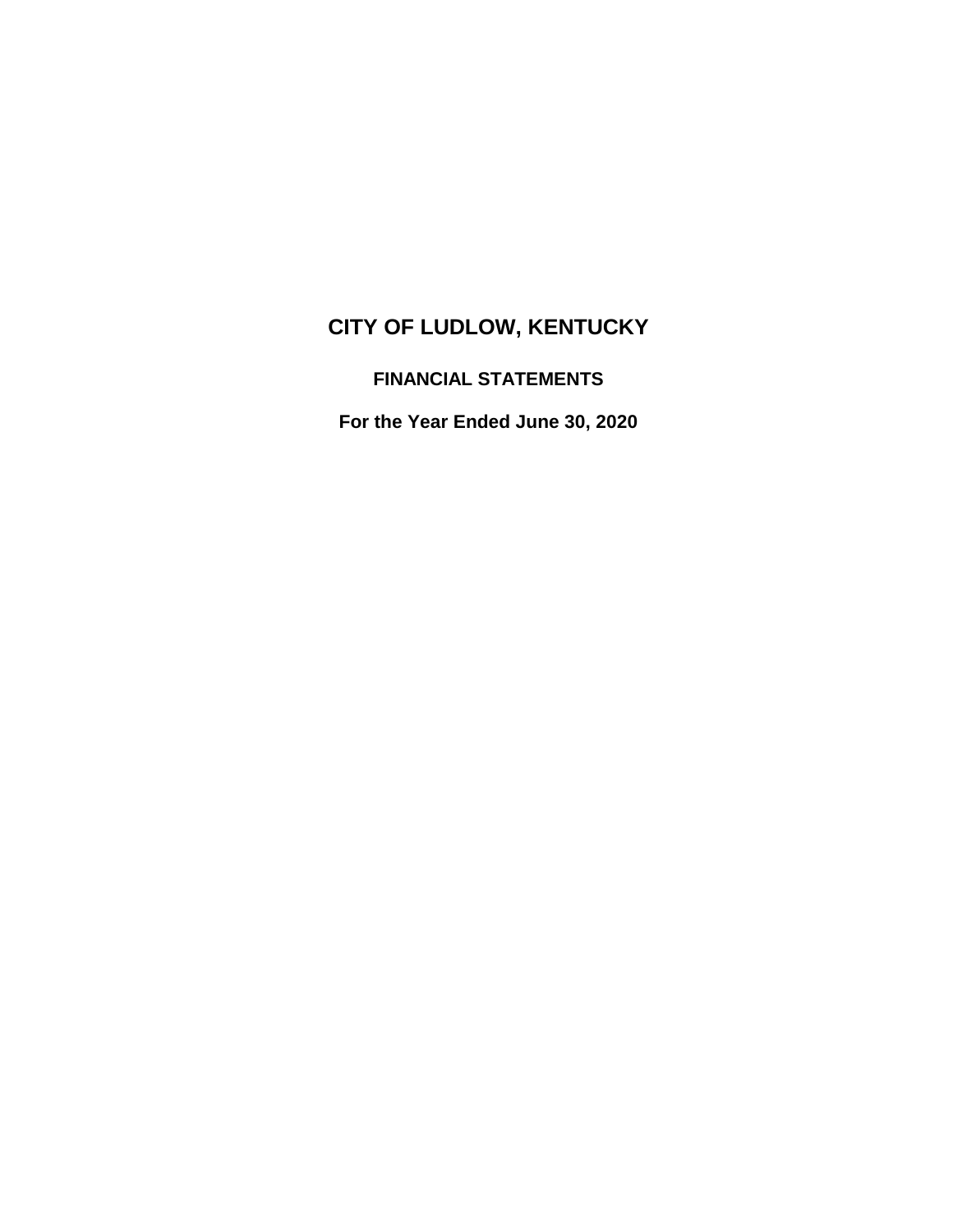# CITY OF LUDLOW, KENTUCKY

## FINANCIAL STATEMENTS

## For the Year Ended June 30, 2020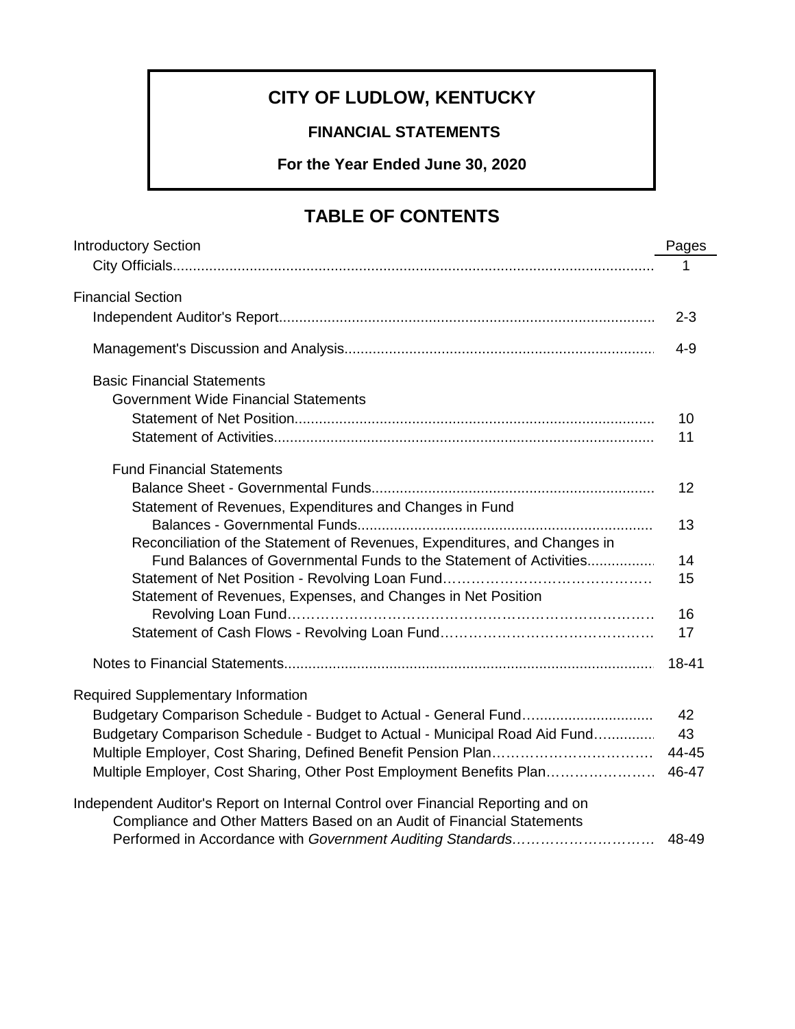# CITY OF LUDLOW, KENTUCKY

**FINANCIAL STATEMENTS**

**For the Year Ended June 30, 2020**

## TABLE OF CONTENTS

| | Pages |
|---|---|
| Introductory Section | |
| City Officials | 1 |
| Financial Section | |
| Independent Auditor's Report | 2-3 |
| Management's Discussion and Analysis | 4-9 |
| Basic Financial Statements | |
| Government Wide Financial Statements | |
| Statement of Net Position | 10 |
| Statement of Activities | 11 |
| Fund Financial Statements | |
| Balance Sheet - Governmental Funds | 12 |
| Statement of Revenues, Expenditures and Changes in Fund Balances - Governmental Funds | 13 |
| Reconciliation of the Statement of Revenues, Expenditures, and Changes in Fund Balances of Governmental Funds to the Statement of Activities | 14 |
| Statement of Net Position - Revolving Loan Fund | 15 |
| Statement of Revenues, Expenses, and Changes in Net Position Revolving Loan Fund | 16 |
| Statement of Cash Flows - Revolving Loan Fund | 17 |
| Notes to Financial Statements | 18-41 |
| Required Supplementary Information | |
| Budgetary Comparison Schedule - Budget to Actual - General Fund | 42 |
| Budgetary Comparison Schedule - Budget to Actual - Municipal Road Aid Fund | 43 |
| Multiple Employer, Cost Sharing, Defined Benefit Pension Plan | 44-45 |
| Multiple Employer, Cost Sharing, Other Post Employment Benefits Plan | 46-47 |
| Independent Auditor's Report on Internal Control over Financial Reporting and on Compliance and Other Matters Based on an Audit of Financial Statements Performed in Accordance with *Government Auditing Standards* | 48-49 |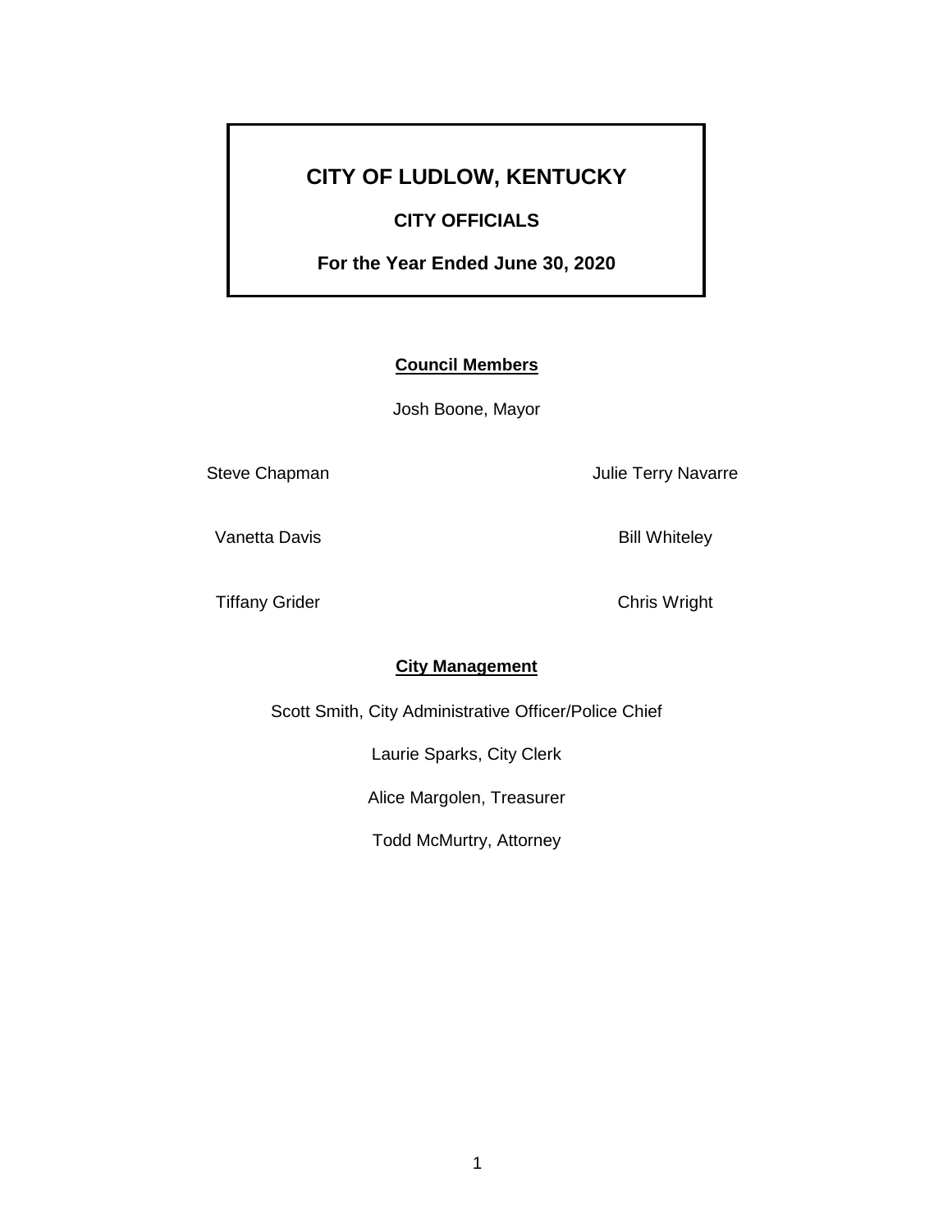# CITY OF LUDLOW, KENTUCKY

## CITY OFFICIALS

**For the Year Ended June 30, 2020**

**Council Members**

Josh Boone, Mayor

Steve Chapman

Julie Terry Navarre

Vanetta Davis

Bill Whiteley

Tiffany Grider

Chris Wright

**City Management**

Scott Smith, City Administrative Officer/Police Chief

Laurie Sparks, City Clerk

Alice Margolen, Treasurer

Todd McMurtry, Attorney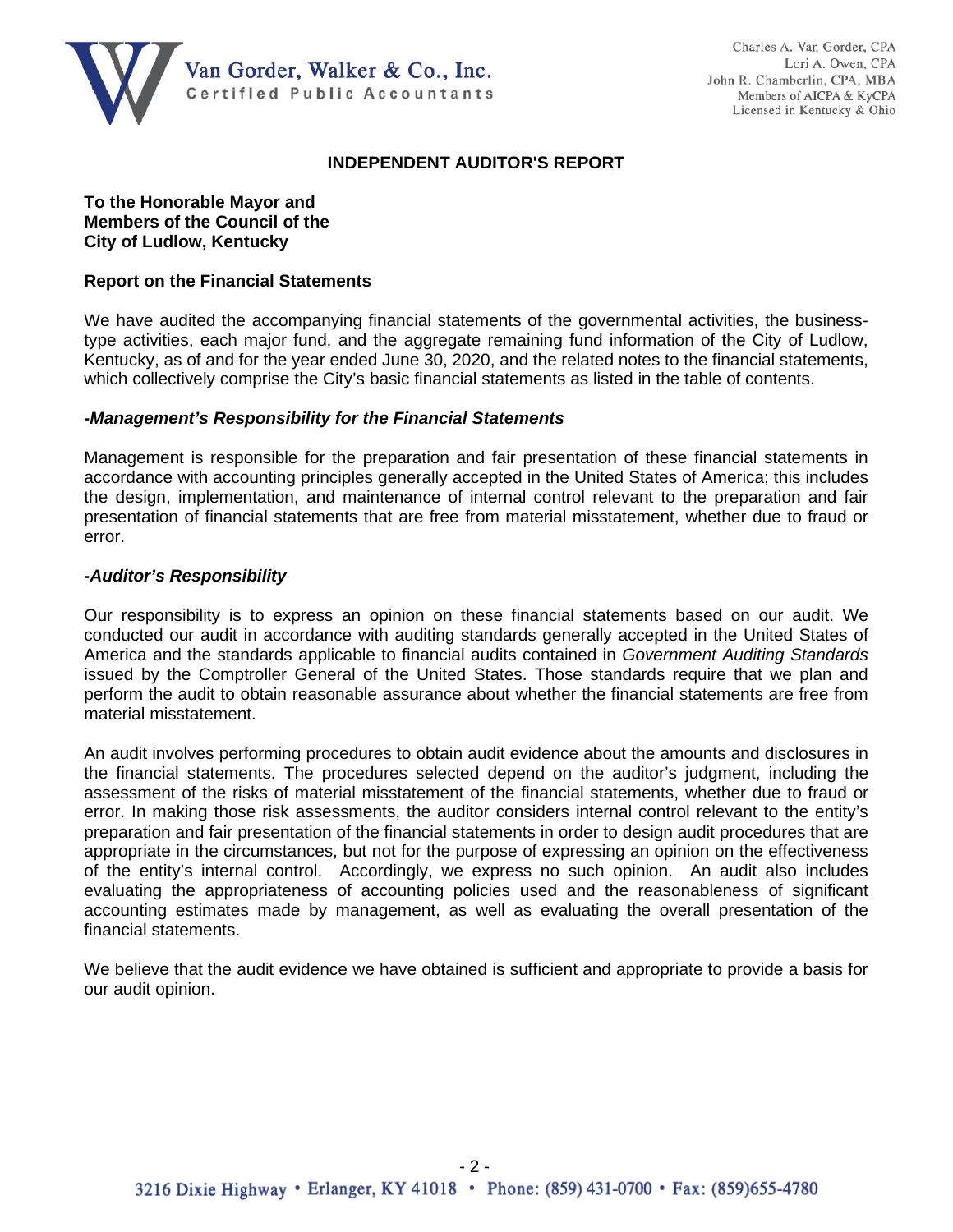Van Gorder, Walker & Co., Inc.
Certified Public Accountants

Charles A. Van Gorder, CPA
Lori A. Owen, CPA
John R. Chamberlin, CPA, MBA
Members of AICPA & KyCPA
Licensed in Kentucky & Ohio

# INDEPENDENT AUDITOR'S REPORT

**To the Honorable Mayor and**
**Members of the Council of the**
**City of Ludlow, Kentucky**

## Report on the Financial Statements

We have audited the accompanying financial statements of the governmental activities, the business-type activities, each major fund, and the aggregate remaining fund information of the City of Ludlow, Kentucky, as of and for the year ended June 30, 2020, and the related notes to the financial statements, which collectively comprise the City's basic financial statements as listed in the table of contents.

### *-Management's Responsibility for the Financial Statements*

Management is responsible for the preparation and fair presentation of these financial statements in accordance with accounting principles generally accepted in the United States of America; this includes the design, implementation, and maintenance of internal control relevant to the preparation and fair presentation of financial statements that are free from material misstatement, whether due to fraud or error.

### *-Auditor's Responsibility*

Our responsibility is to express an opinion on these financial statements based on our audit. We conducted our audit in accordance with auditing standards generally accepted in the United States of America and the standards applicable to financial audits contained in *Government Auditing Standards* issued by the Comptroller General of the United States. Those standards require that we plan and perform the audit to obtain reasonable assurance about whether the financial statements are free from material misstatement.

An audit involves performing procedures to obtain audit evidence about the amounts and disclosures in the financial statements. The procedures selected depend on the auditor's judgment, including the assessment of the risks of material misstatement of the financial statements, whether due to fraud or error. In making those risk assessments, the auditor considers internal control relevant to the entity's preparation and fair presentation of the financial statements in order to design audit procedures that are appropriate in the circumstances, but not for the purpose of expressing an opinion on the effectiveness of the entity's internal control. Accordingly, we express no such opinion. An audit also includes evaluating the appropriateness of accounting policies used and the reasonableness of significant accounting estimates made by management, as well as evaluating the overall presentation of the financial statements.

We believe that the audit evidence we have obtained is sufficient and appropriate to provide a basis for our audit opinion.

3216 Dixie Highway • Erlanger, KY 41018 • Phone: (859) 431-0700 • Fax: (859)655-4780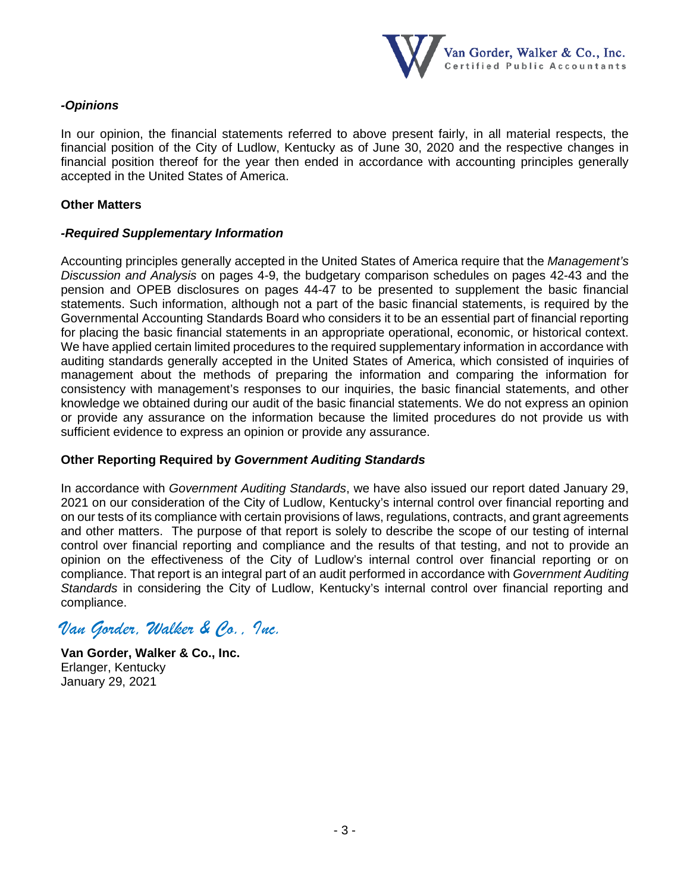### *-Opinions*

In our opinion, the financial statements referred to above present fairly, in all material respects, the financial position of the City of Ludlow, Kentucky as of June 30, 2020 and the respective changes in financial position thereof for the year then ended in accordance with accounting principles generally accepted in the United States of America.

## Other Matters

### *-Required Supplementary Information*

Accounting principles generally accepted in the United States of America require that the *Management's Discussion and Analysis* on pages 4-9, the budgetary comparison schedules on pages 42-43 and the pension and OPEB disclosures on pages 44-47 to be presented to supplement the basic financial statements. Such information, although not a part of the basic financial statements, is required by the Governmental Accounting Standards Board who considers it to be an essential part of financial reporting for placing the basic financial statements in an appropriate operational, economic, or historical context. We have applied certain limited procedures to the required supplementary information in accordance with auditing standards generally accepted in the United States of America, which consisted of inquiries of management about the methods of preparing the information and comparing the information for consistency with management's responses to our inquiries, the basic financial statements, and other knowledge we obtained during our audit of the basic financial statements. We do not express an opinion or provide any assurance on the information because the limited procedures do not provide us with sufficient evidence to express an opinion or provide any assurance.

## Other Reporting Required by *Government Auditing Standards*

In accordance with *Government Auditing Standards*, we have also issued our report dated January 29, 2021 on our consideration of the City of Ludlow, Kentucky's internal control over financial reporting and on our tests of its compliance with certain provisions of laws, regulations, contracts, and grant agreements and other matters. The purpose of that report is solely to describe the scope of our testing of internal control over financial reporting and compliance and the results of that testing, and not to provide an opinion on the effectiveness of the City of Ludlow's internal control over financial reporting or on compliance. That report is an integral part of an audit performed in accordance with *Government Auditing Standards* in considering the City of Ludlow, Kentucky's internal control over financial reporting and compliance.

*Van Gorder, Walker & Co., Inc.*

**Van Gorder, Walker & Co., Inc.**
Erlanger, Kentucky
January 29, 2021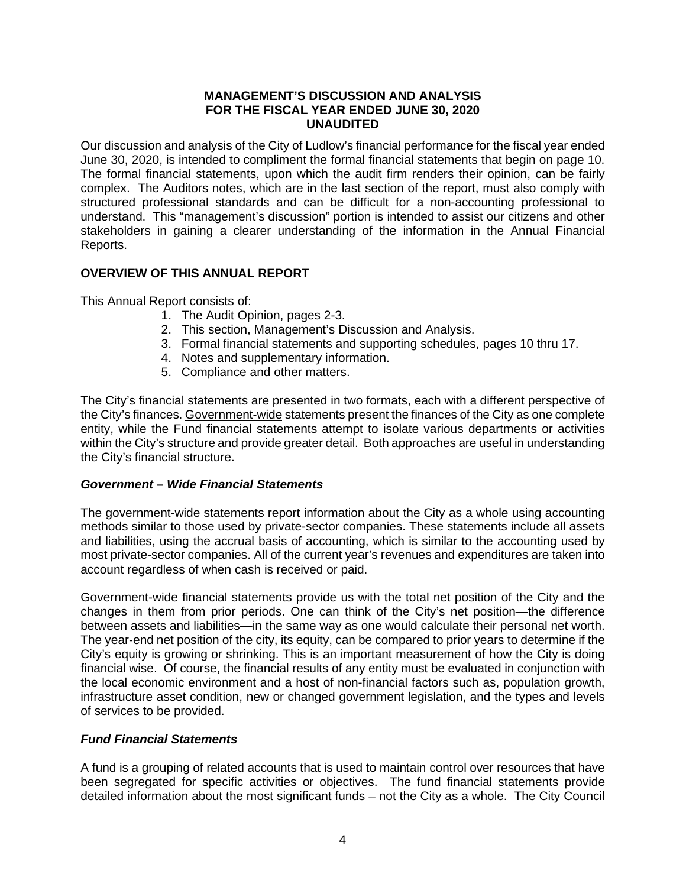**MANAGEMENT'S DISCUSSION AND ANALYSIS**
**FOR THE FISCAL YEAR ENDED JUNE 30, 2020**
**UNAUDITED**

Our discussion and analysis of the City of Ludlow's financial performance for the fiscal year ended June 30, 2020, is intended to compliment the formal financial statements that begin on page 10. The formal financial statements, upon which the audit firm renders their opinion, can be fairly complex. The Auditors notes, which are in the last section of the report, must also comply with structured professional standards and can be difficult for a non-accounting professional to understand. This "management's discussion" portion is intended to assist our citizens and other stakeholders in gaining a clearer understanding of the information in the Annual Financial Reports.

## OVERVIEW OF THIS ANNUAL REPORT

This Annual Report consists of:

1. The Audit Opinion, pages 2-3.
2. This section, Management's Discussion and Analysis.
3. Formal financial statements and supporting schedules, pages 10 thru 17.
4. Notes and supplementary information.
5. Compliance and other matters.

The City's financial statements are presented in two formats, each with a different perspective of the City's finances. Government-wide statements present the finances of the City as one complete entity, while the Fund financial statements attempt to isolate various departments or activities within the City's structure and provide greater detail. Both approaches are useful in understanding the City's financial structure.

### *Government – Wide Financial Statements*

The government-wide statements report information about the City as a whole using accounting methods similar to those used by private-sector companies. These statements include all assets and liabilities, using the accrual basis of accounting, which is similar to the accounting used by most private-sector companies. All of the current year's revenues and expenditures are taken into account regardless of when cash is received or paid.

Government-wide financial statements provide us with the total net position of the City and the changes in them from prior periods. One can think of the City's net position—the difference between assets and liabilities—in the same way as one would calculate their personal net worth. The year-end net position of the city, its equity, can be compared to prior years to determine if the City's equity is growing or shrinking. This is an important measurement of how the City is doing financial wise. Of course, the financial results of any entity must be evaluated in conjunction with the local economic environment and a host of non-financial factors such as, population growth, infrastructure asset condition, new or changed government legislation, and the types and levels of services to be provided.

### *Fund Financial Statements*

A fund is a grouping of related accounts that is used to maintain control over resources that have been segregated for specific activities or objectives. The fund financial statements provide detailed information about the most significant funds – not the City as a whole. The City Council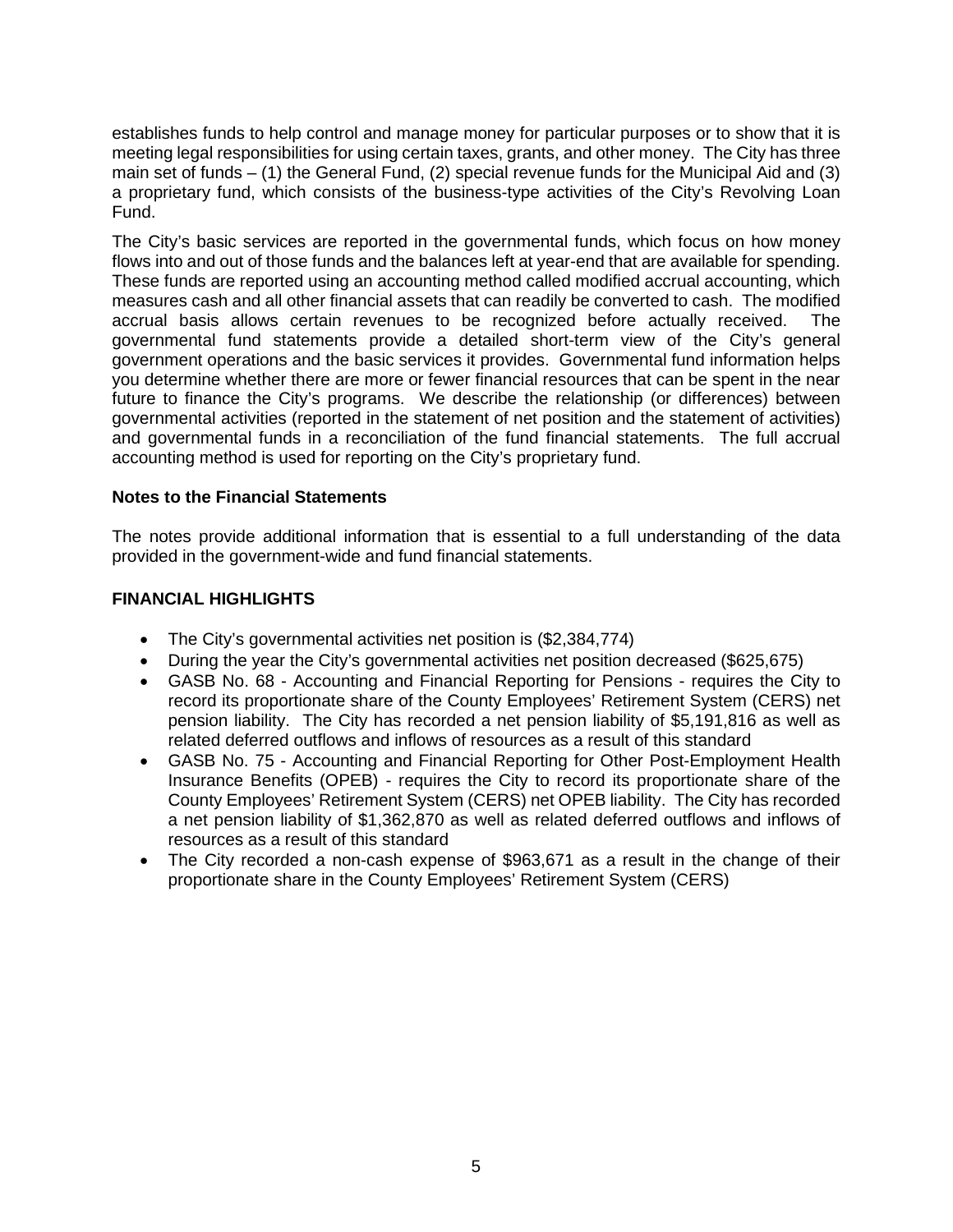establishes funds to help control and manage money for particular purposes or to show that it is meeting legal responsibilities for using certain taxes, grants, and other money. The City has three main set of funds – (1) the General Fund, (2) special revenue funds for the Municipal Aid and (3) a proprietary fund, which consists of the business-type activities of the City's Revolving Loan Fund.

The City's basic services are reported in the governmental funds, which focus on how money flows into and out of those funds and the balances left at year-end that are available for spending. These funds are reported using an accounting method called modified accrual accounting, which measures cash and all other financial assets that can readily be converted to cash. The modified accrual basis allows certain revenues to be recognized before actually received. The governmental fund statements provide a detailed short-term view of the City's general government operations and the basic services it provides. Governmental fund information helps you determine whether there are more or fewer financial resources that can be spent in the near future to finance the City's programs. We describe the relationship (or differences) between governmental activities (reported in the statement of net position and the statement of activities) and governmental funds in a reconciliation of the fund financial statements. The full accrual accounting method is used for reporting on the City's proprietary fund.

**Notes to the Financial Statements**

The notes provide additional information that is essential to a full understanding of the data provided in the government-wide and fund financial statements.

**FINANCIAL HIGHLIGHTS**

- The City's governmental activities net position is ($2,384,774)
- During the year the City's governmental activities net position decreased ($625,675)
- GASB No. 68 - Accounting and Financial Reporting for Pensions - requires the City to record its proportionate share of the County Employees' Retirement System (CERS) net pension liability. The City has recorded a net pension liability of $5,191,816 as well as related deferred outflows and inflows of resources as a result of this standard
- GASB No. 75 - Accounting and Financial Reporting for Other Post-Employment Health Insurance Benefits (OPEB) - requires the City to record its proportionate share of the County Employees' Retirement System (CERS) net OPEB liability. The City has recorded a net pension liability of $1,362,870 as well as related deferred outflows and inflows of resources as a result of this standard
- The City recorded a non-cash expense of $963,671 as a result in the change of their proportionate share in the County Employees' Retirement System (CERS)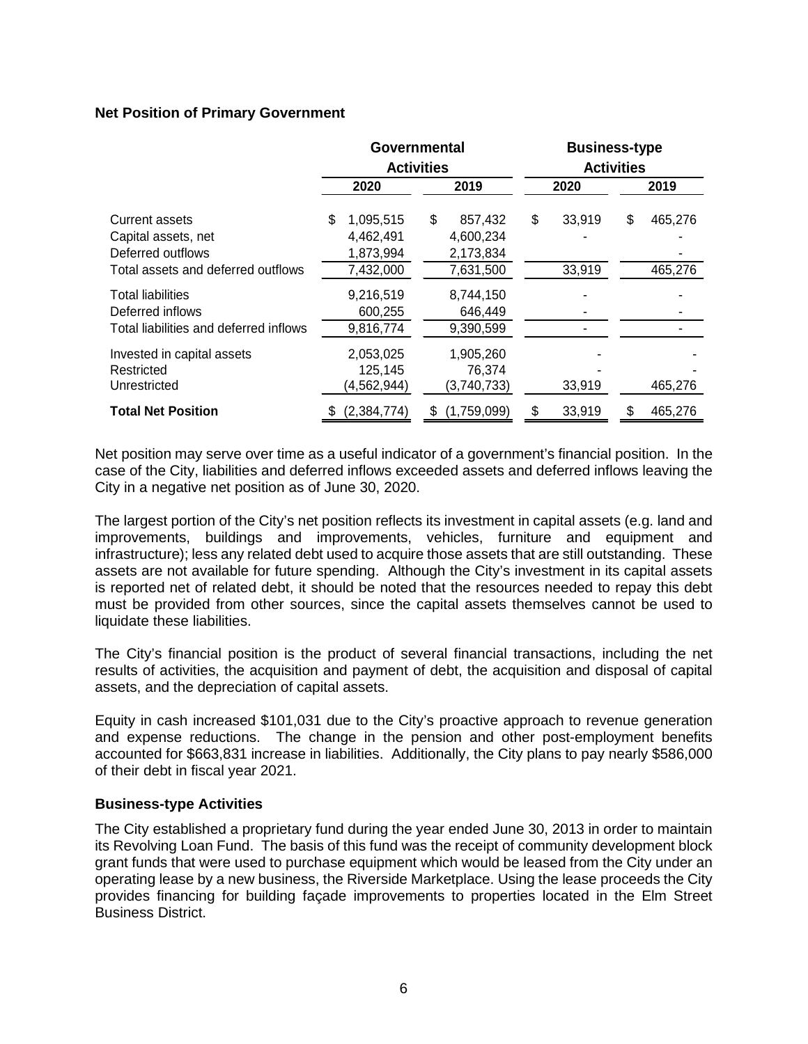**Net Position of Primary Government**

| | Governmental Activities | | Business-type Activities | |
|---|---|---|---|---|
| | 2020 | 2019 | 2020 | 2019 |
| Current assets | $ 1,095,515 | $ 857,432 | $ 33,919 | $ 465,276 |
| Capital assets, net | 4,462,491 | 4,600,234 | - | - |
| Deferred outflows | 1,873,994 | 2,173,834 | | - |
| Total assets and deferred outflows | 7,432,000 | 7,631,500 | 33,919 | 465,276 |
| Total liabilities | 9,216,519 | 8,744,150 | - | - |
| Deferred inflows | 600,255 | 646,449 | - | - |
| Total liabilities and deferred inflows | 9,816,774 | 9,390,599 | - | - |
| Invested in capital assets | 2,053,025 | 1,905,260 | - | - |
| Restricted | 125,145 | 76,374 | - | - |
| Unrestricted | (4,562,944) | (3,740,733) | 33,919 | 465,276 |
| **Total Net Position** | $ (2,384,774) | $ (1,759,099) | $ 33,919 | $ 465,276 |

Net position may serve over time as a useful indicator of a government's financial position. In the case of the City, liabilities and deferred inflows exceeded assets and deferred inflows leaving the City in a negative net position as of June 30, 2020.

The largest portion of the City's net position reflects its investment in capital assets (e.g. land and improvements, buildings and improvements, vehicles, furniture and equipment and infrastructure); less any related debt used to acquire those assets that are still outstanding. These assets are not available for future spending. Although the City's investment in its capital assets is reported net of related debt, it should be noted that the resources needed to repay this debt must be provided from other sources, since the capital assets themselves cannot be used to liquidate these liabilities.

The City's financial position is the product of several financial transactions, including the net results of activities, the acquisition and payment of debt, the acquisition and disposal of capital assets, and the depreciation of capital assets.

Equity in cash increased $101,031 due to the City's proactive approach to revenue generation and expense reductions. The change in the pension and other post-employment benefits accounted for $663,831 increase in liabilities. Additionally, the City plans to pay nearly $586,000 of their debt in fiscal year 2021.

**Business-type Activities**

The City established a proprietary fund during the year ended June 30, 2013 in order to maintain its Revolving Loan Fund. The basis of this fund was the receipt of community development block grant funds that were used to purchase equipment which would be leased from the City under an operating lease by a new business, the Riverside Marketplace. Using the lease proceeds the City provides financing for building façade improvements to properties located in the Elm Street Business District.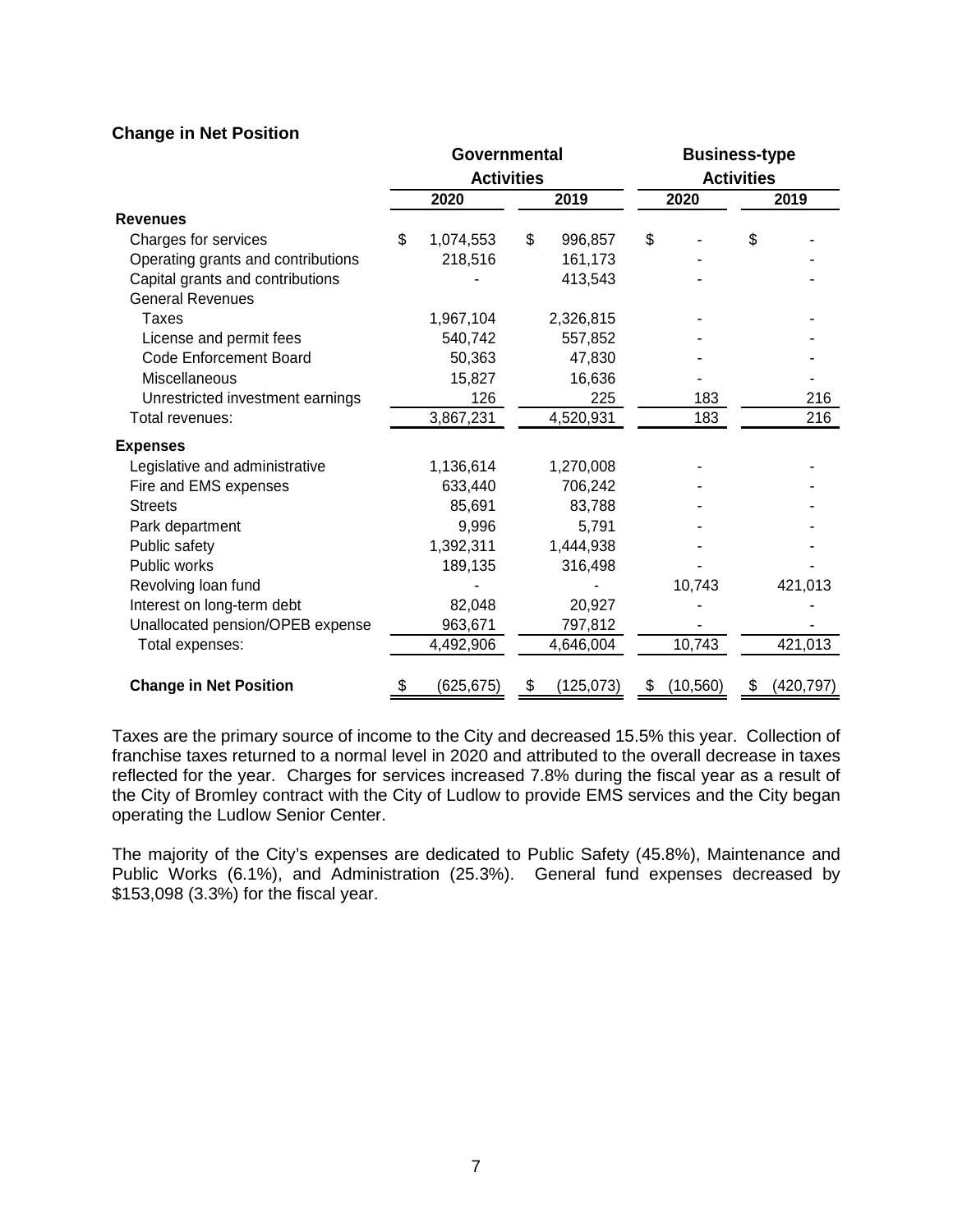## Change in Net Position

| | Governmental Activities | | Business-type Activities | |
|---|---|---|---|---|
| | 2020 | 2019 | 2020 | 2019 |
| **Revenues** | | | | |
| Charges for services | $ 1,074,553 | $ 996,857 | $ - | $ - |
| Operating grants and contributions | 218,516 | 161,173 | - | - |
| Capital grants and contributions | - | 413,543 | - | - |
| General Revenues | | | | |
| Taxes | 1,967,104 | 2,326,815 | - | - |
| License and permit fees | 540,742 | 557,852 | - | - |
| Code Enforcement Board | 50,363 | 47,830 | - | - |
| Miscellaneous | 15,827 | 16,636 | - | - |
| Unrestricted investment earnings | 126 | 225 | 183 | 216 |
| Total revenues: | 3,867,231 | 4,520,931 | 183 | 216 |
| **Expenses** | | | | |
| Legislative and administrative | 1,136,614 | 1,270,008 | - | - |
| Fire and EMS expenses | 633,440 | 706,242 | - | - |
| Streets | 85,691 | 83,788 | - | - |
| Park department | 9,996 | 5,791 | - | - |
| Public safety | 1,392,311 | 1,444,938 | - | - |
| Public works | 189,135 | 316,498 | - | - |
| Revolving loan fund | - | - | 10,743 | 421,013 |
| Interest on long-term debt | 82,048 | 20,927 | - | - |
| Unallocated pension/OPEB expense | 963,671 | 797,812 | - | - |
| Total expenses: | 4,492,906 | 4,646,004 | 10,743 | 421,013 |
| **Change in Net Position** | $ (625,675) | $ (125,073) | $ (10,560) | $ (420,797) |

Taxes are the primary source of income to the City and decreased 15.5% this year. Collection of franchise taxes returned to a normal level in 2020 and attributed to the overall decrease in taxes reflected for the year. Charges for services increased 7.8% during the fiscal year as a result of the City of Bromley contract with the City of Ludlow to provide EMS services and the City began operating the Ludlow Senior Center.

The majority of the City's expenses are dedicated to Public Safety (45.8%), Maintenance and Public Works (6.1%), and Administration (25.3%). General fund expenses decreased by $153,098 (3.3%) for the fiscal year.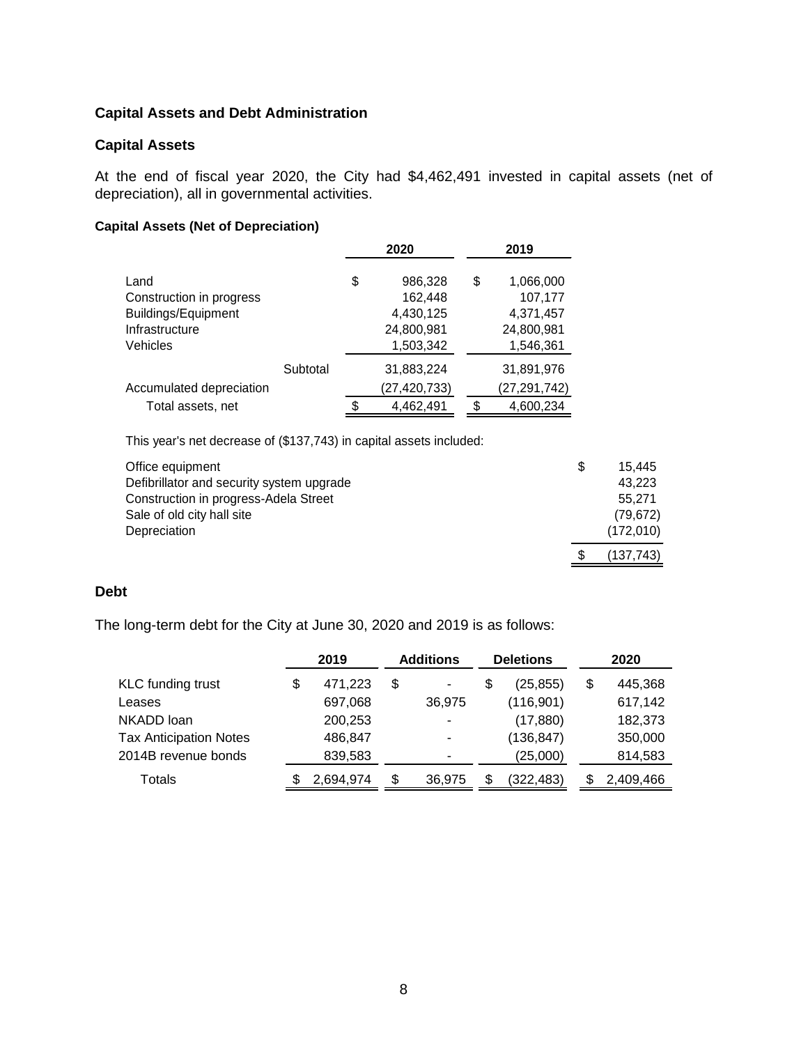## Capital Assets and Debt Administration

### Capital Assets

At the end of fiscal year 2020, the City had $4,462,491 invested in capital assets (net of depreciation), all in governmental activities.

#### Capital Assets (Net of Depreciation)

| | 2020 | 2019 |
|---|---|---|
| Land | $ 986,328 | $ 1,066,000 |
| Construction in progress | 162,448 | 107,177 |
| Buildings/Equipment | 4,430,125 | 4,371,457 |
| Infrastructure | 24,800,981 | 24,800,981 |
| Vehicles | 1,503,342 | 1,546,361 |
| Subtotal | 31,883,224 | 31,891,976 |
| Accumulated depreciation | (27,420,733) | (27,291,742) |
| Total assets, net | $ 4,462,491 | $ 4,600,234 |

This year's net decrease of ($137,743) in capital assets included:

| | |
|---|---|
| Office equipment | $ 15,445 |
| Defibrillator and security system upgrade | 43,223 |
| Construction in progress-Adela Street | 55,271 |
| Sale of old city hall site | (79,672) |
| Depreciation | (172,010) |
| | $ (137,743) |

### Debt

The long-term debt for the City at June 30, 2020 and 2019 is as follows:

| | 2019 | Additions | Deletions | 2020 |
|---|---|---|---|---|
| KLC funding trust | $ 471,223 | $ - | $ (25,855) | $ 445,368 |
| Leases | 697,068 | 36,975 | (116,901) | 617,142 |
| NKADD loan | 200,253 | - | (17,880) | 182,373 |
| Tax Anticipation Notes | 486,847 | - | (136,847) | 350,000 |
| 2014B revenue bonds | 839,583 | - | (25,000) | 814,583 |
| Totals | $ 2,694,974 | $ 36,975 | $ (322,483) | $ 2,409,466 |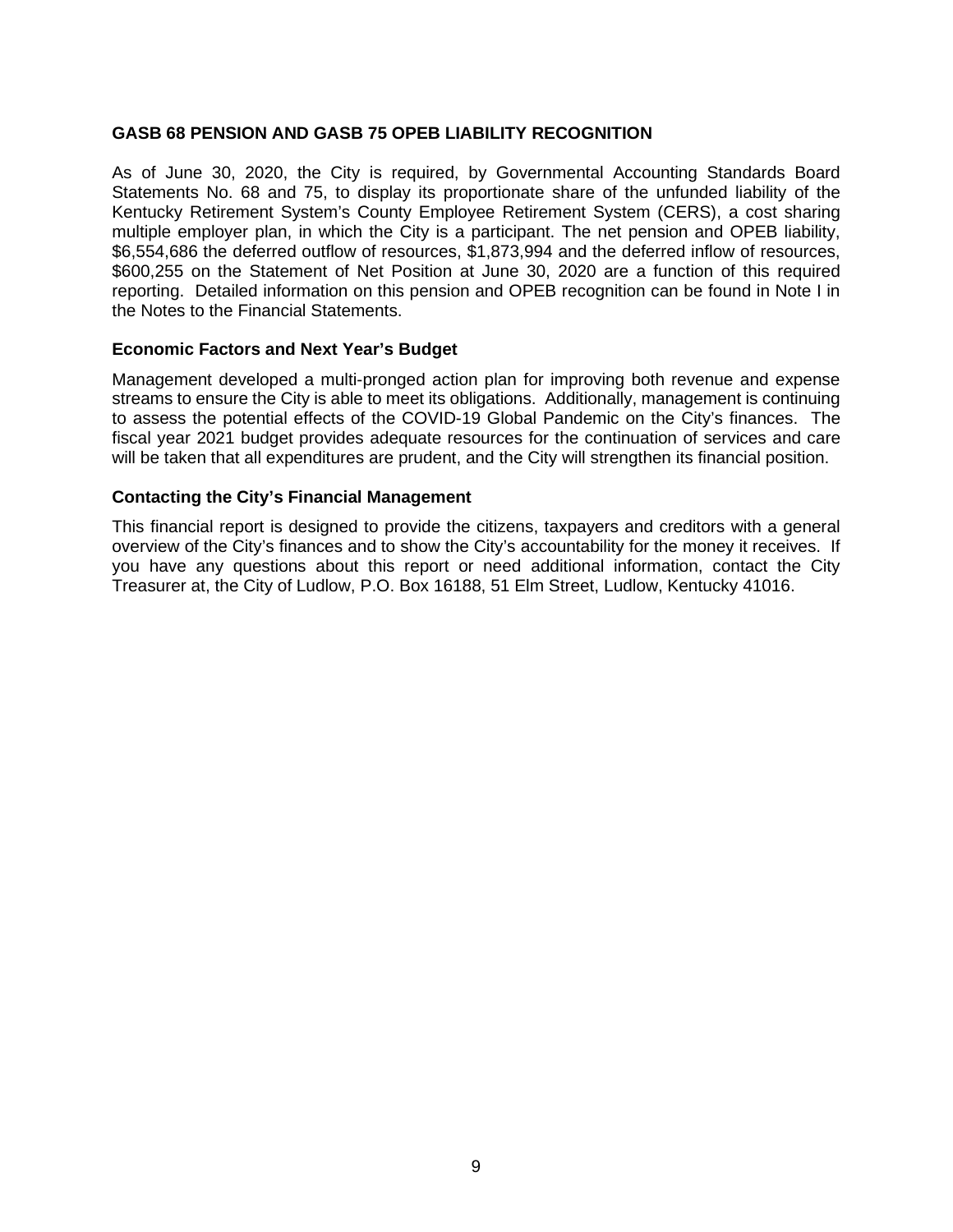## GASB 68 PENSION AND GASB 75 OPEB LIABILITY RECOGNITION

As of June 30, 2020, the City is required, by Governmental Accounting Standards Board Statements No. 68 and 75, to display its proportionate share of the unfunded liability of the Kentucky Retirement System's County Employee Retirement System (CERS), a cost sharing multiple employer plan, in which the City is a participant. The net pension and OPEB liability, \$6,554,686 the deferred outflow of resources, \$1,873,994 and the deferred inflow of resources, \$600,255 on the Statement of Net Position at June 30, 2020 are a function of this required reporting. Detailed information on this pension and OPEB recognition can be found in Note I in the Notes to the Financial Statements.

### Economic Factors and Next Year's Budget

Management developed a multi-pronged action plan for improving both revenue and expense streams to ensure the City is able to meet its obligations. Additionally, management is continuing to assess the potential effects of the COVID-19 Global Pandemic on the City's finances. The fiscal year 2021 budget provides adequate resources for the continuation of services and care will be taken that all expenditures are prudent, and the City will strengthen its financial position.

### Contacting the City's Financial Management

This financial report is designed to provide the citizens, taxpayers and creditors with a general overview of the City's finances and to show the City's accountability for the money it receives. If you have any questions about this report or need additional information, contact the City Treasurer at, the City of Ludlow, P.O. Box 16188, 51 Elm Street, Ludlow, Kentucky 41016.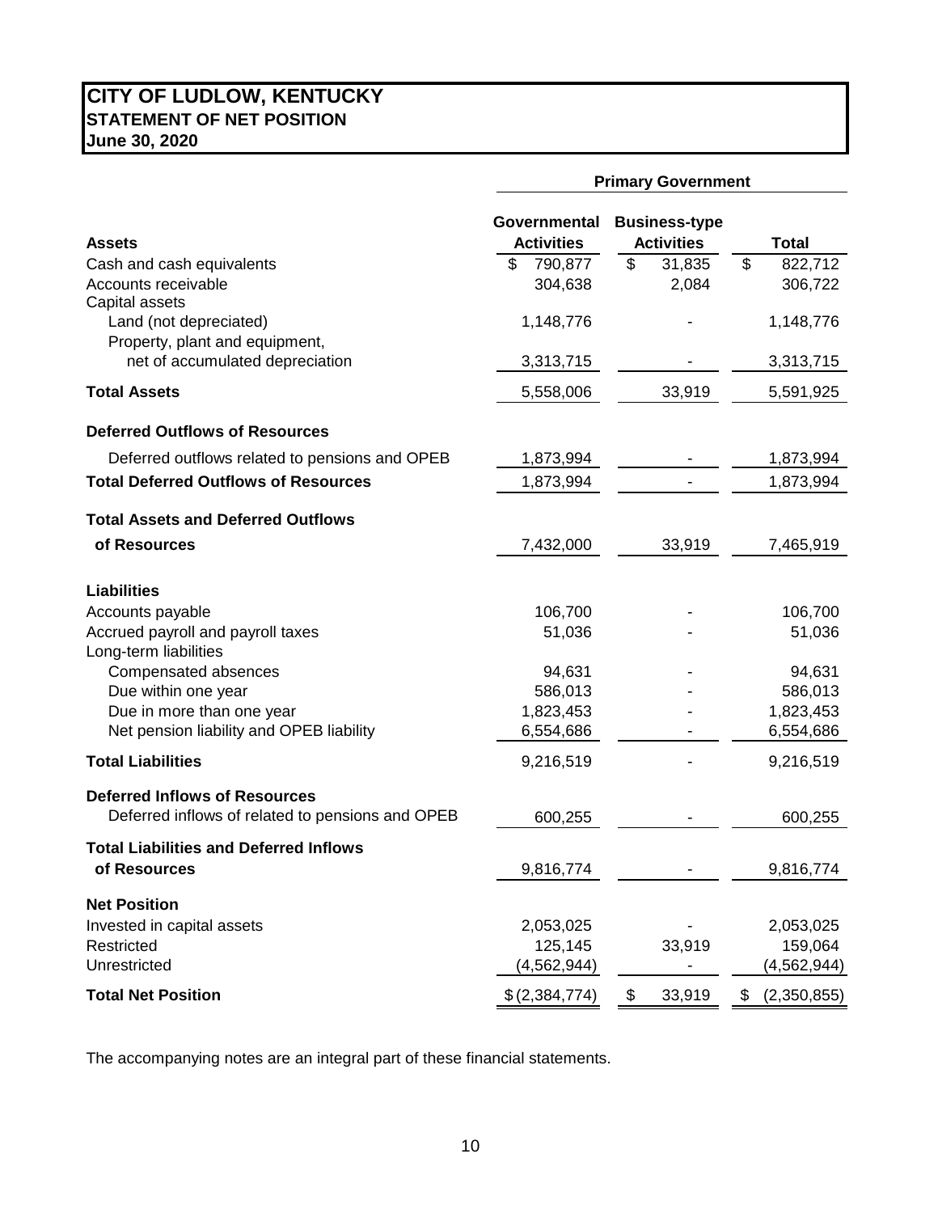# CITY OF LUDLOW, KENTUCKY
## STATEMENT OF NET POSITION
## June 30, 2020

| | Primary Government | | |
|---|---|---|---|
| **Assets** | **Governmental Activities** | **Business-type Activities** | **Total** |
| Cash and cash equivalents | $ 790,877 | $ 31,835 | $ 822,712 |
| Accounts receivable | 304,638 | 2,084 | 306,722 |
| Capital assets | | | |
| Land (not depreciated) | 1,148,776 | - | 1,148,776 |
| Property, plant and equipment, net of accumulated depreciation | 3,313,715 | - | 3,313,715 |
| **Total Assets** | 5,558,006 | 33,919 | 5,591,925 |
| **Deferred Outflows of Resources** | | | |
| Deferred outflows related to pensions and OPEB | 1,873,994 | - | 1,873,994 |
| **Total Deferred Outflows of Resources** | 1,873,994 | - | 1,873,994 |
| **Total Assets and Deferred Outflows of Resources** | 7,432,000 | 33,919 | 7,465,919 |
| **Liabilities** | | | |
| Accounts payable | 106,700 | - | 106,700 |
| Accrued payroll and payroll taxes | 51,036 | - | 51,036 |
| Long-term liabilities | | | |
| Compensated absences | 94,631 | - | 94,631 |
| Due within one year | 586,013 | - | 586,013 |
| Due in more than one year | 1,823,453 | - | 1,823,453 |
| Net pension liability and OPEB liability | 6,554,686 | - | 6,554,686 |
| **Total Liabilities** | 9,216,519 | - | 9,216,519 |
| **Deferred Inflows of Resources** | | | |
| Deferred inflows of related to pensions and OPEB | 600,255 | - | 600,255 |
| **Total Liabilities and Deferred Inflows of Resources** | 9,816,774 | - | 9,816,774 |
| **Net Position** | | | |
| Invested in capital assets | 2,053,025 | - | 2,053,025 |
| Restricted | 125,145 | 33,919 | 159,064 |
| Unrestricted | (4,562,944) | - | (4,562,944) |
| **Total Net Position** | $ (2,384,774) | $ 33,919 | $ (2,350,855) |

The accompanying notes are an integral part of these financial statements.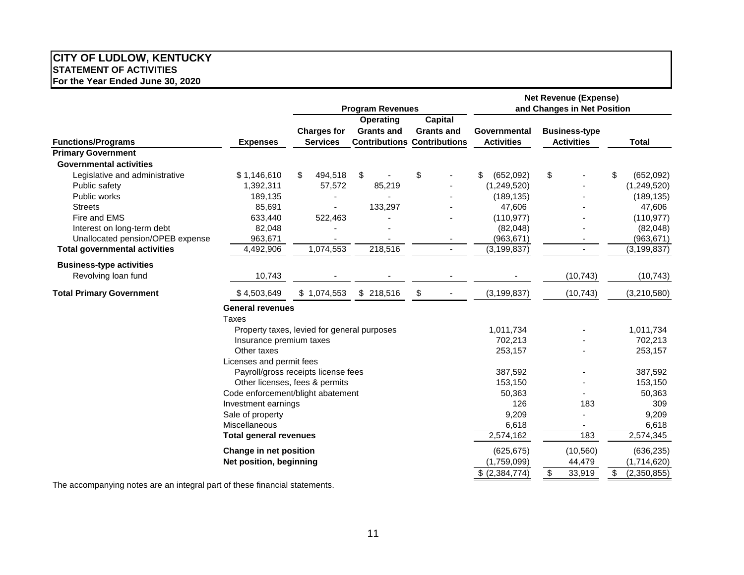# CITY OF LUDLOW, KENTUCKY
## STATEMENT OF ACTIVITIES
### For the Year Ended June 30, 2020

| | | Program Revenues | | | Net Revenue (Expense) and Changes in Net Position | | |
|---|---|---|---|---|---|---|---|
| **Functions/Programs** | **Expenses** | **Charges for Services** | **Operating Grants and Contributions** | **Capital Grants and Contributions** | **Governmental Activities** | **Business-type Activities** | **Total** |
| **Primary Government** | | | | | | | |
| **Governmental activities** | | | | | | | |
| Legislative and administrative | $ 1,146,610 | $ 494,518 | $ - | $ - | $ (652,092) | $ - | $ (652,092) |
| Public safety | 1,392,311 | 57,572 | 85,219 | - | (1,249,520) | - | (1,249,520) |
| Public works | 189,135 | - | - | - | (189,135) | - | (189,135) |
| Streets | 85,691 | - | 133,297 | - | 47,606 | - | 47,606 |
| Fire and EMS | 633,440 | 522,463 | - | - | (110,977) | - | (110,977) |
| Interest on long-term debt | 82,048 | - | - | - | (82,048) | - | (82,048) |
| Unallocated pension/OPEB expense | 963,671 | - | - | - | (963,671) | - | (963,671) |
| **Total governmental activities** | 4,492,906 | 1,074,553 | 218,516 | - | (3,199,837) | - | (3,199,837) |
| **Business-type activities** | | | | | | | |
| Revolving loan fund | 10,743 | - | - | - | - | (10,743) | (10,743) |
| **Total Primary Government** | $ 4,503,649 | $ 1,074,553 | $ 218,516 | $ - | (3,199,837) | (10,743) | (3,210,580) |
| | **General revenues** | | | | | | |
| | Taxes | | | | | | |
| | Property taxes, levied for general purposes | | | | 1,011,734 | - | 1,011,734 |
| | Insurance premium taxes | | | | 702,213 | - | 702,213 |
| | Other taxes | | | | 253,157 | - | 253,157 |
| | Licenses and permit fees | | | | | | |
| | Payroll/gross receipts license fees | | | | 387,592 | - | 387,592 |
| | Other licenses, fees & permits | | | | 153,150 | - | 153,150 |
| | Code enforcement/blight abatement | | | | 50,363 | - | 50,363 |
| | Investment earnings | | | | 126 | 183 | 309 |
| | Sale of property | | | | 9,209 | - | 9,209 |
| | Miscellaneous | | | | 6,618 | - | 6,618 |
| | **Total general revenues** | | | | 2,574,162 | 183 | 2,574,345 |
| | **Change in net position** | | | | (625,675) | (10,560) | (636,235) |
| | **Net position, beginning** | | | | (1,759,099) | 44,479 | (1,714,620) |
| | | | | | $ (2,384,774) | $ 33,919 | $ (2,350,855) |

The accompanying notes are an integral part of these financial statements.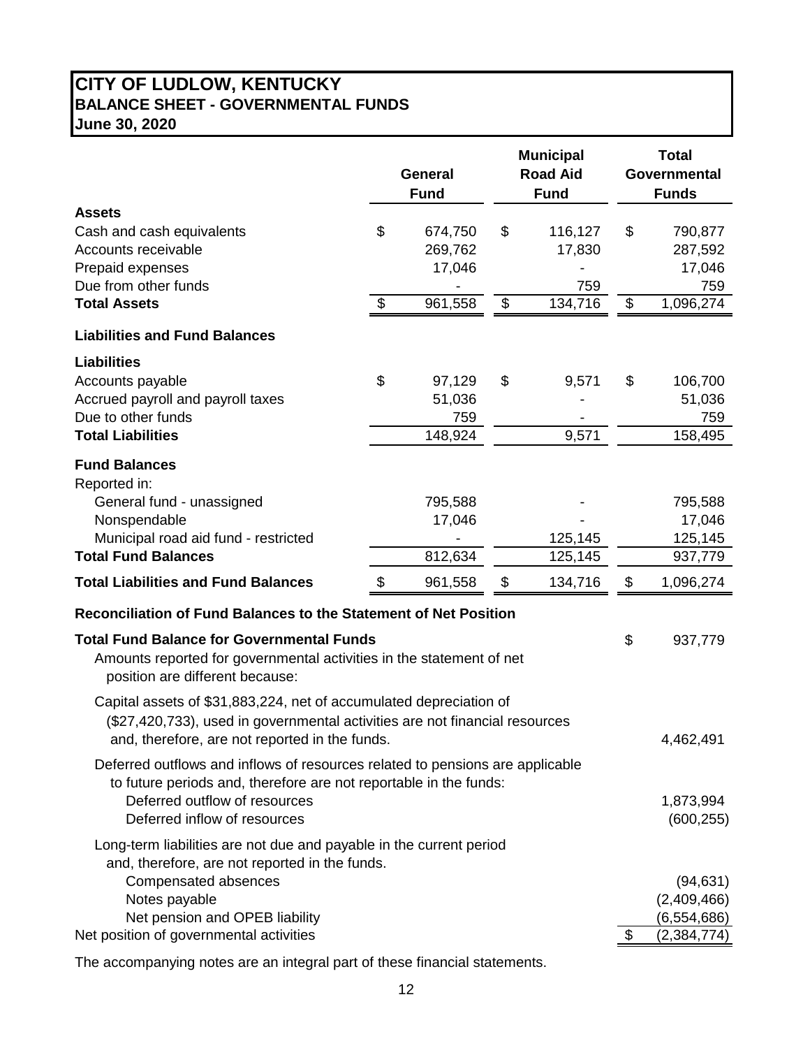# CITY OF LUDLOW, KENTUCKY
## BALANCE SHEET - GOVERNMENTAL FUNDS
## June 30, 2020

| | General Fund | Municipal Road Aid Fund | Total Governmental Funds |
|---|---|---|---|
| **Assets** | | | |
| Cash and cash equivalents | $ 674,750 | $ 116,127 | $ 790,877 |
| Accounts receivable | 269,762 | 17,830 | 287,592 |
| Prepaid expenses | 17,046 | - | 17,046 |
| Due from other funds | - | 759 | 759 |
| **Total Assets** | $ 961,558 | $ 134,716 | $ 1,096,274 |
| **Liabilities and Fund Balances** | | | |
| **Liabilities** | | | |
| Accounts payable | $ 97,129 | $ 9,571 | $ 106,700 |
| Accrued payroll and payroll taxes | 51,036 | - | 51,036 |
| Due to other funds | 759 | - | 759 |
| **Total Liabilities** | 148,924 | 9,571 | 158,495 |
| **Fund Balances** | | | |
| Reported in: | | | |
| General fund - unassigned | 795,588 | - | 795,588 |
| Nonspendable | 17,046 | - | 17,046 |
| Municipal road aid fund - restricted | - | 125,145 | 125,145 |
| **Total Fund Balances** | 812,634 | 125,145 | 937,779 |
| **Total Liabilities and Fund Balances** | $ 961,558 | $ 134,716 | $ 1,096,274 |

**Reconciliation of Fund Balances to the Statement of Net Position**

| | |
|---|---|
| **Total Fund Balance for Governmental Funds** | $ 937,779 |
| Amounts reported for governmental activities in the statement of net position are different because: | |
| Capital assets of $31,883,224, net of accumulated depreciation of ($27,420,733), used in governmental activities are not financial resources and, therefore, are not reported in the funds. | 4,462,491 |
| Deferred outflows and inflows of resources related to pensions are applicable to future periods and, therefore are not reportable in the funds: | |
| Deferred outflow of resources | 1,873,994 |
| Deferred inflow of resources | (600,255) |
| Long-term liabilities are not due and payable in the current period and, therefore, are not reported in the funds. | |
| Compensated absences | (94,631) |
| Notes payable | (2,409,466) |
| Net pension and OPEB liability | (6,554,686) |
| Net position of governmental activities | $ (2,384,774) |

The accompanying notes are an integral part of these financial statements.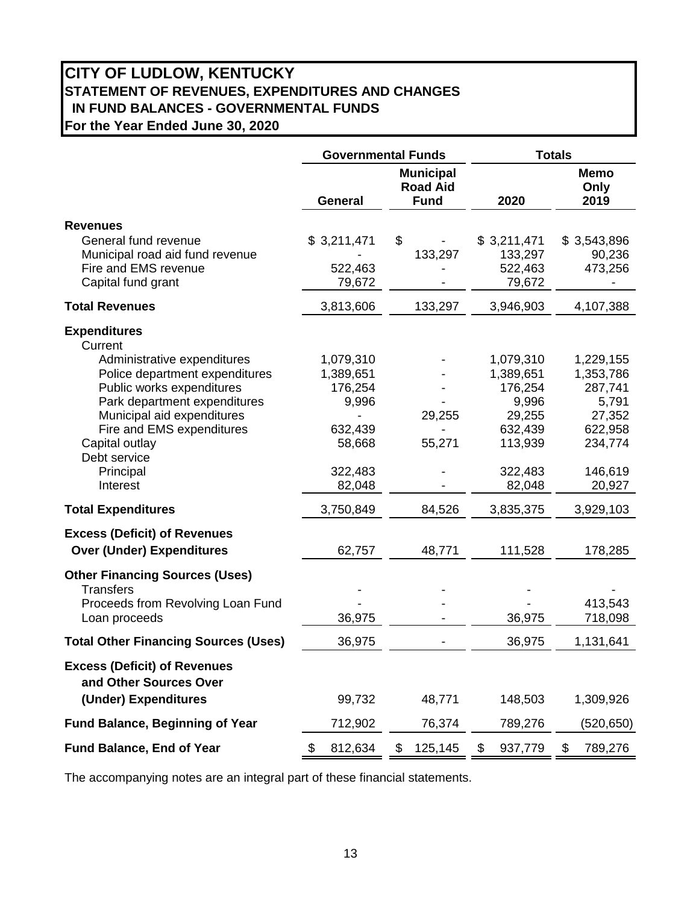# CITY OF LUDLOW, KENTUCKY
## STATEMENT OF REVENUES, EXPENDITURES AND CHANGES IN FUND BALANCES - GOVERNMENTAL FUNDS
## For the Year Ended June 30, 2020

| | Governmental Funds | | Totals | |
|---|---|---|---|---|
| | General | Municipal Road Aid Fund | 2020 | Memo Only 2019 |
| **Revenues** | | | | |
| General fund revenue | $ 3,211,471 | $ - | $ 3,211,471 | $ 3,543,896 |
| Municipal road aid fund revenue | - | 133,297 | 133,297 | 90,236 |
| Fire and EMS revenue | 522,463 | - | 522,463 | 473,256 |
| Capital fund grant | 79,672 | - | 79,672 | - |
| **Total Revenues** | 3,813,606 | 133,297 | 3,946,903 | 4,107,388 |
| **Expenditures** | | | | |
| Current | | | | |
| Administrative expenditures | 1,079,310 | - | 1,079,310 | 1,229,155 |
| Police department expenditures | 1,389,651 | - | 1,389,651 | 1,353,786 |
| Public works expenditures | 176,254 | - | 176,254 | 287,741 |
| Park department expenditures | 9,996 | - | 9,996 | 5,791 |
| Municipal aid expenditures | - | 29,255 | 29,255 | 27,352 |
| Fire and EMS expenditures | 632,439 | - | 632,439 | 622,958 |
| Capital outlay | 58,668 | 55,271 | 113,939 | 234,774 |
| Debt service | | | | |
| Principal | 322,483 | - | 322,483 | 146,619 |
| Interest | 82,048 | - | 82,048 | 20,927 |
| **Total Expenditures** | 3,750,849 | 84,526 | 3,835,375 | 3,929,103 |
| **Excess (Deficit) of Revenues Over (Under) Expenditures** | 62,757 | 48,771 | 111,528 | 178,285 |
| **Other Financing Sources (Uses)** | | | | |
| Transfers | - | - | - | - |
| Proceeds from Revolving Loan Fund | - | - | - | 413,543 |
| Loan proceeds | 36,975 | - | 36,975 | 718,098 |
| **Total Other Financing Sources (Uses)** | 36,975 | - | 36,975 | 1,131,641 |
| **Excess (Deficit) of Revenues and Other Sources Over (Under) Expenditures** | 99,732 | 48,771 | 148,503 | 1,309,926 |
| **Fund Balance, Beginning of Year** | 712,902 | 76,374 | 789,276 | (520,650) |
| **Fund Balance, End of Year** | $ 812,634 | $ 125,145 | $ 937,779 | $ 789,276 |

The accompanying notes are an integral part of these financial statements.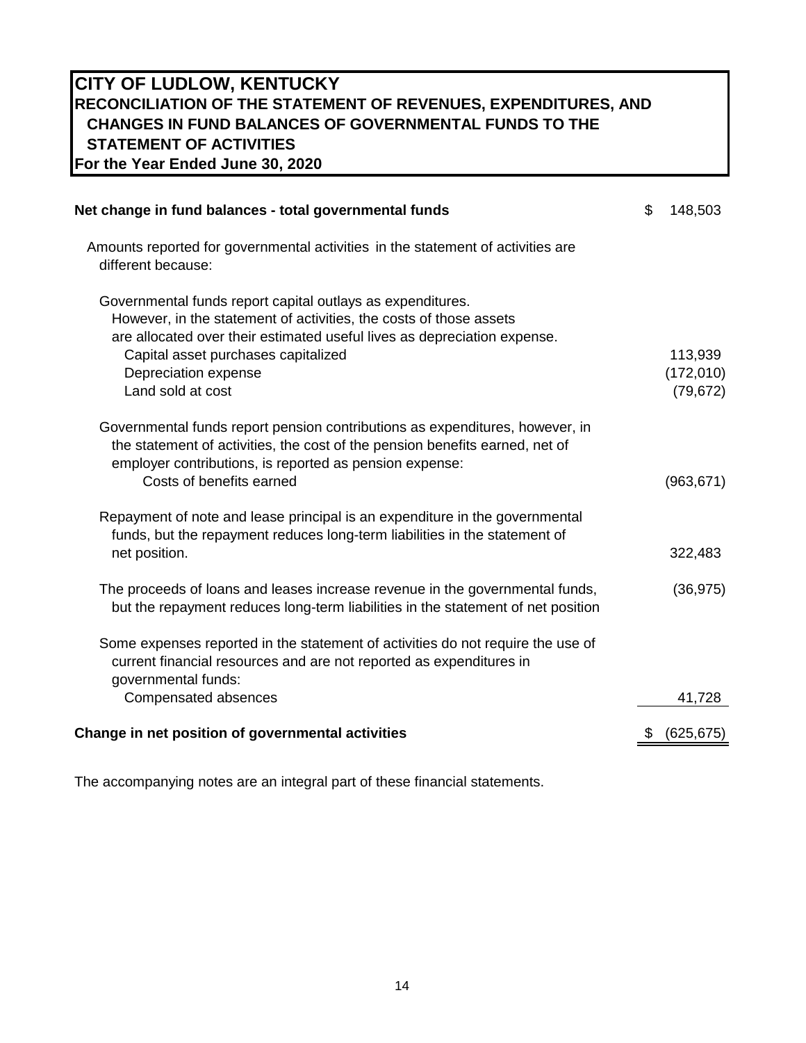# CITY OF LUDLOW, KENTUCKY

## RECONCILIATION OF THE STATEMENT OF REVENUES, EXPENDITURES, AND CHANGES IN FUND BALANCES OF GOVERNMENTAL FUNDS TO THE STATEMENT OF ACTIVITIES

**For the Year Ended June 30, 2020**

| | |
|---|---|
| **Net change in fund balances - total governmental funds** | $ 148,503 |
| Amounts reported for governmental activities in the statement of activities are different because: | |
| Governmental funds report capital outlays as expenditures. However, in the statement of activities, the costs of those assets are allocated over their estimated useful lives as depreciation expense. | |
| Capital asset purchases capitalized | 113,939 |
| Depreciation expense | (172,010) |
| Land sold at cost | (79,672) |
| Governmental funds report pension contributions as expenditures, however, in the statement of activities, the cost of the pension benefits earned, net of employer contributions, is reported as pension expense: | |
| Costs of benefits earned | (963,671) |
| Repayment of note and lease principal is an expenditure in the governmental funds, but the repayment reduces long-term liabilities in the statement of net position. | 322,483 |
| The proceeds of loans and leases increase revenue in the governmental funds, but the repayment reduces long-term liabilities in the statement of net position | (36,975) |
| Some expenses reported in the statement of activities do not require the use of current financial resources and are not reported as expenditures in governmental funds: | |
| Compensated absences | 41,728 |
| **Change in net position of governmental activities** | $ (625,675) |

The accompanying notes are an integral part of these financial statements.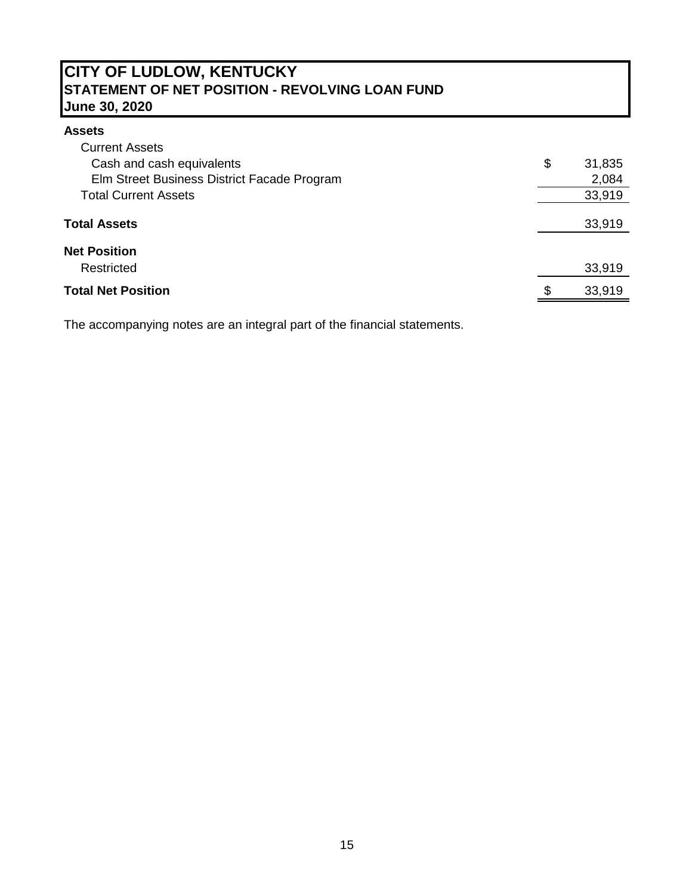# CITY OF LUDLOW, KENTUCKY
## STATEMENT OF NET POSITION - REVOLVING LOAN FUND
### June 30, 2020

| | |
|---|---|
| **Assets** | |
| Current Assets | |
| Cash and cash equivalents | $ 31,835 |
| Elm Street Business District Facade Program | 2,084 |
| Total Current Assets | 33,919 |
| **Total Assets** | 33,919 |
| **Net Position** | |
| Restricted | 33,919 |
| **Total Net Position** | $ 33,919 |

The accompanying notes are an integral part of the financial statements.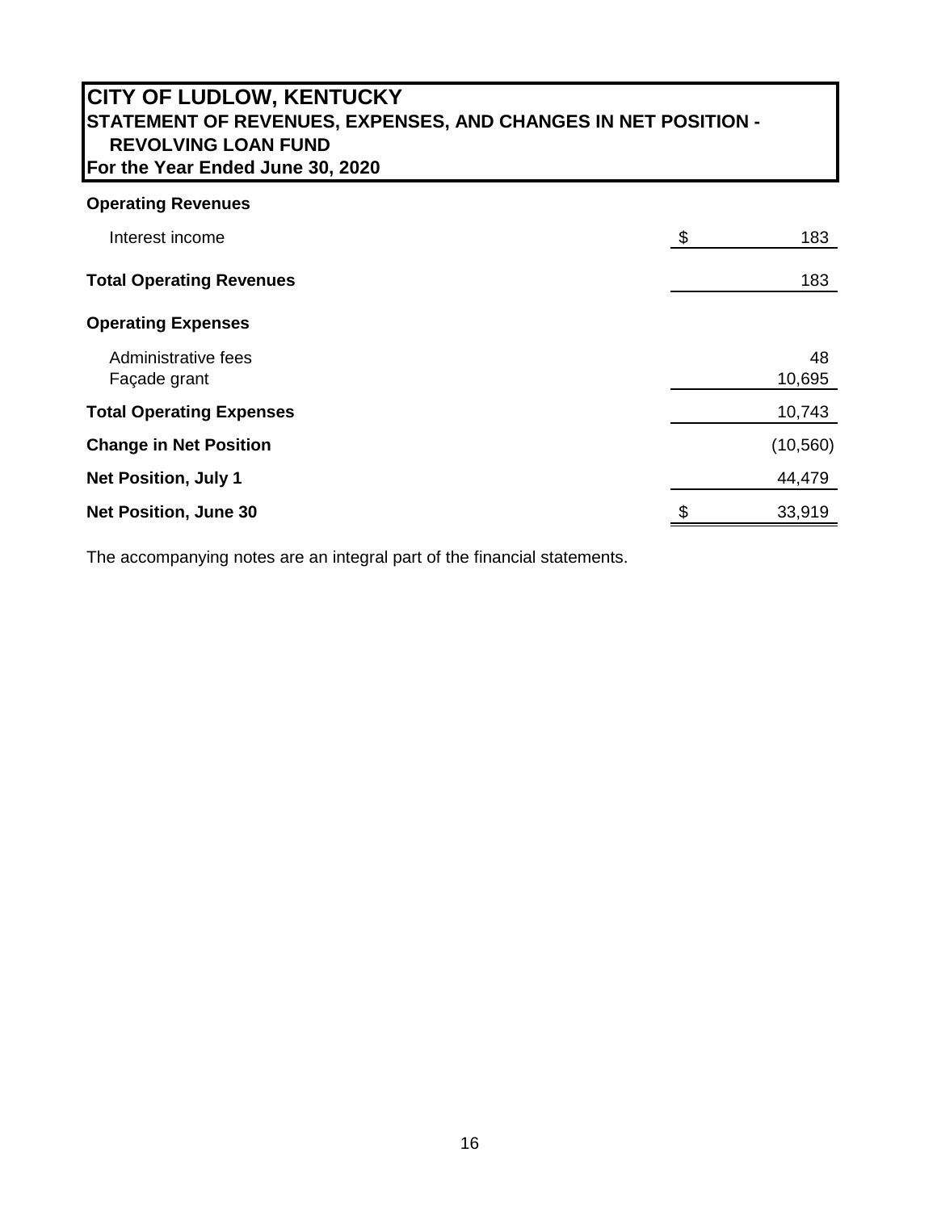# CITY OF LUDLOW, KENTUCKY
## STATEMENT OF REVENUES, EXPENSES, AND CHANGES IN NET POSITION - REVOLVING LOAN FUND
### For the Year Ended June 30, 2020

| | | |
|---|---|---|
| **Operating Revenues** | | |
| Interest income | $ | 183 |
| **Total Operating Revenues** | | 183 |
| **Operating Expenses** | | |
| Administrative fees | | 48 |
| Façade grant | | 10,695 |
| **Total Operating Expenses** | | 10,743 |
| **Change in Net Position** | | (10,560) |
| **Net Position, July 1** | | 44,479 |
| **Net Position, June 30** | $ | 33,919 |

The accompanying notes are an integral part of the financial statements.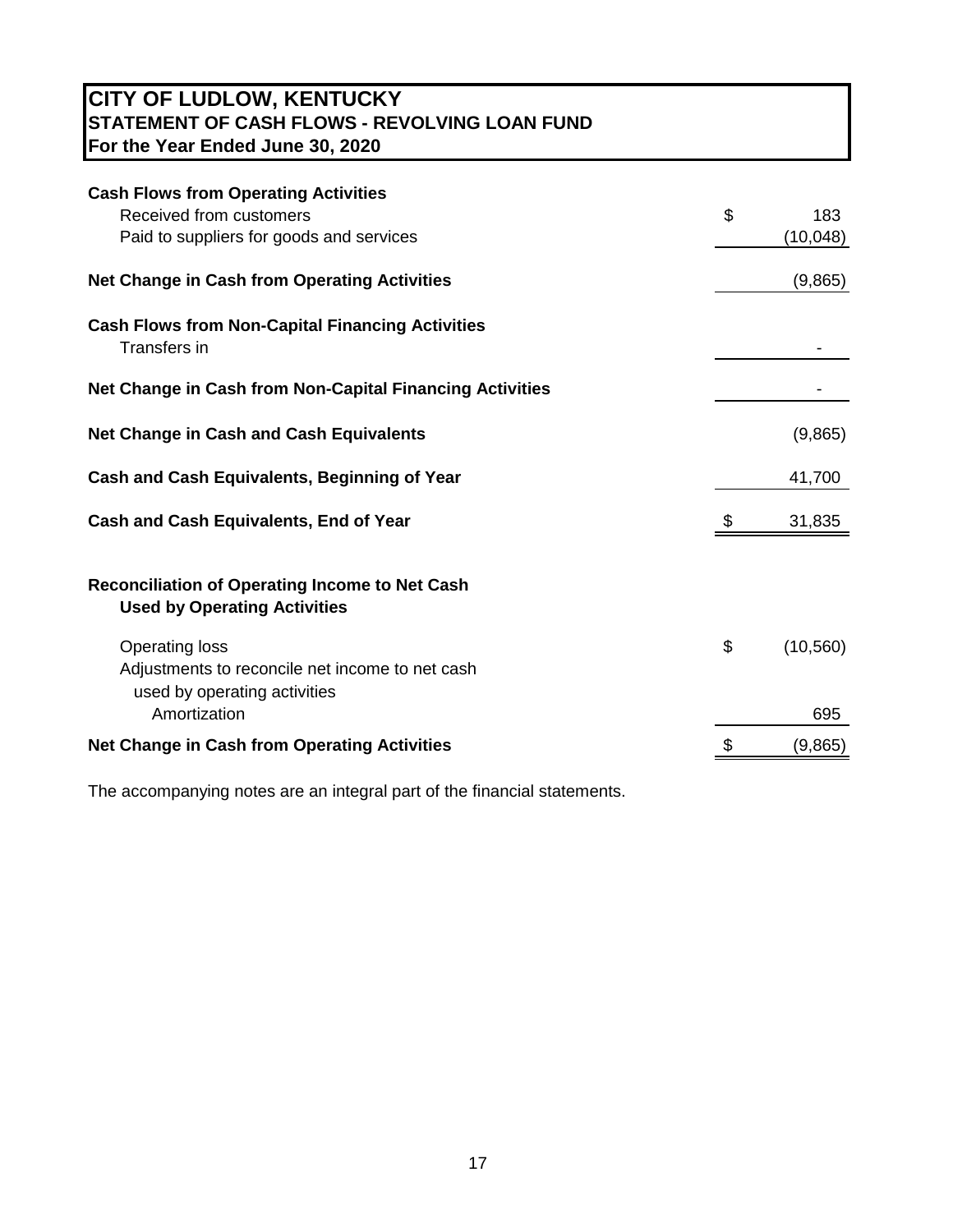# CITY OF LUDLOW, KENTUCKY
## STATEMENT OF CASH FLOWS - REVOLVING LOAN FUND
### For the Year Ended June 30, 2020

| | | |
|---|---|---|
| **Cash Flows from Operating Activities** | | |
| Received from customers | $ | 183 |
| Paid to suppliers for goods and services | | (10,048) |
| **Net Change in Cash from Operating Activities** | | (9,865) |
| **Cash Flows from Non-Capital Financing Activities** | | |
| Transfers in | | - |
| **Net Change in Cash from Non-Capital Financing Activities** | | - |
| **Net Change in Cash and Cash Equivalents** | | (9,865) |
| **Cash and Cash Equivalents, Beginning of Year** | | 41,700 |
| **Cash and Cash Equivalents, End of Year** | $ | 31,835 |
| **Reconciliation of Operating Income to Net Cash Used by Operating Activities** | | |
| Operating loss | $ | (10,560) |
| Adjustments to reconcile net income to net cash used by operating activities | | |
| Amortization | | 695 |
| **Net Change in Cash from Operating Activities** | $ | (9,865) |

The accompanying notes are an integral part of the financial statements.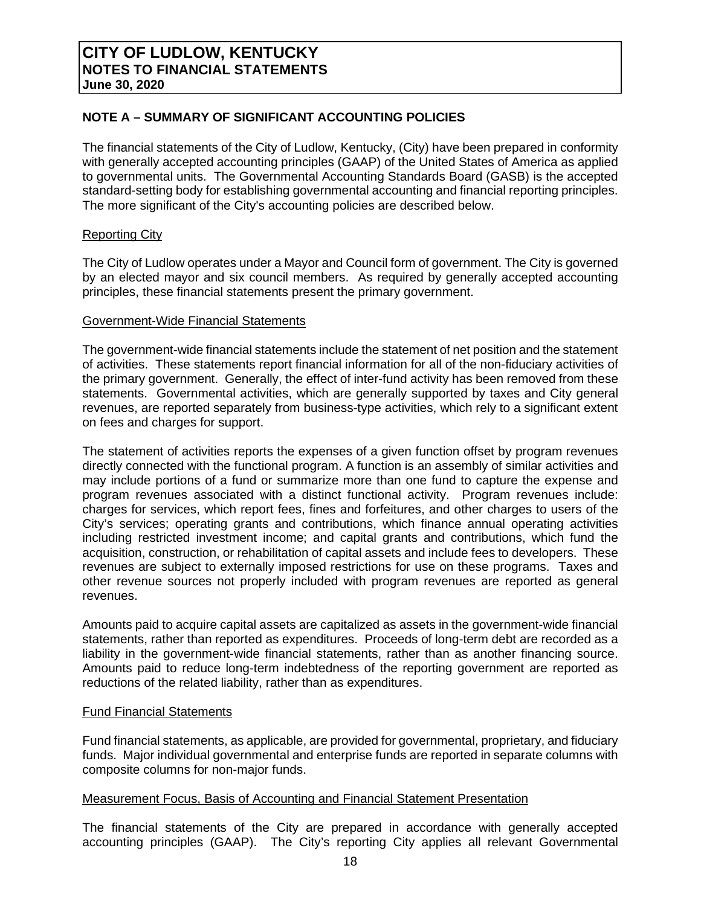# CITY OF LUDLOW, KENTUCKY
## NOTES TO FINANCIAL STATEMENTS
**June 30, 2020**

## NOTE A – SUMMARY OF SIGNIFICANT ACCOUNTING POLICIES

The financial statements of the City of Ludlow, Kentucky, (City) have been prepared in conformity with generally accepted accounting principles (GAAP) of the United States of America as applied to governmental units. The Governmental Accounting Standards Board (GASB) is the accepted standard-setting body for establishing governmental accounting and financial reporting principles. The more significant of the City's accounting policies are described below.

### Reporting City

The City of Ludlow operates under a Mayor and Council form of government. The City is governed by an elected mayor and six council members. As required by generally accepted accounting principles, these financial statements present the primary government.

### Government-Wide Financial Statements

The government-wide financial statements include the statement of net position and the statement of activities. These statements report financial information for all of the non-fiduciary activities of the primary government. Generally, the effect of inter-fund activity has been removed from these statements. Governmental activities, which are generally supported by taxes and City general revenues, are reported separately from business-type activities, which rely to a significant extent on fees and charges for support.

The statement of activities reports the expenses of a given function offset by program revenues directly connected with the functional program. A function is an assembly of similar activities and may include portions of a fund or summarize more than one fund to capture the expense and program revenues associated with a distinct functional activity. Program revenues include: charges for services, which report fees, fines and forfeitures, and other charges to users of the City's services; operating grants and contributions, which finance annual operating activities including restricted investment income; and capital grants and contributions, which fund the acquisition, construction, or rehabilitation of capital assets and include fees to developers. These revenues are subject to externally imposed restrictions for use on these programs. Taxes and other revenue sources not properly included with program revenues are reported as general revenues.

Amounts paid to acquire capital assets are capitalized as assets in the government-wide financial statements, rather than reported as expenditures. Proceeds of long-term debt are recorded as a liability in the government-wide financial statements, rather than as another financing source. Amounts paid to reduce long-term indebtedness of the reporting government are reported as reductions of the related liability, rather than as expenditures.

### Fund Financial Statements

Fund financial statements, as applicable, are provided for governmental, proprietary, and fiduciary funds. Major individual governmental and enterprise funds are reported in separate columns with composite columns for non-major funds.

### Measurement Focus, Basis of Accounting and Financial Statement Presentation

The financial statements of the City are prepared in accordance with generally accepted accounting principles (GAAP). The City's reporting City applies all relevant Governmental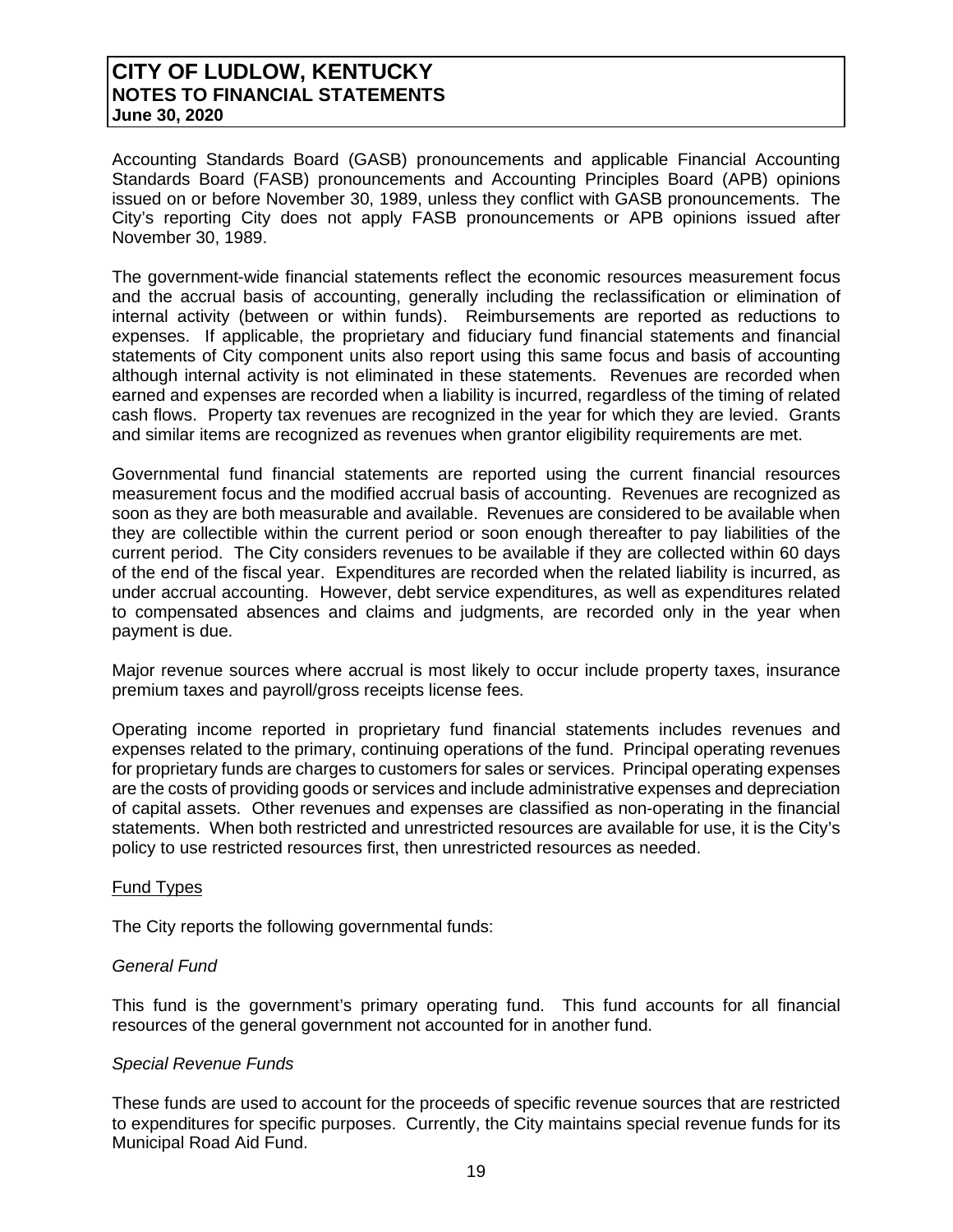Accounting Standards Board (GASB) pronouncements and applicable Financial Accounting Standards Board (FASB) pronouncements and Accounting Principles Board (APB) opinions issued on or before November 30, 1989, unless they conflict with GASB pronouncements. The City's reporting City does not apply FASB pronouncements or APB opinions issued after November 30, 1989.

The government-wide financial statements reflect the economic resources measurement focus and the accrual basis of accounting, generally including the reclassification or elimination of internal activity (between or within funds). Reimbursements are reported as reductions to expenses. If applicable, the proprietary and fiduciary fund financial statements and financial statements of City component units also report using this same focus and basis of accounting although internal activity is not eliminated in these statements. Revenues are recorded when earned and expenses are recorded when a liability is incurred, regardless of the timing of related cash flows. Property tax revenues are recognized in the year for which they are levied. Grants and similar items are recognized as revenues when grantor eligibility requirements are met.

Governmental fund financial statements are reported using the current financial resources measurement focus and the modified accrual basis of accounting. Revenues are recognized as soon as they are both measurable and available. Revenues are considered to be available when they are collectible within the current period or soon enough thereafter to pay liabilities of the current period. The City considers revenues to be available if they are collected within 60 days of the end of the fiscal year. Expenditures are recorded when the related liability is incurred, as under accrual accounting. However, debt service expenditures, as well as expenditures related to compensated absences and claims and judgments, are recorded only in the year when payment is due.

Major revenue sources where accrual is most likely to occur include property taxes, insurance premium taxes and payroll/gross receipts license fees.

Operating income reported in proprietary fund financial statements includes revenues and expenses related to the primary, continuing operations of the fund. Principal operating revenues for proprietary funds are charges to customers for sales or services. Principal operating expenses are the costs of providing goods or services and include administrative expenses and depreciation of capital assets. Other revenues and expenses are classified as non-operating in the financial statements. When both restricted and unrestricted resources are available for use, it is the City's policy to use restricted resources first, then unrestricted resources as needed.

Fund Types

The City reports the following governmental funds:

*General Fund*

This fund is the government's primary operating fund. This fund accounts for all financial resources of the general government not accounted for in another fund.

*Special Revenue Funds*

These funds are used to account for the proceeds of specific revenue sources that are restricted to expenditures for specific purposes. Currently, the City maintains special revenue funds for its Municipal Road Aid Fund.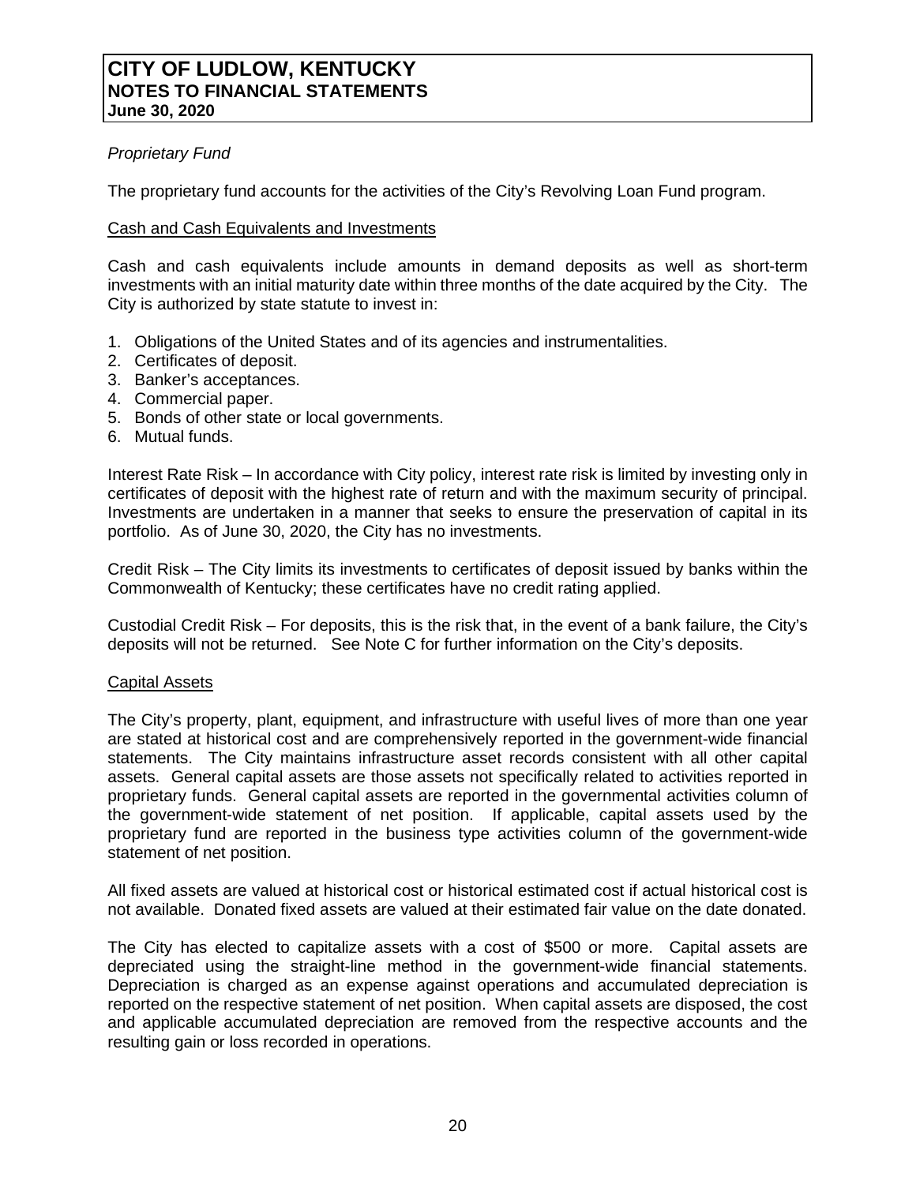*Proprietary Fund*

The proprietary fund accounts for the activities of the City's Revolving Loan Fund program.

Cash and Cash Equivalents and Investments

Cash and cash equivalents include amounts in demand deposits as well as short-term investments with an initial maturity date within three months of the date acquired by the City. The City is authorized by state statute to invest in:

1. Obligations of the United States and of its agencies and instrumentalities.
2. Certificates of deposit.
3. Banker's acceptances.
4. Commercial paper.
5. Bonds of other state or local governments.
6. Mutual funds.

Interest Rate Risk – In accordance with City policy, interest rate risk is limited by investing only in certificates of deposit with the highest rate of return and with the maximum security of principal. Investments are undertaken in a manner that seeks to ensure the preservation of capital in its portfolio. As of June 30, 2020, the City has no investments.

Credit Risk – The City limits its investments to certificates of deposit issued by banks within the Commonwealth of Kentucky; these certificates have no credit rating applied.

Custodial Credit Risk – For deposits, this is the risk that, in the event of a bank failure, the City's deposits will not be returned. See Note C for further information on the City's deposits.

Capital Assets

The City's property, plant, equipment, and infrastructure with useful lives of more than one year are stated at historical cost and are comprehensively reported in the government-wide financial statements. The City maintains infrastructure asset records consistent with all other capital assets. General capital assets are those assets not specifically related to activities reported in proprietary funds. General capital assets are reported in the governmental activities column of the government-wide statement of net position. If applicable, capital assets used by the proprietary fund are reported in the business type activities column of the government-wide statement of net position.

All fixed assets are valued at historical cost or historical estimated cost if actual historical cost is not available. Donated fixed assets are valued at their estimated fair value on the date donated.

The City has elected to capitalize assets with a cost of $500 or more. Capital assets are depreciated using the straight-line method in the government-wide financial statements. Depreciation is charged as an expense against operations and accumulated depreciation is reported on the respective statement of net position. When capital assets are disposed, the cost and applicable accumulated depreciation are removed from the respective accounts and the resulting gain or loss recorded in operations.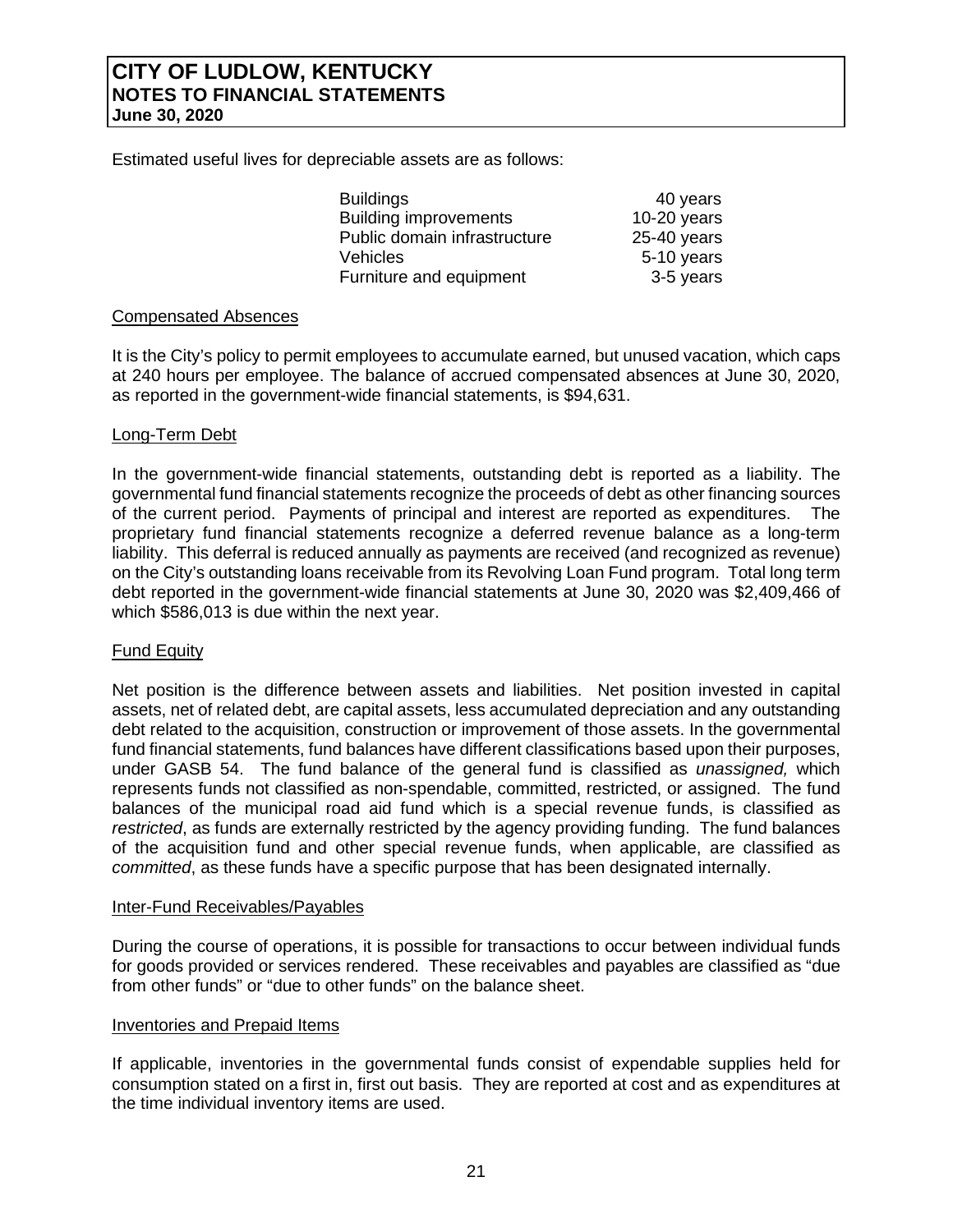Estimated useful lives for depreciable assets are as follows:

| | |
|---|---|
| Buildings | 40 years |
| Building improvements | 10-20 years |
| Public domain infrastructure | 25-40 years |
| Vehicles | 5-10 years |
| Furniture and equipment | 3-5 years |

### Compensated Absences

It is the City's policy to permit employees to accumulate earned, but unused vacation, which caps at 240 hours per employee. The balance of accrued compensated absences at June 30, 2020, as reported in the government-wide financial statements, is $94,631.

### Long-Term Debt

In the government-wide financial statements, outstanding debt is reported as a liability. The governmental fund financial statements recognize the proceeds of debt as other financing sources of the current period. Payments of principal and interest are reported as expenditures. The proprietary fund financial statements recognize a deferred revenue balance as a long-term liability. This deferral is reduced annually as payments are received (and recognized as revenue) on the City's outstanding loans receivable from its Revolving Loan Fund program. Total long term debt reported in the government-wide financial statements at June 30, 2020 was $2,409,466 of which $586,013 is due within the next year.

### Fund Equity

Net position is the difference between assets and liabilities. Net position invested in capital assets, net of related debt, are capital assets, less accumulated depreciation and any outstanding debt related to the acquisition, construction or improvement of those assets. In the governmental fund financial statements, fund balances have different classifications based upon their purposes, under GASB 54. The fund balance of the general fund is classified as *unassigned,* which represents funds not classified as non-spendable, committed, restricted, or assigned. The fund balances of the municipal road aid fund which is a special revenue funds, is classified as *restricted*, as funds are externally restricted by the agency providing funding. The fund balances of the acquisition fund and other special revenue funds, when applicable, are classified as *committed*, as these funds have a specific purpose that has been designated internally.

### Inter-Fund Receivables/Payables

During the course of operations, it is possible for transactions to occur between individual funds for goods provided or services rendered. These receivables and payables are classified as "due from other funds" or "due to other funds" on the balance sheet.

### Inventories and Prepaid Items

If applicable, inventories in the governmental funds consist of expendable supplies held for consumption stated on a first in, first out basis. They are reported at cost and as expenditures at the time individual inventory items are used.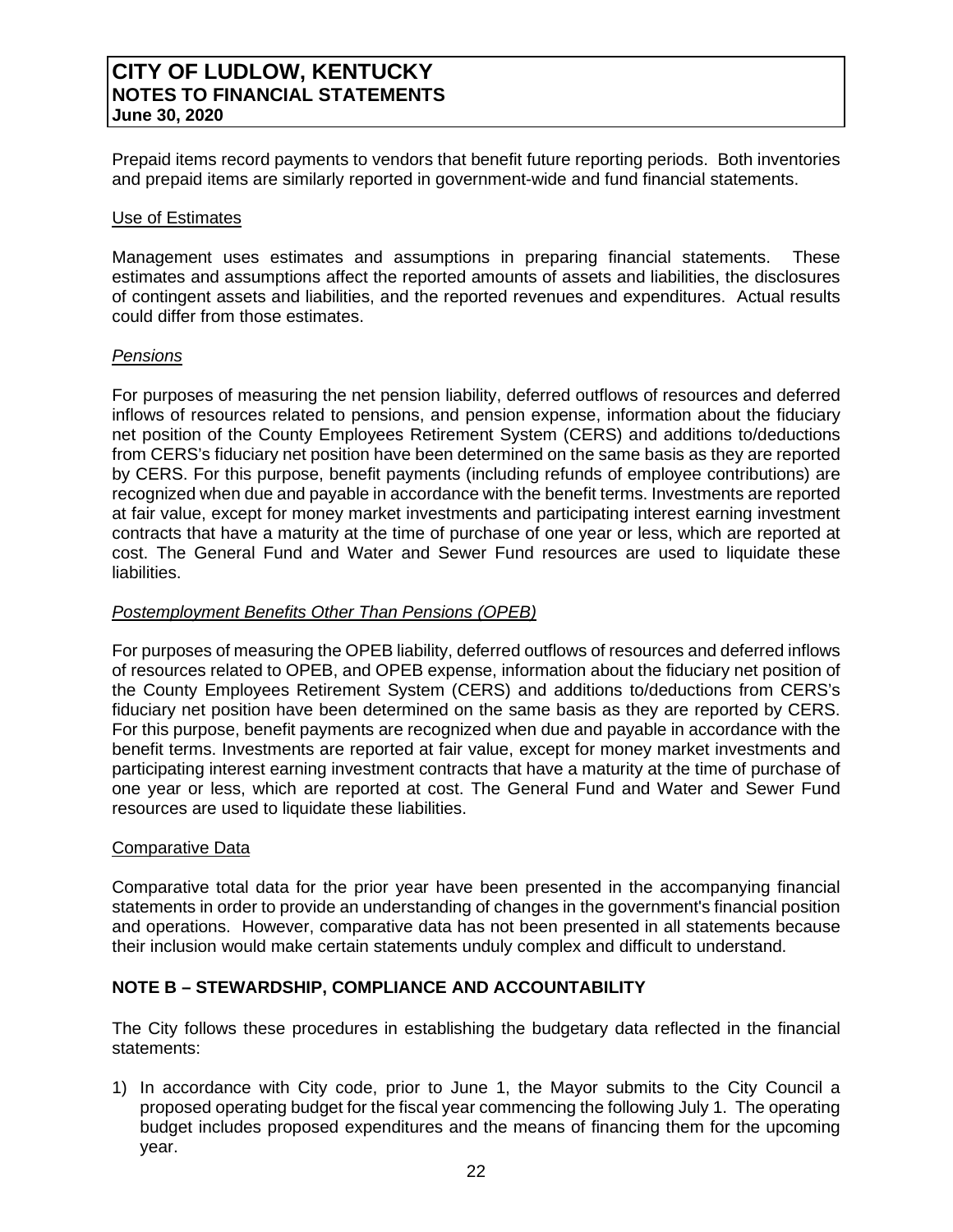Prepaid items record payments to vendors that benefit future reporting periods. Both inventories and prepaid items are similarly reported in government-wide and fund financial statements.

Use of Estimates

Management uses estimates and assumptions in preparing financial statements. These estimates and assumptions affect the reported amounts of assets and liabilities, the disclosures of contingent assets and liabilities, and the reported revenues and expenditures. Actual results could differ from those estimates.

*Pensions*

For purposes of measuring the net pension liability, deferred outflows of resources and deferred inflows of resources related to pensions, and pension expense, information about the fiduciary net position of the County Employees Retirement System (CERS) and additions to/deductions from CERS's fiduciary net position have been determined on the same basis as they are reported by CERS. For this purpose, benefit payments (including refunds of employee contributions) are recognized when due and payable in accordance with the benefit terms. Investments are reported at fair value, except for money market investments and participating interest earning investment contracts that have a maturity at the time of purchase of one year or less, which are reported at cost. The General Fund and Water and Sewer Fund resources are used to liquidate these liabilities.

*Postemployment Benefits Other Than Pensions (OPEB)*

For purposes of measuring the OPEB liability, deferred outflows of resources and deferred inflows of resources related to OPEB, and OPEB expense, information about the fiduciary net position of the County Employees Retirement System (CERS) and additions to/deductions from CERS's fiduciary net position have been determined on the same basis as they are reported by CERS. For this purpose, benefit payments are recognized when due and payable in accordance with the benefit terms. Investments are reported at fair value, except for money market investments and participating interest earning investment contracts that have a maturity at the time of purchase of one year or less, which are reported at cost. The General Fund and Water and Sewer Fund resources are used to liquidate these liabilities.

Comparative Data

Comparative total data for the prior year have been presented in the accompanying financial statements in order to provide an understanding of changes in the government's financial position and operations. However, comparative data has not been presented in all statements because their inclusion would make certain statements unduly complex and difficult to understand.

## NOTE B – STEWARDSHIP, COMPLIANCE AND ACCOUNTABILITY

The City follows these procedures in establishing the budgetary data reflected in the financial statements:

1) In accordance with City code, prior to June 1, the Mayor submits to the City Council a proposed operating budget for the fiscal year commencing the following July 1. The operating budget includes proposed expenditures and the means of financing them for the upcoming year.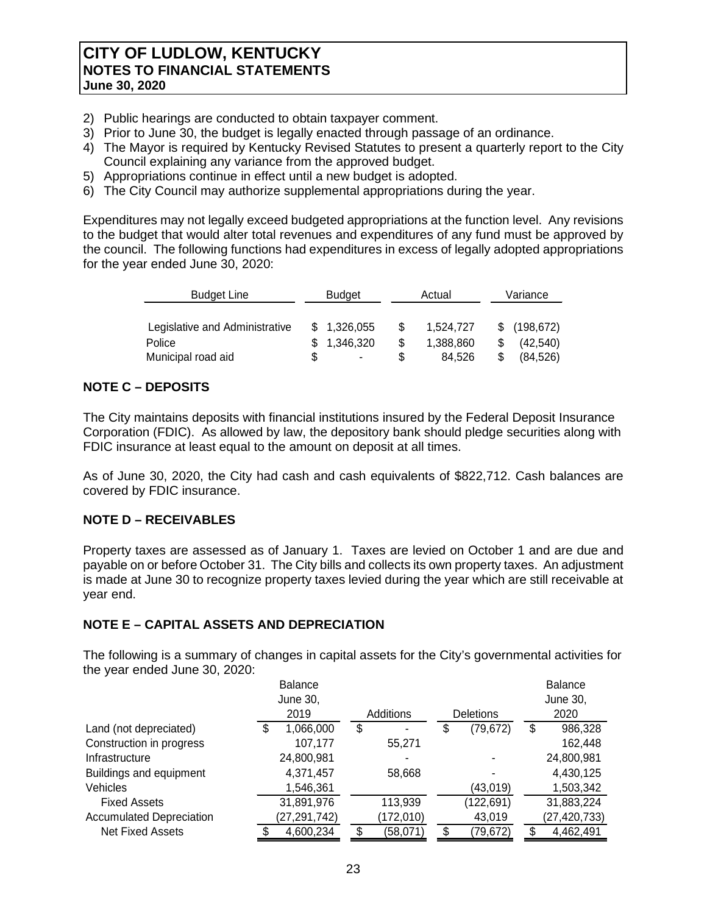2) Public hearings are conducted to obtain taxpayer comment.
3) Prior to June 30, the budget is legally enacted through passage of an ordinance.
4) The Mayor is required by Kentucky Revised Statutes to present a quarterly report to the City Council explaining any variance from the approved budget.
5) Appropriations continue in effect until a new budget is adopted.
6) The City Council may authorize supplemental appropriations during the year.

Expenditures may not legally exceed budgeted appropriations at the function level. Any revisions to the budget that would alter total revenues and expenditures of any fund must be approved by the council. The following functions had expenditures in excess of legally adopted appropriations for the year ended June 30, 2020:

| Budget Line | Budget | Actual | Variance |
|---|---|---|---|
| Legislative and Administrative | $ 1,326,055 | $ 1,524,727 | $ (198,672) |
| Police | $ 1,346,320 | $ 1,388,860 | $ (42,540) |
| Municipal road aid | $ - | $ 84,526 | $ (84,526) |

## NOTE C – DEPOSITS

The City maintains deposits with financial institutions insured by the Federal Deposit Insurance Corporation (FDIC). As allowed by law, the depository bank should pledge securities along with FDIC insurance at least equal to the amount on deposit at all times.

As of June 30, 2020, the City had cash and cash equivalents of $822,712. Cash balances are covered by FDIC insurance.

## NOTE D – RECEIVABLES

Property taxes are assessed as of January 1. Taxes are levied on October 1 and are due and payable on or before October 31. The City bills and collects its own property taxes. An adjustment is made at June 30 to recognize property taxes levied during the year which are still receivable at year end.

## NOTE E – CAPITAL ASSETS AND DEPRECIATION

The following is a summary of changes in capital assets for the City's governmental activities for the year ended June 30, 2020:

| | Balance June 30, 2019 | Additions | Deletions | Balance June 30, 2020 |
|---|---|---|---|---|
| Land (not depreciated) | $ 1,066,000 | $ - | $ (79,672) | $ 986,328 |
| Construction in progress | 107,177 | 55,271 | | 162,448 |
| Infrastructure | 24,800,981 | - | - | 24,800,981 |
| Buildings and equipment | 4,371,457 | 58,668 | - | 4,430,125 |
| Vehicles | 1,546,361 | | (43,019) | 1,503,342 |
| Fixed Assets | 31,891,976 | 113,939 | (122,691) | 31,883,224 |
| Accumulated Depreciation | (27,291,742) | (172,010) | 43,019 | (27,420,733) |
| Net Fixed Assets | $ 4,600,234 | $ (58,071) | $ (79,672) | $ 4,462,491 |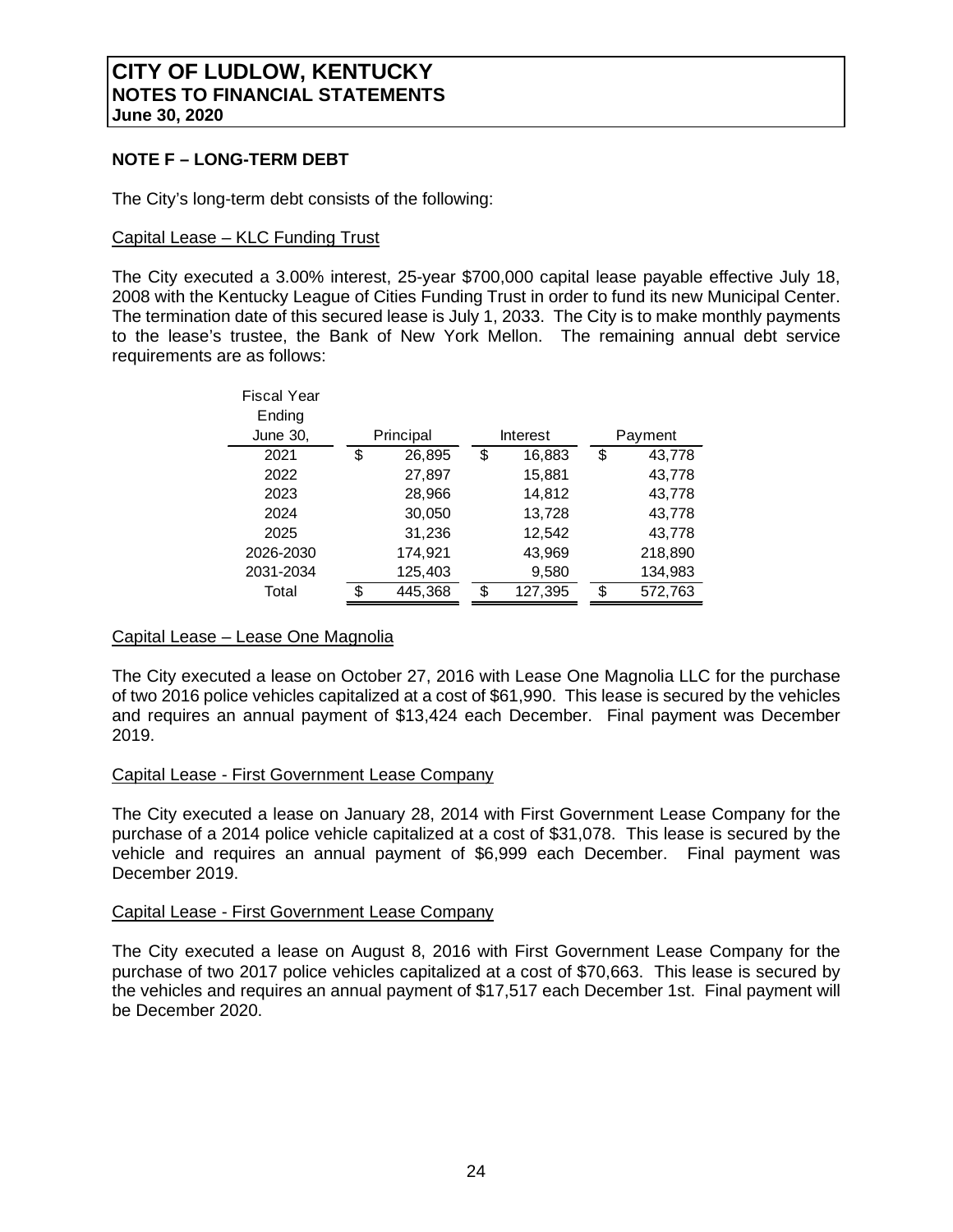# CITY OF LUDLOW, KENTUCKY
## NOTES TO FINANCIAL STATEMENTS
**June 30, 2020**

### NOTE F – LONG-TERM DEBT

The City's long-term debt consists of the following:

Capital Lease – KLC Funding Trust

The City executed a 3.00% interest, 25-year $700,000 capital lease payable effective July 18, 2008 with the Kentucky League of Cities Funding Trust in order to fund its new Municipal Center. The termination date of this secured lease is July 1, 2033. The City is to make monthly payments to the lease's trustee, the Bank of New York Mellon. The remaining annual debt service requirements are as follows:

| Fiscal Year Ending June 30, | Principal | Interest | Payment |
|---|---|---|---|
| 2021 | $ 26,895 | $ 16,883 | $ 43,778 |
| 2022 | 27,897 | 15,881 | 43,778 |
| 2023 | 28,966 | 14,812 | 43,778 |
| 2024 | 30,050 | 13,728 | 43,778 |
| 2025 | 31,236 | 12,542 | 43,778 |
| 2026-2030 | 174,921 | 43,969 | 218,890 |
| 2031-2034 | 125,403 | 9,580 | 134,983 |
| Total | $ 445,368 | $ 127,395 | $ 572,763 |

Capital Lease – Lease One Magnolia

The City executed a lease on October 27, 2016 with Lease One Magnolia LLC for the purchase of two 2016 police vehicles capitalized at a cost of $61,990. This lease is secured by the vehicles and requires an annual payment of $13,424 each December. Final payment was December 2019.

Capital Lease - First Government Lease Company

The City executed a lease on January 28, 2014 with First Government Lease Company for the purchase of a 2014 police vehicle capitalized at a cost of $31,078. This lease is secured by the vehicle and requires an annual payment of $6,999 each December. Final payment was December 2019.

Capital Lease - First Government Lease Company

The City executed a lease on August 8, 2016 with First Government Lease Company for the purchase of two 2017 police vehicles capitalized at a cost of $70,663. This lease is secured by the vehicles and requires an annual payment of $17,517 each December 1st. Final payment will be December 2020.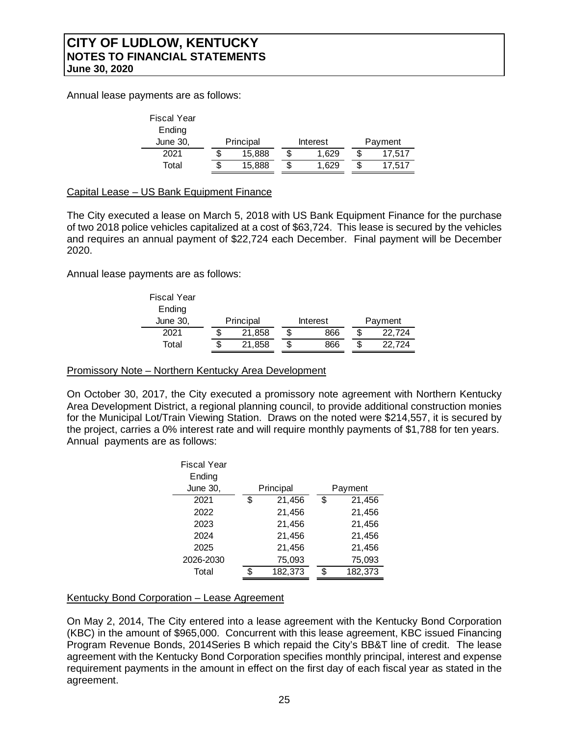Annual lease payments are as follows:

| Fiscal Year Ending June 30, | Principal | Interest | Payment |
|---|---|---|---|
| 2021 | $ 15,888 | $ 1,629 | $ 17,517 |
| Total | $ 15,888 | $ 1,629 | $ 17,517 |

Capital Lease – US Bank Equipment Finance

The City executed a lease on March 5, 2018 with US Bank Equipment Finance for the purchase of two 2018 police vehicles capitalized at a cost of $63,724. This lease is secured by the vehicles and requires an annual payment of $22,724 each December. Final payment will be December 2020.

Annual lease payments are as follows:

| Fiscal Year Ending June 30, | Principal | Interest | Payment |
|---|---|---|---|
| 2021 | $ 21,858 | $ 866 | $ 22,724 |
| Total | $ 21,858 | $ 866 | $ 22,724 |

Promissory Note – Northern Kentucky Area Development

On October 30, 2017, the City executed a promissory note agreement with Northern Kentucky Area Development District, a regional planning council, to provide additional construction monies for the Municipal Lot/Train Viewing Station. Draws on the noted were $214,557, it is secured by the project, carries a 0% interest rate and will require monthly payments of $1,788 for ten years. Annual payments are as follows:

| Fiscal Year Ending June 30, | Principal | Payment |
|---|---|---|
| 2021 | $ 21,456 | $ 21,456 |
| 2022 | 21,456 | 21,456 |
| 2023 | 21,456 | 21,456 |
| 2024 | 21,456 | 21,456 |
| 2025 | 21,456 | 21,456 |
| 2026-2030 | 75,093 | 75,093 |
| Total | $ 182,373 | $ 182,373 |

Kentucky Bond Corporation – Lease Agreement

On May 2, 2014, The City entered into a lease agreement with the Kentucky Bond Corporation (KBC) in the amount of $965,000. Concurrent with this lease agreement, KBC issued Financing Program Revenue Bonds, 2014Series B which repaid the City's BB&T line of credit. The lease agreement with the Kentucky Bond Corporation specifies monthly principal, interest and expense requirement payments in the amount in effect on the first day of each fiscal year as stated in the agreement.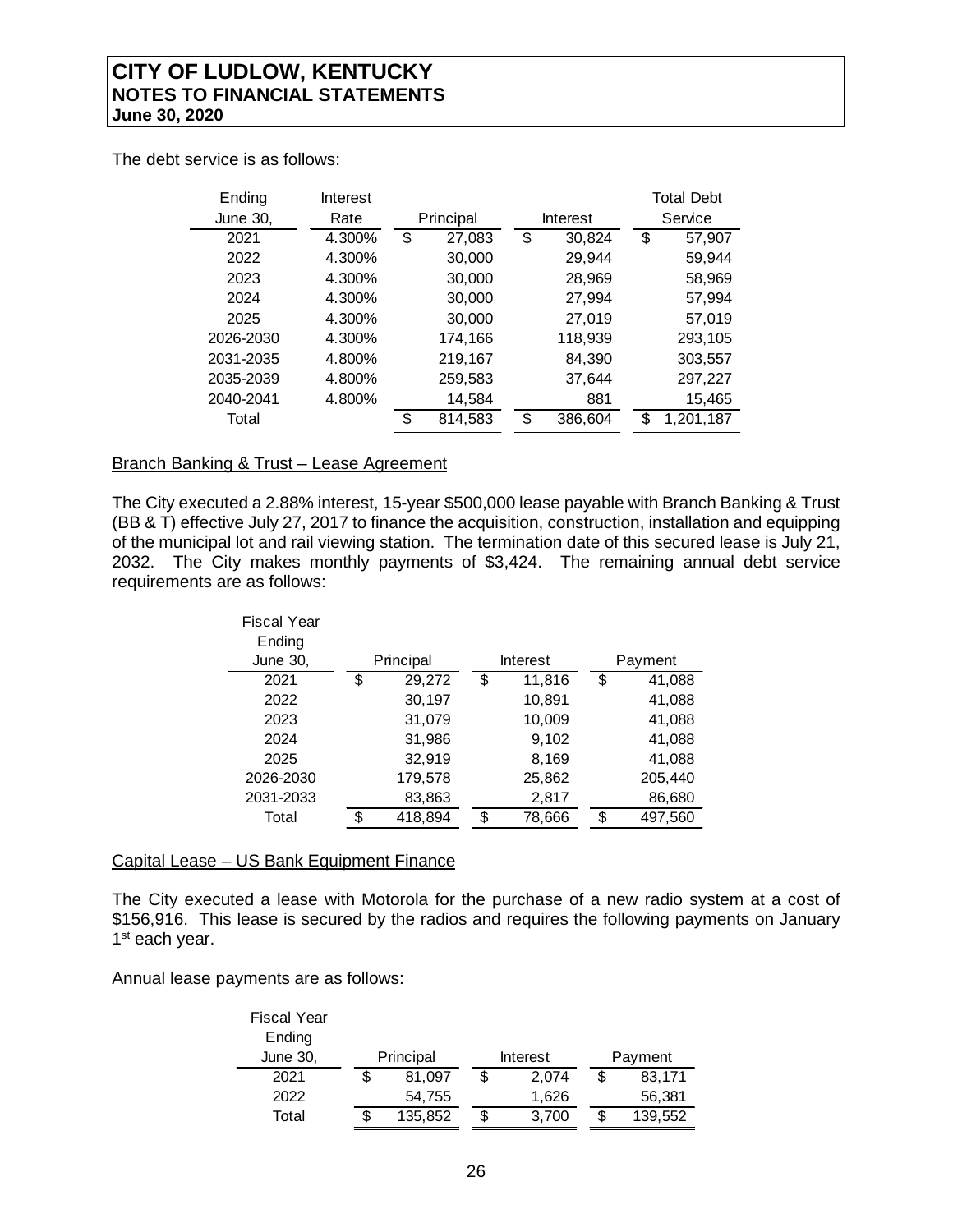# CITY OF LUDLOW, KENTUCKY
## NOTES TO FINANCIAL STATEMENTS
### June 30, 2020

The debt service is as follows:

| Ending June 30, | Interest Rate | Principal | Interest | Total Debt Service |
|---|---|---|---|---|
| 2021 | 4.300% | $ 27,083 | $ 30,824 | $ 57,907 |
| 2022 | 4.300% | 30,000 | 29,944 | 59,944 |
| 2023 | 4.300% | 30,000 | 28,969 | 58,969 |
| 2024 | 4.300% | 30,000 | 27,994 | 57,994 |
| 2025 | 4.300% | 30,000 | 27,019 | 57,019 |
| 2026-2030 | 4.300% | 174,166 | 118,939 | 293,105 |
| 2031-2035 | 4.800% | 219,167 | 84,390 | 303,557 |
| 2035-2039 | 4.800% | 259,583 | 37,644 | 297,227 |
| 2040-2041 | 4.800% | 14,584 | 881 | 15,465 |
| Total | | $ 814,583 | $ 386,604 | $ 1,201,187 |

Branch Banking & Trust – Lease Agreement

The City executed a 2.88% interest, 15-year $500,000 lease payable with Branch Banking & Trust (BB & T) effective July 27, 2017 to finance the acquisition, construction, installation and equipping of the municipal lot and rail viewing station. The termination date of this secured lease is July 21, 2032. The City makes monthly payments of $3,424. The remaining annual debt service requirements are as follows:

| Fiscal Year Ending June 30, | Principal | Interest | Payment |
|---|---|---|---|
| 2021 | $ 29,272 | $ 11,816 | $ 41,088 |
| 2022 | 30,197 | 10,891 | 41,088 |
| 2023 | 31,079 | 10,009 | 41,088 |
| 2024 | 31,986 | 9,102 | 41,088 |
| 2025 | 32,919 | 8,169 | 41,088 |
| 2026-2030 | 179,578 | 25,862 | 205,440 |
| 2031-2033 | 83,863 | 2,817 | 86,680 |
| Total | $ 418,894 | $ 78,666 | $ 497,560 |

Capital Lease – US Bank Equipment Finance

The City executed a lease with Motorola for the purchase of a new radio system at a cost of $156,916. This lease is secured by the radios and requires the following payments on January 1st each year.

Annual lease payments are as follows:

| Fiscal Year Ending June 30, | Principal | Interest | Payment |
|---|---|---|---|
| 2021 | $ 81,097 | $ 2,074 | $ 83,171 |
| 2022 | 54,755 | 1,626 | 56,381 |
| Total | $ 135,852 | $ 3,700 | $ 139,552 |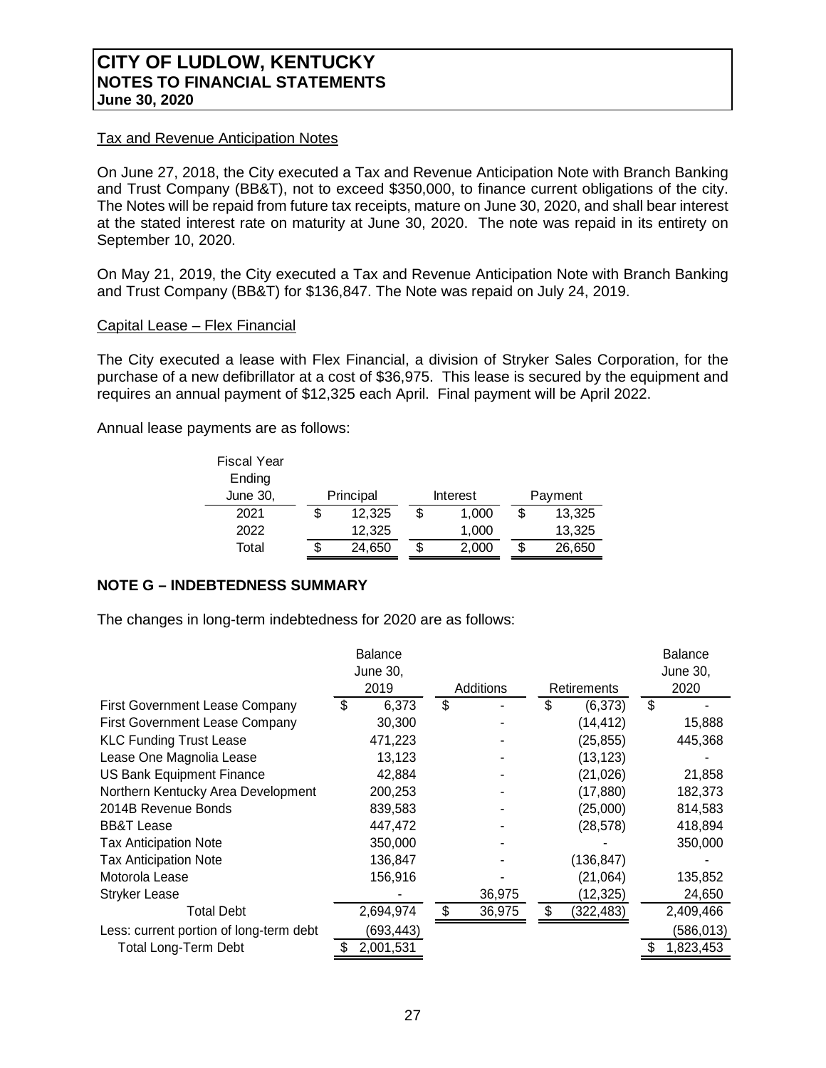### Tax and Revenue Anticipation Notes

On June 27, 2018, the City executed a Tax and Revenue Anticipation Note with Branch Banking and Trust Company (BB&T), not to exceed $350,000, to finance current obligations of the city. The Notes will be repaid from future tax receipts, mature on June 30, 2020, and shall bear interest at the stated interest rate on maturity at June 30, 2020. The note was repaid in its entirety on September 10, 2020.

On May 21, 2019, the City executed a Tax and Revenue Anticipation Note with Branch Banking and Trust Company (BB&T) for $136,847. The Note was repaid on July 24, 2019.

### Capital Lease – Flex Financial

The City executed a lease with Flex Financial, a division of Stryker Sales Corporation, for the purchase of a new defibrillator at a cost of $36,975. This lease is secured by the equipment and requires an annual payment of $12,325 each April. Final payment will be April 2022.

Annual lease payments are as follows:

| Fiscal Year Ending June 30, | Principal | Interest | Payment |
|---|---|---|---|
| 2021 | $ 12,325 | $ 1,000 | $ 13,325 |
| 2022 | 12,325 | 1,000 | 13,325 |
| Total | $ 24,650 | $ 2,000 | $ 26,650 |

## NOTE G – INDEBTEDNESS SUMMARY

The changes in long-term indebtedness for 2020 are as follows:

| | Balance June 30, 2019 | Additions | Retirements | Balance June 30, 2020 |
|---|---|---|---|---|
| First Government Lease Company | $ 6,373 | $ - | $ (6,373) | $ - |
| First Government Lease Company | 30,300 | - | (14,412) | 15,888 |
| KLC Funding Trust Lease | 471,223 | - | (25,855) | 445,368 |
| Lease One Magnolia Lease | 13,123 | - | (13,123) | - |
| US Bank Equipment Finance | 42,884 | - | (21,026) | 21,858 |
| Northern Kentucky Area Development | 200,253 | - | (17,880) | 182,373 |
| 2014B Revenue Bonds | 839,583 | - | (25,000) | 814,583 |
| BB&T Lease | 447,472 | - | (28,578) | 418,894 |
| Tax Anticipation Note | 350,000 | - | - | 350,000 |
| Tax Anticipation Note | 136,847 | - | (136,847) | - |
| Motorola Lease | 156,916 | - | (21,064) | 135,852 |
| Stryker Lease | - | 36,975 | (12,325) | 24,650 |
| Total Debt | 2,694,974 | $ 36,975 | $ (322,483) | 2,409,466 |
| Less: current portion of long-term debt | (693,443) | | | (586,013) |
| Total Long-Term Debt | $ 2,001,531 | | | $ 1,823,453 |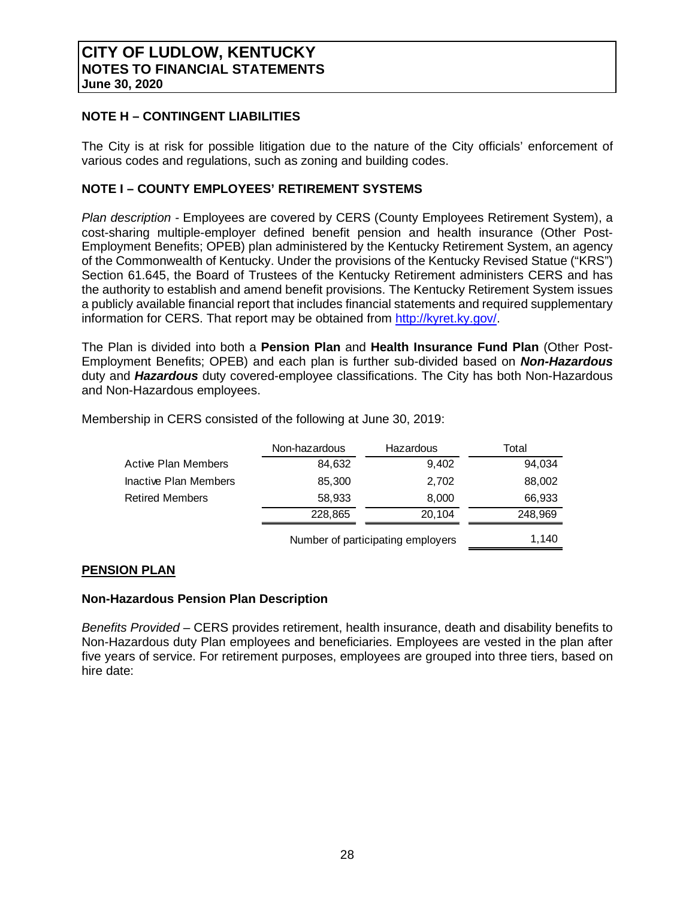# CITY OF LUDLOW, KENTUCKY
## NOTES TO FINANCIAL STATEMENTS
**June 30, 2020**

### NOTE H – CONTINGENT LIABILITIES

The City is at risk for possible litigation due to the nature of the City officials' enforcement of various codes and regulations, such as zoning and building codes.

### NOTE I – COUNTY EMPLOYEES' RETIREMENT SYSTEMS

*Plan description* - Employees are covered by CERS (County Employees Retirement System), a cost-sharing multiple-employer defined benefit pension and health insurance (Other Post-Employment Benefits; OPEB) plan administered by the Kentucky Retirement System, an agency of the Commonwealth of Kentucky. Under the provisions of the Kentucky Revised Statue ("KRS") Section 61.645, the Board of Trustees of the Kentucky Retirement administers CERS and has the authority to establish and amend benefit provisions. The Kentucky Retirement System issues a publicly available financial report that includes financial statements and required supplementary information for CERS. That report may be obtained from http://kyret.ky.gov/.

The Plan is divided into both a **Pension Plan** and **Health Insurance Fund Plan** (Other Post-Employment Benefits; OPEB) and each plan is further sub-divided based on ***Non-Hazardous*** duty and ***Hazardous*** duty covered-employee classifications. The City has both Non-Hazardous and Non-Hazardous employees.

Membership in CERS consisted of the following at June 30, 2019:

| | Non-hazardous | Hazardous | Total |
|---|---|---|---|
| Active Plan Members | 84,632 | 9,402 | 94,034 |
| Inactive Plan Members | 85,300 | 2,702 | 88,002 |
| Retired Members | 58,933 | 8,000 | 66,933 |
| | 228,865 | 20,104 | 248,969 |
| | Number of participating employers | | 1,140 |

**PENSION PLAN**

### Non-Hazardous Pension Plan Description

*Benefits Provided* – CERS provides retirement, health insurance, death and disability benefits to Non-Hazardous duty Plan employees and beneficiaries. Employees are vested in the plan after five years of service. For retirement purposes, employees are grouped into three tiers, based on hire date: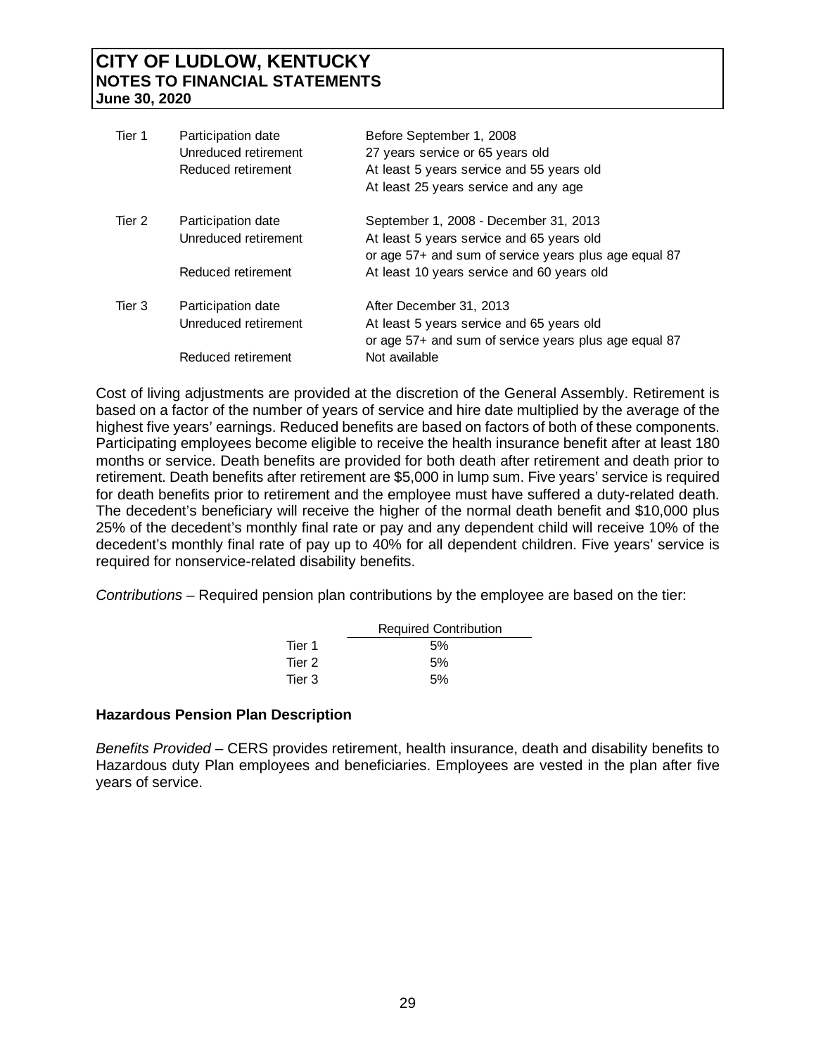| | | |
|---|---|---|
| Tier 1 | Participation date | Before September 1, 2008 |
| | Unreduced retirement | 27 years service or 65 years old |
| | Reduced retirement | At least 5 years service and 55 years old |
| | | At least 25 years service and any age |
| Tier 2 | Participation date | September 1, 2008 - December 31, 2013 |
| | Unreduced retirement | At least 5 years service and 65 years old |
| | | or age 57+ and sum of service years plus age equal 87 |
| | Reduced retirement | At least 10 years service and 60 years old |
| Tier 3 | Participation date | After December 31, 2013 |
| | Unreduced retirement | At least 5 years service and 65 years old |
| | | or age 57+ and sum of service years plus age equal 87 |
| | Reduced retirement | Not available |

Cost of living adjustments are provided at the discretion of the General Assembly. Retirement is based on a factor of the number of years of service and hire date multiplied by the average of the highest five years' earnings. Reduced benefits are based on factors of both of these components. Participating employees become eligible to receive the health insurance benefit after at least 180 months or service. Death benefits are provided for both death after retirement and death prior to retirement. Death benefits after retirement are $5,000 in lump sum. Five years' service is required for death benefits prior to retirement and the employee must have suffered a duty-related death. The decedent's beneficiary will receive the higher of the normal death benefit and $10,000 plus 25% of the decedent's monthly final rate or pay and any dependent child will receive 10% of the decedent's monthly final rate of pay up to 40% for all dependent children. Five years' service is required for nonservice-related disability benefits.

*Contributions* – Required pension plan contributions by the employee are based on the tier:

| | Required Contribution |
|---|---|
| Tier 1 | 5% |
| Tier 2 | 5% |
| Tier 3 | 5% |

**Hazardous Pension Plan Description**

*Benefits Provided* – CERS provides retirement, health insurance, death and disability benefits to Hazardous duty Plan employees and beneficiaries. Employees are vested in the plan after five years of service.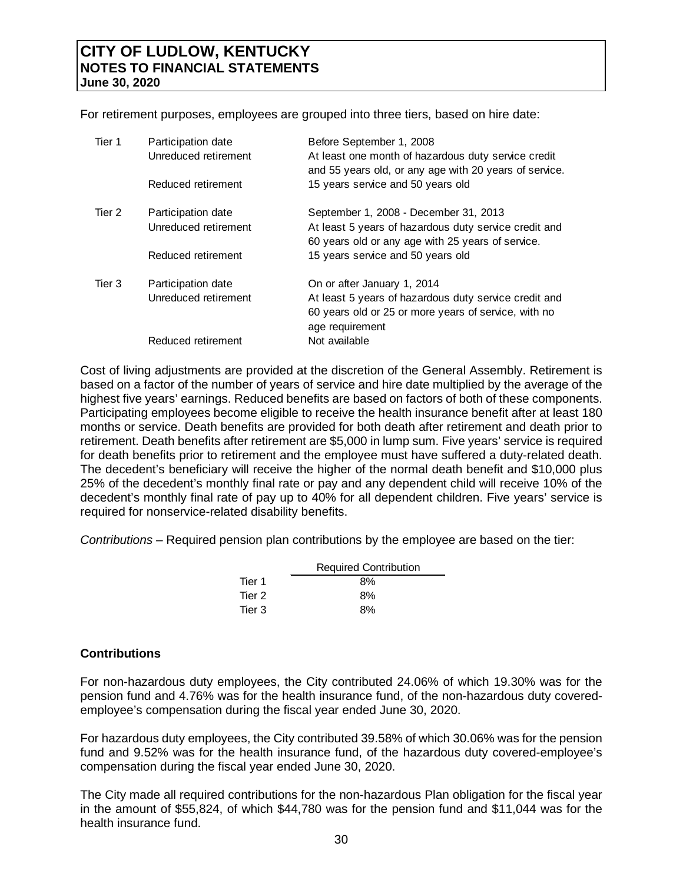For retirement purposes, employees are grouped into three tiers, based on hire date:

| | | |
|---|---|---|
| Tier 1 | Participation date | Before September 1, 2008 |
| | Unreduced retirement | At least one month of hazardous duty service credit and 55 years old, or any age with 20 years of service. |
| | Reduced retirement | 15 years service and 50 years old |
| Tier 2 | Participation date | September 1, 2008 - December 31, 2013 |
| | Unreduced retirement | At least 5 years of hazardous duty service credit and 60 years old or any age with 25 years of service. |
| | Reduced retirement | 15 years service and 50 years old |
| Tier 3 | Participation date | On or after January 1, 2014 |
| | Unreduced retirement | At least 5 years of hazardous duty service credit and 60 years old or 25 or more years of service, with no age requirement |
| | Reduced retirement | Not available |

Cost of living adjustments are provided at the discretion of the General Assembly. Retirement is based on a factor of the number of years of service and hire date multiplied by the average of the highest five years' earnings. Reduced benefits are based on factors of both of these components. Participating employees become eligible to receive the health insurance benefit after at least 180 months or service. Death benefits are provided for both death after retirement and death prior to retirement. Death benefits after retirement are $5,000 in lump sum. Five years' service is required for death benefits prior to retirement and the employee must have suffered a duty-related death. The decedent's beneficiary will receive the higher of the normal death benefit and $10,000 plus 25% of the decedent's monthly final rate or pay and any dependent child will receive 10% of the decedent's monthly final rate of pay up to 40% for all dependent children. Five years' service is required for nonservice-related disability benefits.

*Contributions* – Required pension plan contributions by the employee are based on the tier:

| | Required Contribution |
|---|---|
| Tier 1 | 8% |
| Tier 2 | 8% |
| Tier 3 | 8% |

**Contributions**

For non-hazardous duty employees, the City contributed 24.06% of which 19.30% was for the pension fund and 4.76% was for the health insurance fund, of the non-hazardous duty covered-employee's compensation during the fiscal year ended June 30, 2020.

For hazardous duty employees, the City contributed 39.58% of which 30.06% was for the pension fund and 9.52% was for the health insurance fund, of the hazardous duty covered-employee's compensation during the fiscal year ended June 30, 2020.

The City made all required contributions for the non-hazardous Plan obligation for the fiscal year in the amount of $55,824, of which $44,780 was for the pension fund and $11,044 was for the health insurance fund.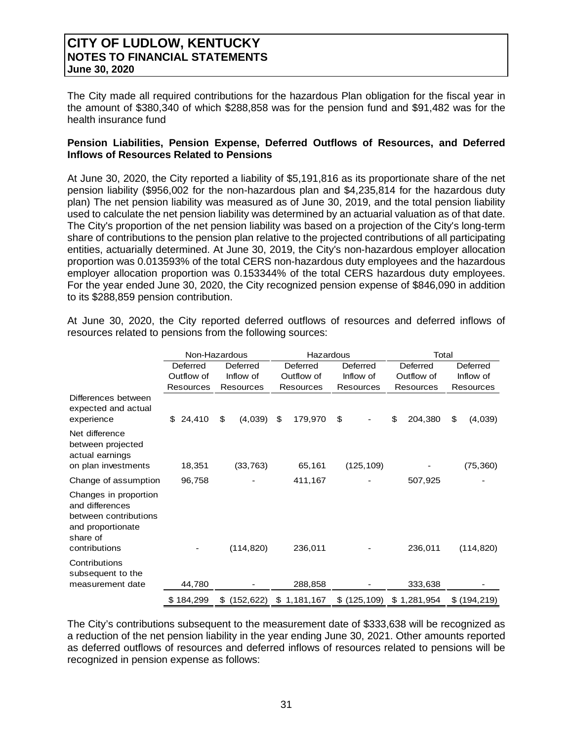The City made all required contributions for the hazardous Plan obligation for the fiscal year in the amount of $380,340 of which $288,858 was for the pension fund and $91,482 was for the health insurance fund

**Pension Liabilities, Pension Expense, Deferred Outflows of Resources, and Deferred Inflows of Resources Related to Pensions**

At June 30, 2020, the City reported a liability of $5,191,816 as its proportionate share of the net pension liability ($956,002 for the non-hazardous plan and $4,235,814 for the hazardous duty plan) The net pension liability was measured as of June 30, 2019, and the total pension liability used to calculate the net pension liability was determined by an actuarial valuation as of that date. The City's proportion of the net pension liability was based on a projection of the City's long-term share of contributions to the pension plan relative to the projected contributions of all participating entities, actuarially determined. At June 30, 2019, the City's non-hazardous employer allocation proportion was 0.013593% of the total CERS non-hazardous duty employees and the hazardous employer allocation proportion was 0.153344% of the total CERS hazardous duty employees. For the year ended June 30, 2020, the City recognized pension expense of $846,090 in addition to its $288,859 pension contribution.

At June 30, 2020, the City reported deferred outflows of resources and deferred inflows of resources related to pensions from the following sources:

| | Non-Hazardous | | Hazardous | | Total | |
|---|---|---|---|---|---|---|
| | Deferred Outflow of Resources | Deferred Inflow of Resources | Deferred Outflow of Resources | Deferred Inflow of Resources | Deferred Outflow of Resources | Deferred Inflow of Resources |
| Differences between expected and actual experience | $ 24,410 | $ (4,039) | $ 179,970 | $ - | $ 204,380 | $ (4,039) |
| Net difference between projected actual earnings on plan investments | 18,351 | (33,763) | 65,161 | (125,109) | - | (75,360) |
| Change of assumption | 96,758 | - | 411,167 | - | 507,925 | - |
| Changes in proportion and differences between contributions and proportionate share of contributions | - | (114,820) | 236,011 | - | 236,011 | (114,820) |
| Contributions subsequent to the measurement date | 44,780 | - | 288,858 | - | 333,638 | - |
| | $ 184,299 | $ (152,622) | $ 1,181,167 | $ (125,109) | $ 1,281,954 | $ (194,219) |

The City's contributions subsequent to the measurement date of $333,638 will be recognized as a reduction of the net pension liability in the year ending June 30, 2021. Other amounts reported as deferred outflows of resources and deferred inflows of resources related to pensions will be recognized in pension expense as follows: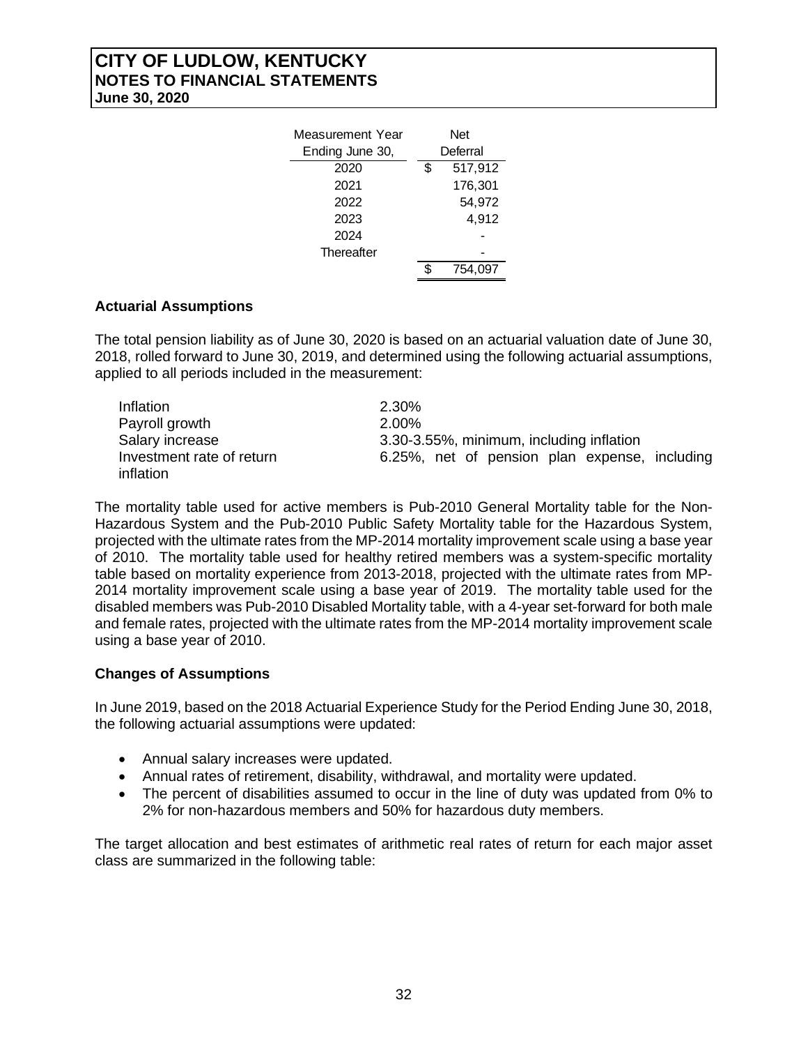| Measurement Year Ending June 30, | Net Deferral |
|---|---|
| 2020 | $ 517,912 |
| 2021 | 176,301 |
| 2022 | 54,972 |
| 2023 | 4,912 |
| 2024 | - |
| Thereafter | - |
| | $ 754,097 |

**Actuarial Assumptions**

The total pension liability as of June 30, 2020 is based on an actuarial valuation date of June 30, 2018, rolled forward to June 30, 2019, and determined using the following actuarial assumptions, applied to all periods included in the measurement:

| | |
|---|---|
| Inflation | 2.30% |
| Payroll growth | 2.00% |
| Salary increase | 3.30-3.55%, minimum, including inflation |
| Investment rate of return | 6.25%, net of pension plan expense, including inflation |

The mortality table used for active members is Pub-2010 General Mortality table for the Non-Hazardous System and the Pub-2010 Public Safety Mortality table for the Hazardous System, projected with the ultimate rates from the MP-2014 mortality improvement scale using a base year of 2010. The mortality table used for healthy retired members was a system-specific mortality table based on mortality experience from 2013-2018, projected with the ultimate rates from MP-2014 mortality improvement scale using a base year of 2019. The mortality table used for the disabled members was Pub-2010 Disabled Mortality table, with a 4-year set-forward for both male and female rates, projected with the ultimate rates from the MP-2014 mortality improvement scale using a base year of 2010.

**Changes of Assumptions**

In June 2019, based on the 2018 Actuarial Experience Study for the Period Ending June 30, 2018, the following actuarial assumptions were updated:

- Annual salary increases were updated.
- Annual rates of retirement, disability, withdrawal, and mortality were updated.
- The percent of disabilities assumed to occur in the line of duty was updated from 0% to 2% for non-hazardous members and 50% for hazardous duty members.

The target allocation and best estimates of arithmetic real rates of return for each major asset class are summarized in the following table: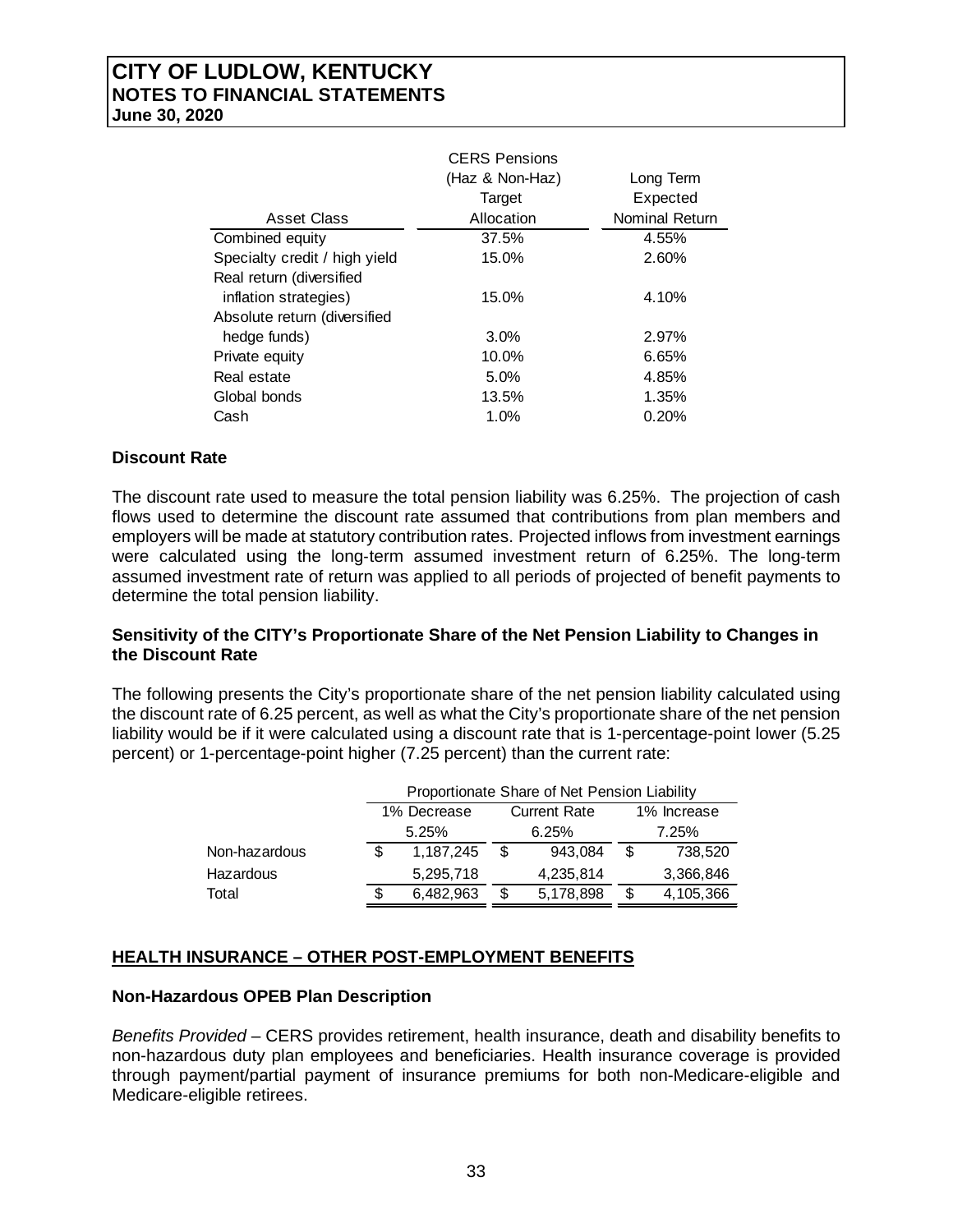# CITY OF LUDLOW, KENTUCKY
## NOTES TO FINANCIAL STATEMENTS
**June 30, 2020**

| Asset Class | CERS Pensions (Haz & Non-Haz) Target Allocation | Long Term Expected Nominal Return |
|---|---|---|
| Combined equity | 37.5% | 4.55% |
| Specialty credit / high yield | 15.0% | 2.60% |
| Real return (diversified inflation strategies) | 15.0% | 4.10% |
| Absolute return (diversified hedge funds) | 3.0% | 2.97% |
| Private equity | 10.0% | 6.65% |
| Real estate | 5.0% | 4.85% |
| Global bonds | 13.5% | 1.35% |
| Cash | 1.0% | 0.20% |

**Discount Rate**

The discount rate used to measure the total pension liability was 6.25%. The projection of cash flows used to determine the discount rate assumed that contributions from plan members and employers will be made at statutory contribution rates. Projected inflows from investment earnings were calculated using the long-term assumed investment return of 6.25%. The long-term assumed investment rate of return was applied to all periods of projected of benefit payments to determine the total pension liability.

**Sensitivity of the CITY's Proportionate Share of the Net Pension Liability to Changes in the Discount Rate**

The following presents the City's proportionate share of the net pension liability calculated using the discount rate of 6.25 percent, as well as what the City's proportionate share of the net pension liability would be if it were calculated using a discount rate that is 1-percentage-point lower (5.25 percent) or 1-percentage-point higher (7.25 percent) than the current rate:

| | Proportionate Share of Net Pension Liability | | |
|---|---|---|---|
| | 1% Decrease 5.25% | Current Rate 6.25% | 1% Increase 7.25% |
| Non-hazardous | $ 1,187,245 | $ 943,084 | $ 738,520 |
| Hazardous | 5,295,718 | 4,235,814 | 3,366,846 |
| Total | $ 6,482,963 | $ 5,178,898 | $ 4,105,366 |

**HEALTH INSURANCE – OTHER POST-EMPLOYMENT BENEFITS**

**Non-Hazardous OPEB Plan Description**

*Benefits Provided* – CERS provides retirement, health insurance, death and disability benefits to non-hazardous duty plan employees and beneficiaries. Health insurance coverage is provided through payment/partial payment of insurance premiums for both non-Medicare-eligible and Medicare-eligible retirees.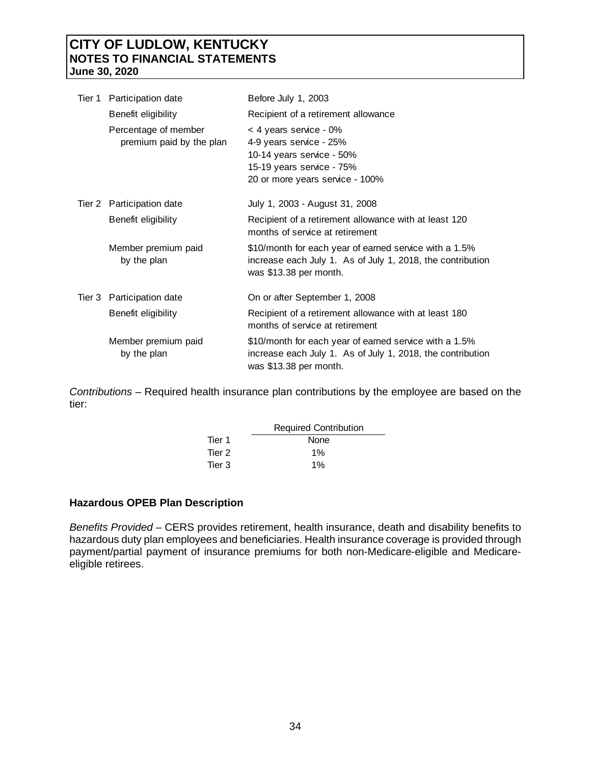| | | |
|---|---|---|
| Tier 1 | Participation date | Before July 1, 2003 |
| | Benefit eligibility | Recipient of a retirement allowance |
| | Percentage of member premium paid by the plan | < 4 years service - 0%<br>4-9 years service - 25%<br>10-14 years service - 50%<br>15-19 years service - 75%<br>20 or more years service - 100% |
| Tier 2 | Participation date | July 1, 2003 - August 31, 2008 |
| | Benefit eligibility | Recipient of a retirement allowance with at least 120 months of service at retirement |
| | Member premium paid by the plan | $10/month for each year of earned service with a 1.5% increase each July 1. As of July 1, 2018, the contribution was $13.38 per month. |
| Tier 3 | Participation date | On or after September 1, 2008 |
| | Benefit eligibility | Recipient of a retirement allowance with at least 180 months of service at retirement |
| | Member premium paid by the plan | $10/month for each year of earned service with a 1.5% increase each July 1. As of July 1, 2018, the contribution was $13.38 per month. |

*Contributions* – Required health insurance plan contributions by the employee are based on the tier:

| | Required Contribution |
|---|---|
| Tier 1 | None |
| Tier 2 | 1% |
| Tier 3 | 1% |

**Hazardous OPEB Plan Description**

*Benefits Provided* – CERS provides retirement, health insurance, death and disability benefits to hazardous duty plan employees and beneficiaries. Health insurance coverage is provided through payment/partial payment of insurance premiums for both non-Medicare-eligible and Medicare-eligible retirees.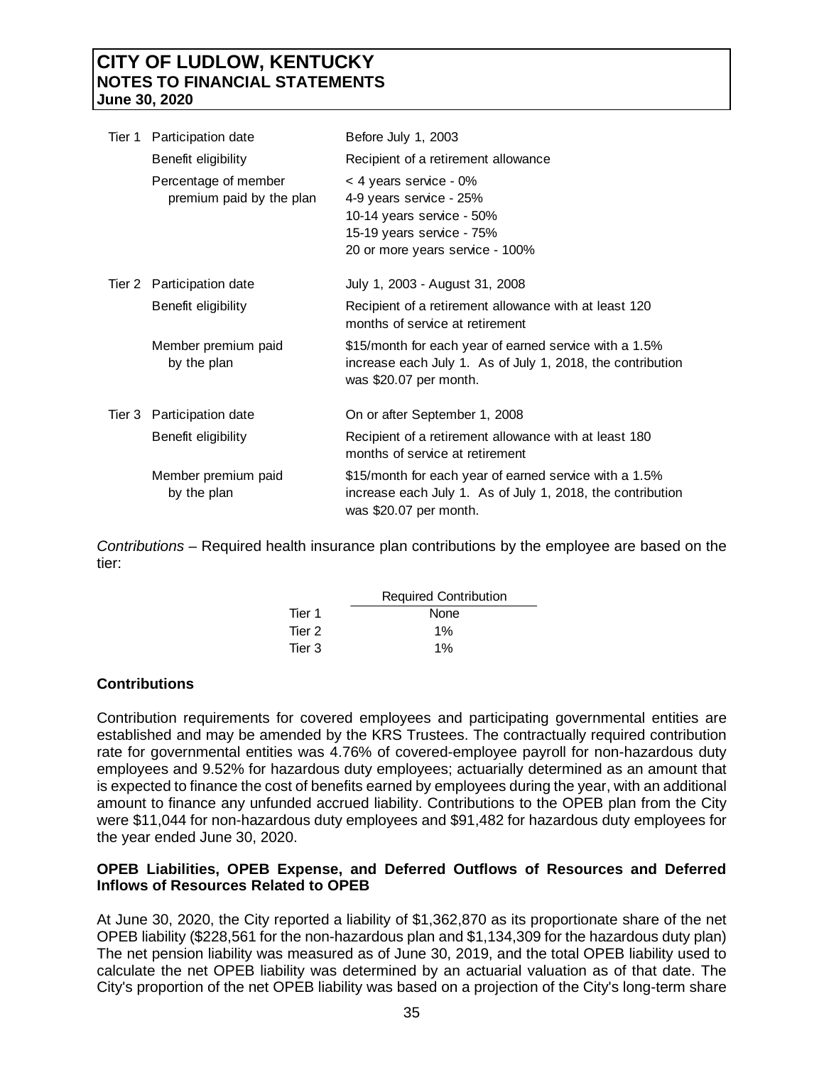| | | |
|---|---|---|
| Tier 1 | Participation date | Before July 1, 2003 |
| | Benefit eligibility | Recipient of a retirement allowance |
| | Percentage of member premium paid by the plan | < 4 years service - 0%<br>4-9 years service - 25%<br>10-14 years service - 50%<br>15-19 years service - 75%<br>20 or more years service - 100% |
| Tier 2 | Participation date | July 1, 2003 - August 31, 2008 |
| | Benefit eligibility | Recipient of a retirement allowance with at least 120 months of service at retirement |
| | Member premium paid by the plan | $15/month for each year of earned service with a 1.5% increase each July 1. As of July 1, 2018, the contribution was $20.07 per month. |
| Tier 3 | Participation date | On or after September 1, 2008 |
| | Benefit eligibility | Recipient of a retirement allowance with at least 180 months of service at retirement |
| | Member premium paid by the plan | $15/month for each year of earned service with a 1.5% increase each July 1. As of July 1, 2018, the contribution was $20.07 per month. |

*Contributions* – Required health insurance plan contributions by the employee are based on the tier:

| | Required Contribution |
|---|---|
| Tier 1 | None |
| Tier 2 | 1% |
| Tier 3 | 1% |

**Contributions**

Contribution requirements for covered employees and participating governmental entities are established and may be amended by the KRS Trustees. The contractually required contribution rate for governmental entities was 4.76% of covered-employee payroll for non-hazardous duty employees and 9.52% for hazardous duty employees; actuarially determined as an amount that is expected to finance the cost of benefits earned by employees during the year, with an additional amount to finance any unfunded accrued liability. Contributions to the OPEB plan from the City were $11,044 for non-hazardous duty employees and $91,482 for hazardous duty employees for the year ended June 30, 2020.

**OPEB Liabilities, OPEB Expense, and Deferred Outflows of Resources and Deferred Inflows of Resources Related to OPEB**

At June 30, 2020, the City reported a liability of $1,362,870 as its proportionate share of the net OPEB liability ($228,561 for the non-hazardous plan and $1,134,309 for the hazardous duty plan) The net pension liability was measured as of June 30, 2019, and the total OPEB liability used to calculate the net OPEB liability was determined by an actuarial valuation as of that date. The City's proportion of the net OPEB liability was based on a projection of the City's long-term share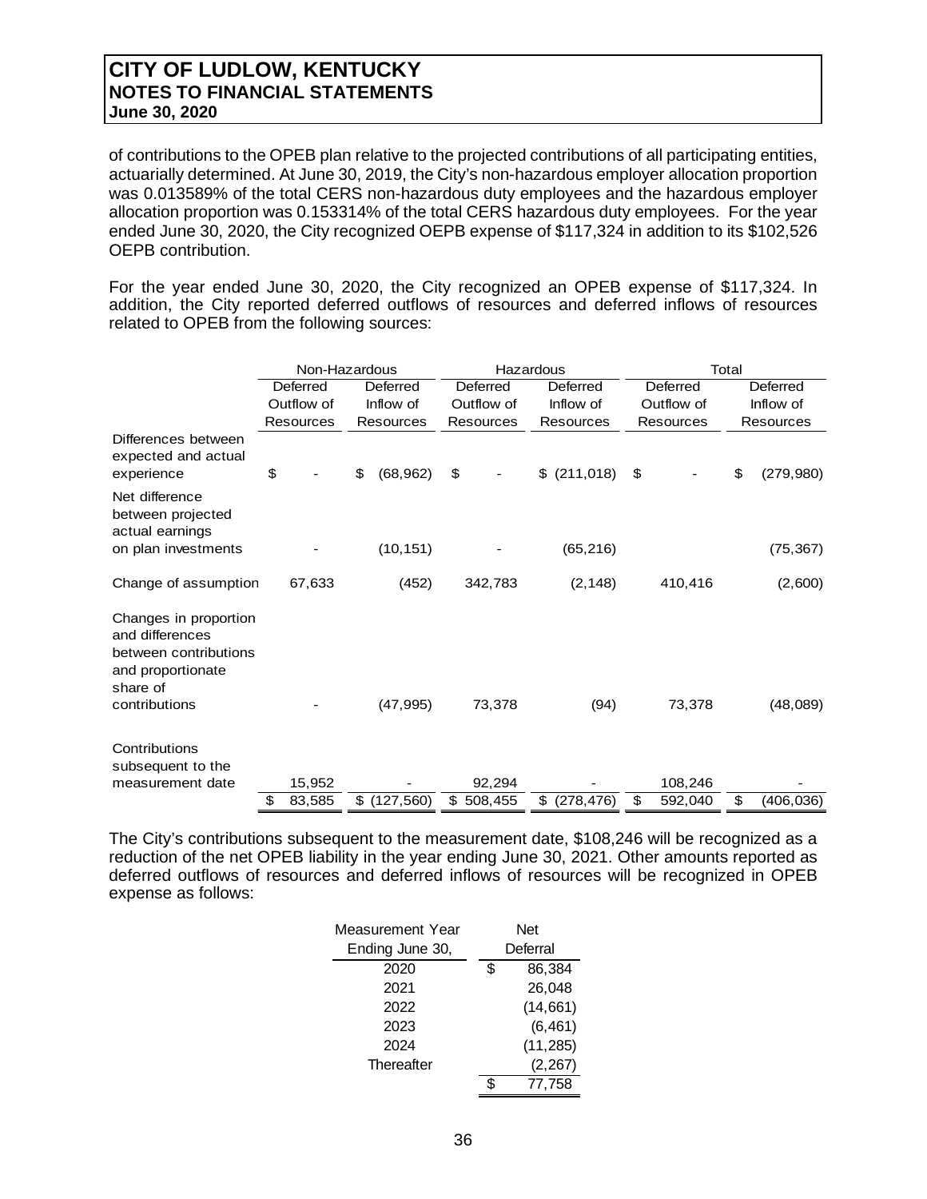# CITY OF LUDLOW, KENTUCKY
## NOTES TO FINANCIAL STATEMENTS
### June 30, 2020

of contributions to the OPEB plan relative to the projected contributions of all participating entities, actuarially determined. At June 30, 2019, the City's non-hazardous employer allocation proportion was 0.013589% of the total CERS non-hazardous duty employees and the hazardous employer allocation proportion was 0.153314% of the total CERS hazardous duty employees. For the year ended June 30, 2020, the City recognized OEPB expense of \$117,324 in addition to its \$102,526 OEPB contribution.

For the year ended June 30, 2020, the City recognized an OPEB expense of \$117,324. In addition, the City reported deferred outflows of resources and deferred inflows of resources related to OPEB from the following sources:

| | Non-Hazardous | | Hazardous | | Total | |
|---|---|---|---|---|---|---|
| | Deferred Outflow of Resources | Deferred Inflow of Resources | Deferred Outflow of Resources | Deferred Inflow of Resources | Deferred Outflow of Resources | Deferred Inflow of Resources |
| Differences between expected and actual experience | $ - | $ (68,962) | $ - | $ (211,018) | $ - | $ (279,980) |
| Net difference between projected actual earnings on plan investments | - | (10,151) | - | (65,216) | | (75,367) |
| Change of assumption | 67,633 | (452) | 342,783 | (2,148) | 410,416 | (2,600) |
| Changes in proportion and differences between contributions and proportionate share of contributions | - | (47,995) | 73,378 | (94) | 73,378 | (48,089) |
| Contributions subsequent to the measurement date | 15,952 | - | 92,294 | - | 108,246 | - |
| | $ 83,585 | $ (127,560) | $ 508,455 | $ (278,476) | $ 592,040 | $ (406,036) |

The City's contributions subsequent to the measurement date, \$108,246 will be recognized as a reduction of the net OPEB liability in the year ending June 30, 2021. Other amounts reported as deferred outflows of resources and deferred inflows of resources will be recognized in OPEB expense as follows:

| Measurement Year Ending June 30, | Net Deferral |
|---|---|
| 2020 | $ 86,384 |
| 2021 | 26,048 |
| 2022 | (14,661) |
| 2023 | (6,461) |
| 2024 | (11,285) |
| Thereafter | (2,267) |
| | $ 77,758 |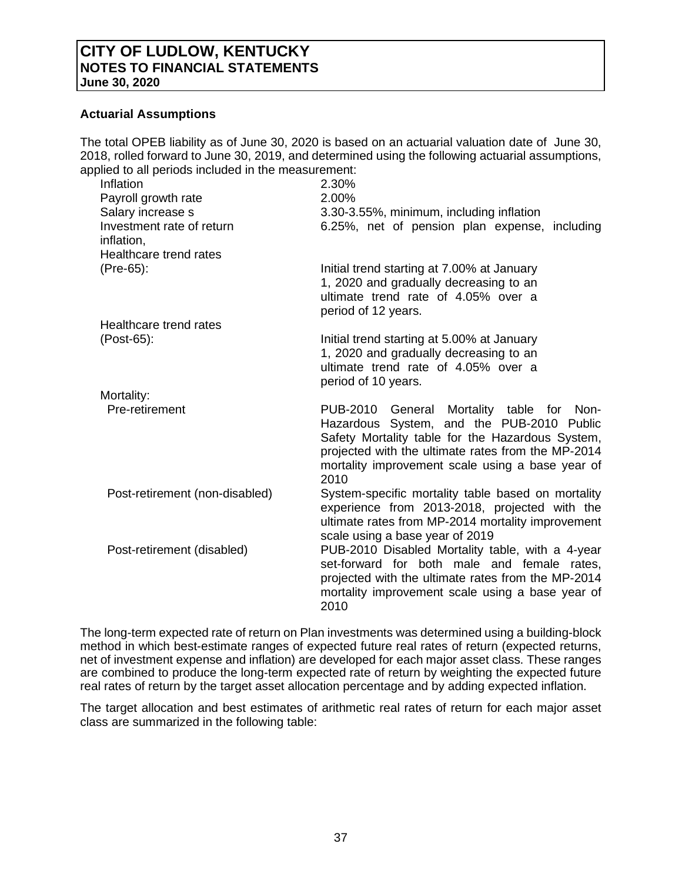# CITY OF LUDLOW, KENTUCKY
## NOTES TO FINANCIAL STATEMENTS
**June 30, 2020**

### Actuarial Assumptions

The total OPEB liability as of June 30, 2020 is based on an actuarial valuation date of June 30, 2018, rolled forward to June 30, 2019, and determined using the following actuarial assumptions, applied to all periods included in the measurement:

| | |
|---|---|
| Inflation | 2.30% |
| Payroll growth rate | 2.00% |
| Salary increase s | 3.30-3.55%, minimum, including inflation |
| Investment rate of return | 6.25%, net of pension plan expense, including inflation, |
| Healthcare trend rates (Pre-65): | Initial trend starting at 7.00% at January 1, 2020 and gradually decreasing to an ultimate trend rate of 4.05% over a period of 12 years. |
| Healthcare trend rates (Post-65): | Initial trend starting at 5.00% at January 1, 2020 and gradually decreasing to an ultimate trend rate of 4.05% over a period of 10 years. |
| Mortality: | |
| Pre-retirement | PUB-2010 General Mortality table for Non-Hazardous System, and the PUB-2010 Public Safety Mortality table for the Hazardous System, projected with the ultimate rates from the MP-2014 mortality improvement scale using a base year of 2010 |
| Post-retirement (non-disabled) | System-specific mortality table based on mortality experience from 2013-2018, projected with the ultimate rates from MP-2014 mortality improvement scale using a base year of 2019 |
| Post-retirement (disabled) | PUB-2010 Disabled Mortality table, with a 4-year set-forward for both male and female rates, projected with the ultimate rates from the MP-2014 mortality improvement scale using a base year of 2010 |

The long-term expected rate of return on Plan investments was determined using a building-block method in which best-estimate ranges of expected future real rates of return (expected returns, net of investment expense and inflation) are developed for each major asset class. These ranges are combined to produce the long-term expected rate of return by weighting the expected future real rates of return by the target asset allocation percentage and by adding expected inflation.

The target allocation and best estimates of arithmetic real rates of return for each major asset class are summarized in the following table: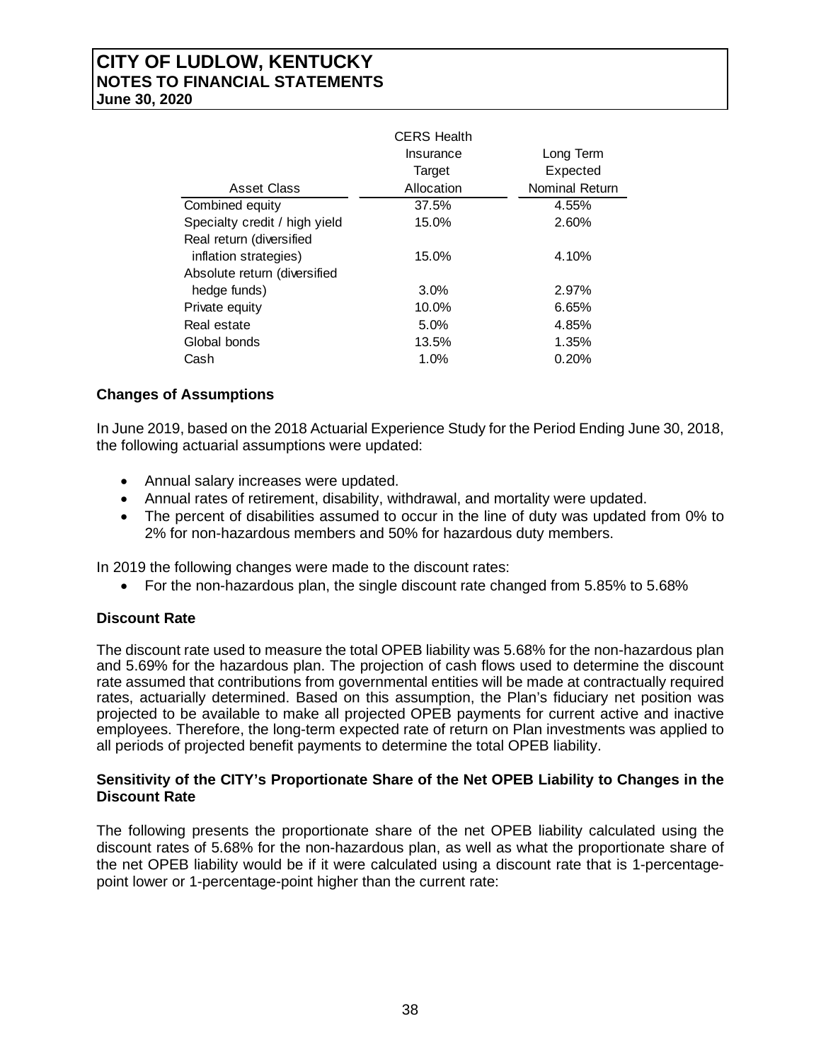| Asset Class | CERS Health Insurance Target Allocation | Long Term Expected Nominal Return |
|---|---|---|
| Combined equity | 37.5% | 4.55% |
| Specialty credit / high yield | 15.0% | 2.60% |
| Real return (diversified inflation strategies) | 15.0% | 4.10% |
| Absolute return (diversified hedge funds) | 3.0% | 2.97% |
| Private equity | 10.0% | 6.65% |
| Real estate | 5.0% | 4.85% |
| Global bonds | 13.5% | 1.35% |
| Cash | 1.0% | 0.20% |

### Changes of Assumptions

In June 2019, based on the 2018 Actuarial Experience Study for the Period Ending June 30, 2018, the following actuarial assumptions were updated:

- Annual salary increases were updated.
- Annual rates of retirement, disability, withdrawal, and mortality were updated.
- The percent of disabilities assumed to occur in the line of duty was updated from 0% to 2% for non-hazardous members and 50% for hazardous duty members.

In 2019 the following changes were made to the discount rates:

- For the non-hazardous plan, the single discount rate changed from 5.85% to 5.68%

### Discount Rate

The discount rate used to measure the total OPEB liability was 5.68% for the non-hazardous plan and 5.69% for the hazardous plan. The projection of cash flows used to determine the discount rate assumed that contributions from governmental entities will be made at contractually required rates, actuarially determined. Based on this assumption, the Plan's fiduciary net position was projected to be available to make all projected OPEB payments for current active and inactive employees. Therefore, the long-term expected rate of return on Plan investments was applied to all periods of projected benefit payments to determine the total OPEB liability.

### Sensitivity of the CITY's Proportionate Share of the Net OPEB Liability to Changes in the Discount Rate

The following presents the proportionate share of the net OPEB liability calculated using the discount rates of 5.68% for the non-hazardous plan, as well as what the proportionate share of the net OPEB liability would be if it were calculated using a discount rate that is 1-percentage-point lower or 1-percentage-point higher than the current rate: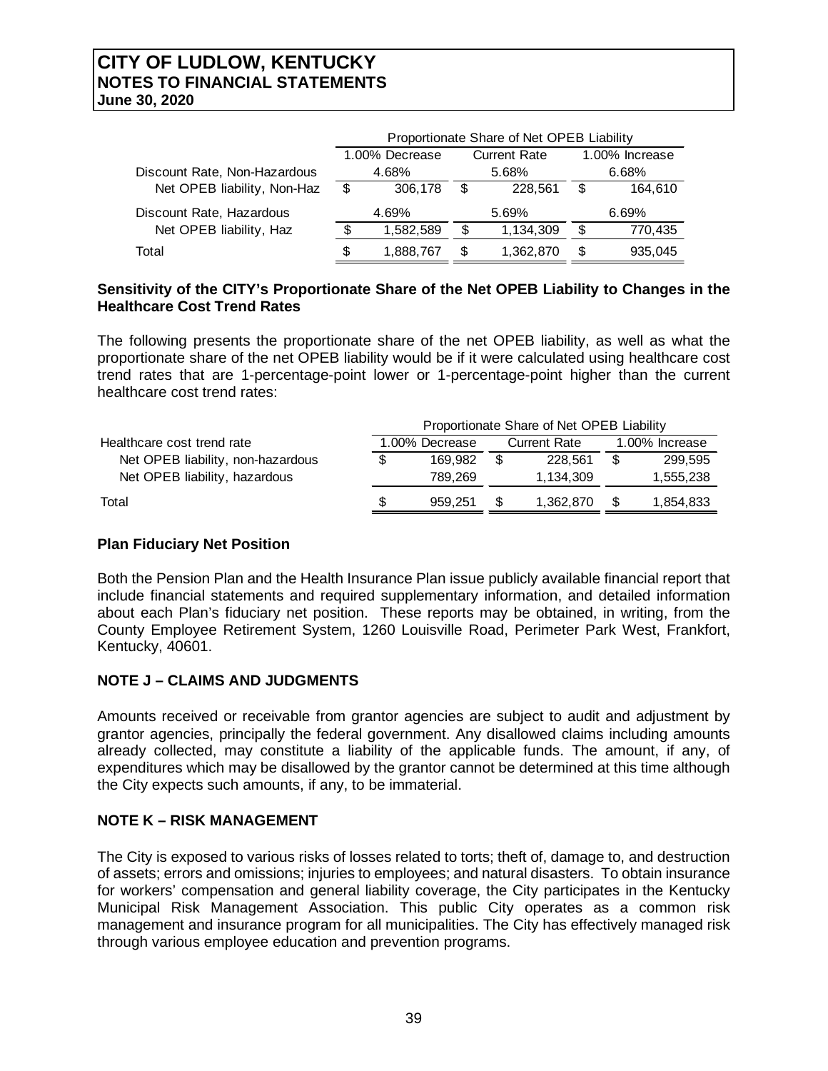| | Proportionate Share of Net OPEB Liability | | |
|---|---|---|---|
| | 1.00% Decrease | Current Rate | 1.00% Increase |
| Discount Rate, Non-Hazardous | 4.68% | 5.68% | 6.68% |
| Net OPEB liability, Non-Haz | $ 306,178 | $ 228,561 | $ 164,610 |
| Discount Rate, Hazardous | 4.69% | 5.69% | 6.69% |
| Net OPEB liability, Haz | $ 1,582,589 | $ 1,134,309 | $ 770,435 |
| Total | $ 1,888,767 | $ 1,362,870 | $ 935,045 |

**Sensitivity of the CITY's Proportionate Share of the Net OPEB Liability to Changes in the Healthcare Cost Trend Rates**

The following presents the proportionate share of the net OPEB liability, as well as what the proportionate share of the net OPEB liability would be if it were calculated using healthcare cost trend rates that are 1-percentage-point lower or 1-percentage-point higher than the current healthcare cost trend rates:

| | Proportionate Share of Net OPEB Liability | | |
|---|---|---|---|
| Healthcare cost trend rate | 1.00% Decrease | Current Rate | 1.00% Increase |
| Net OPEB liability, non-hazardous | $ 169,982 | $ 228,561 | $ 299,595 |
| Net OPEB liability, hazardous | 789,269 | 1,134,309 | 1,555,238 |
| Total | $ 959,251 | $ 1,362,870 | $ 1,854,833 |

**Plan Fiduciary Net Position**

Both the Pension Plan and the Health Insurance Plan issue publicly available financial report that include financial statements and required supplementary information, and detailed information about each Plan's fiduciary net position. These reports may be obtained, in writing, from the County Employee Retirement System, 1260 Louisville Road, Perimeter Park West, Frankfort, Kentucky, 40601.

## NOTE J – CLAIMS AND JUDGMENTS

Amounts received or receivable from grantor agencies are subject to audit and adjustment by grantor agencies, principally the federal government. Any disallowed claims including amounts already collected, may constitute a liability of the applicable funds. The amount, if any, of expenditures which may be disallowed by the grantor cannot be determined at this time although the City expects such amounts, if any, to be immaterial.

## NOTE K – RISK MANAGEMENT

The City is exposed to various risks of losses related to torts; theft of, damage to, and destruction of assets; errors and omissions; injuries to employees; and natural disasters. To obtain insurance for workers' compensation and general liability coverage, the City participates in the Kentucky Municipal Risk Management Association. This public City operates as a common risk management and insurance program for all municipalities. The City has effectively managed risk through various employee education and prevention programs.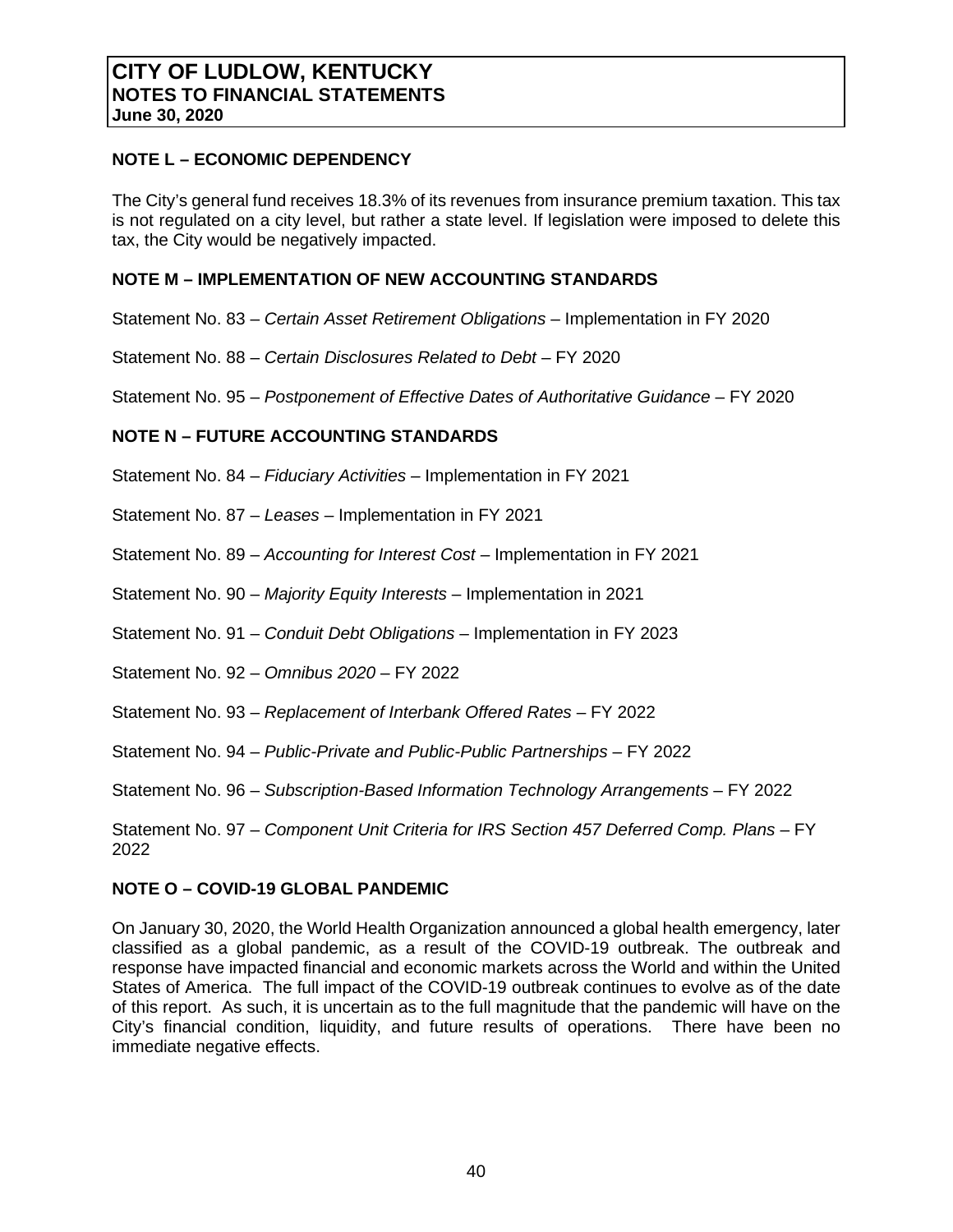# CITY OF LUDLOW, KENTUCKY
## NOTES TO FINANCIAL STATEMENTS
### June 30, 2020

**NOTE L – ECONOMIC DEPENDENCY**

The City's general fund receives 18.3% of its revenues from insurance premium taxation. This tax is not regulated on a city level, but rather a state level. If legislation were imposed to delete this tax, the City would be negatively impacted.

**NOTE M – IMPLEMENTATION OF NEW ACCOUNTING STANDARDS**

Statement No. 83 – *Certain Asset Retirement Obligations* – Implementation in FY 2020

Statement No. 88 – *Certain Disclosures Related to Debt* – FY 2020

Statement No. 95 – *Postponement of Effective Dates of Authoritative Guidance* – FY 2020

**NOTE N – FUTURE ACCOUNTING STANDARDS**

Statement No. 84 – *Fiduciary Activities* – Implementation in FY 2021

Statement No. 87 – *Leases* – Implementation in FY 2021

Statement No. 89 – *Accounting for Interest Cost* – Implementation in FY 2021

Statement No. 90 – *Majority Equity Interests* – Implementation in 2021

Statement No. 91 – *Conduit Debt Obligations* – Implementation in FY 2023

Statement No. 92 – *Omnibus 2020* – FY 2022

Statement No. 93 – *Replacement of Interbank Offered Rates* – FY 2022

Statement No. 94 – *Public-Private and Public-Public Partnerships* – FY 2022

Statement No. 96 – *Subscription-Based Information Technology Arrangements* – FY 2022

Statement No. 97 – *Component Unit Criteria for IRS Section 457 Deferred Comp. Plans* – FY 2022

**NOTE O – COVID-19 GLOBAL PANDEMIC**

On January 30, 2020, the World Health Organization announced a global health emergency, later classified as a global pandemic, as a result of the COVID-19 outbreak. The outbreak and response have impacted financial and economic markets across the World and within the United States of America. The full impact of the COVID-19 outbreak continues to evolve as of the date of this report. As such, it is uncertain as to the full magnitude that the pandemic will have on the City's financial condition, liquidity, and future results of operations. There have been no immediate negative effects.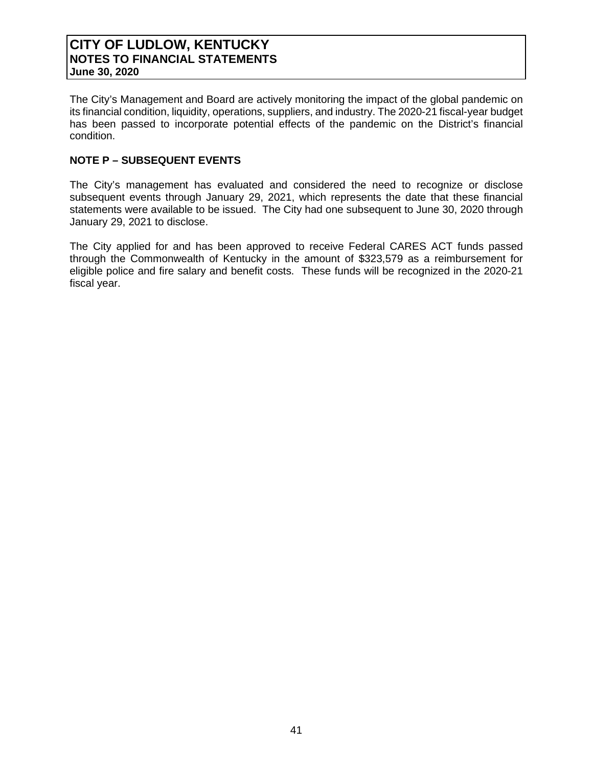The City's Management and Board are actively monitoring the impact of the global pandemic on its financial condition, liquidity, operations, suppliers, and industry. The 2020-21 fiscal-year budget has been passed to incorporate potential effects of the pandemic on the District's financial condition.

## NOTE P – SUBSEQUENT EVENTS

The City's management has evaluated and considered the need to recognize or disclose subsequent events through January 29, 2021, which represents the date that these financial statements were available to be issued. The City had one subsequent to June 30, 2020 through January 29, 2021 to disclose.

The City applied for and has been approved to receive Federal CARES ACT funds passed through the Commonwealth of Kentucky in the amount of $323,579 as a reimbursement for eligible police and fire salary and benefit costs. These funds will be recognized in the 2020-21 fiscal year.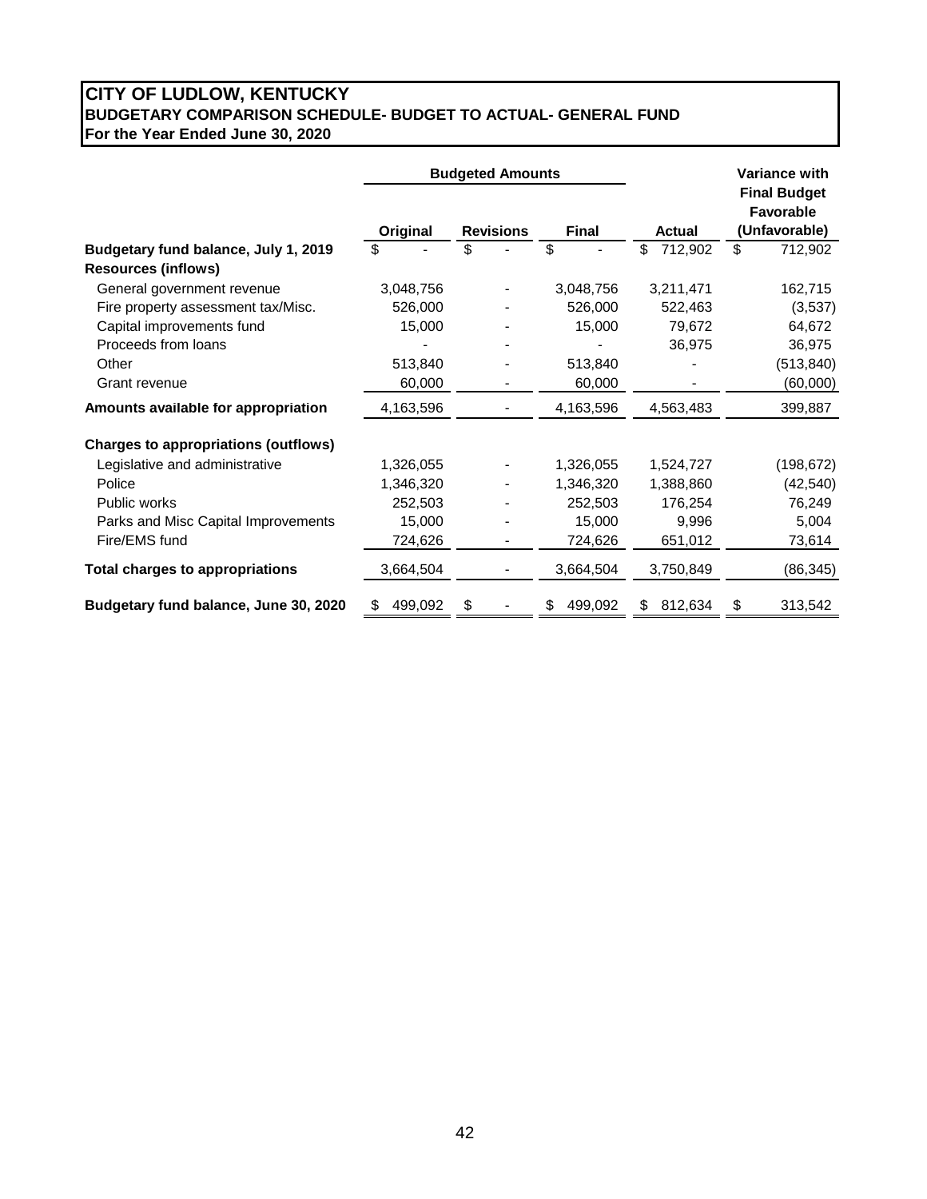# CITY OF LUDLOW, KENTUCKY

**BUDGETARY COMPARISON SCHEDULE- BUDGET TO ACTUAL- GENERAL FUND**

**For the Year Ended June 30, 2020**

| | Budgeted Amounts | | | | Variance with Final Budget Favorable |
|---|---|---|---|---|---|
| | Original | Revisions | Final | Actual | (Unfavorable) |
| **Budgetary fund balance, July 1, 2019** | $ - | $ - | $ - | $ 712,902 | $ 712,902 |
| **Resources (inflows)** | | | | | |
| General government revenue | 3,048,756 | - | 3,048,756 | 3,211,471 | 162,715 |
| Fire property assessment tax/Misc. | 526,000 | - | 526,000 | 522,463 | (3,537) |
| Capital improvements fund | 15,000 | - | 15,000 | 79,672 | 64,672 |
| Proceeds from loans | - | - | - | 36,975 | 36,975 |
| Other | 513,840 | - | 513,840 | - | (513,840) |
| Grant revenue | 60,000 | - | 60,000 | - | (60,000) |
| **Amounts available for appropriation** | 4,163,596 | - | 4,163,596 | 4,563,483 | 399,887 |
| **Charges to appropriations (outflows)** | | | | | |
| Legislative and administrative | 1,326,055 | - | 1,326,055 | 1,524,727 | (198,672) |
| Police | 1,346,320 | - | 1,346,320 | 1,388,860 | (42,540) |
| Public works | 252,503 | - | 252,503 | 176,254 | 76,249 |
| Parks and Misc Capital Improvements | 15,000 | - | 15,000 | 9,996 | 5,004 |
| Fire/EMS fund | 724,626 | - | 724,626 | 651,012 | 73,614 |
| **Total charges to appropriations** | 3,664,504 | - | 3,664,504 | 3,750,849 | (86,345) |
| **Budgetary fund balance, June 30, 2020** | $ 499,092 | $ - | $ 499,092 | $ 812,634 | $ 313,542 |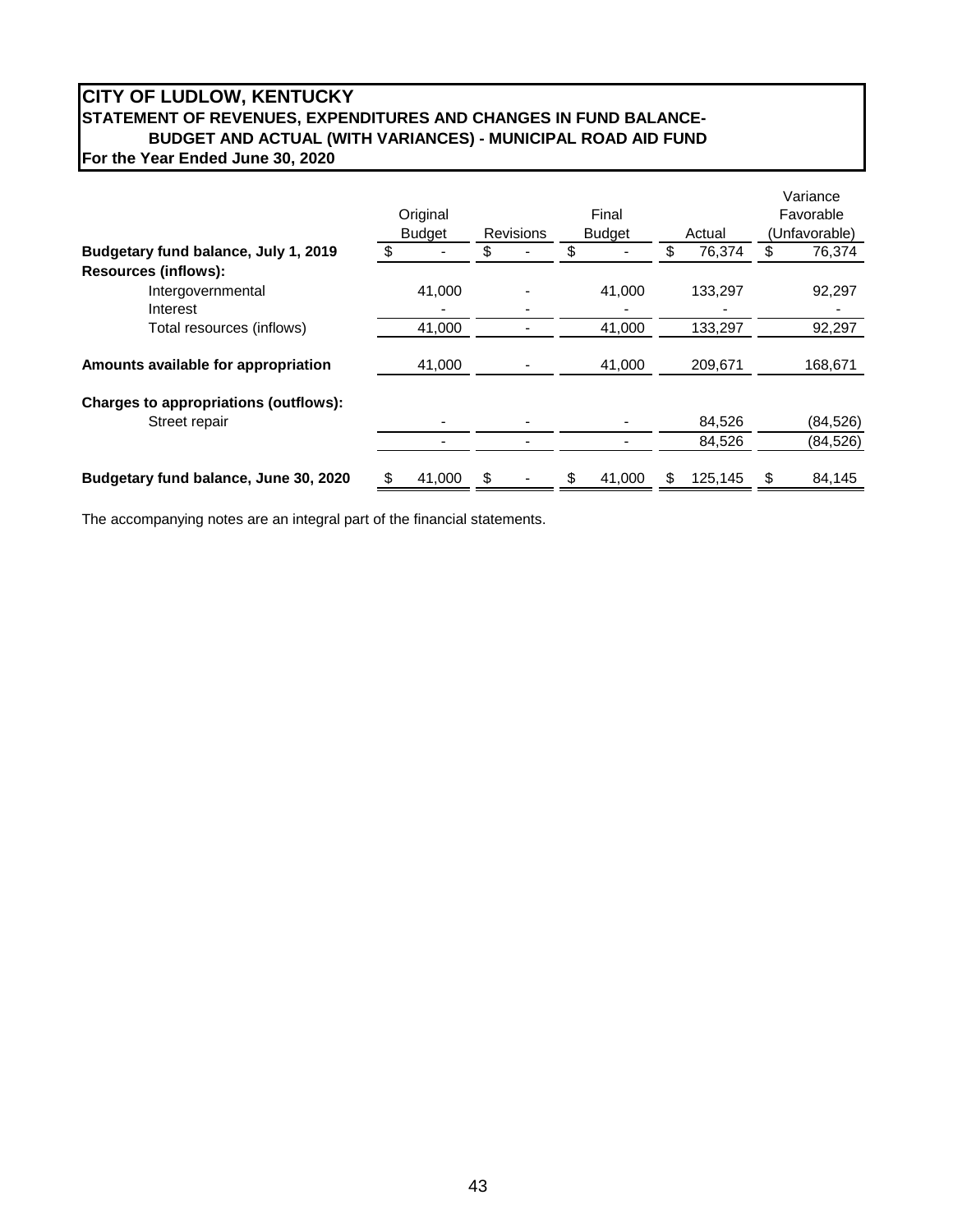# CITY OF LUDLOW, KENTUCKY

## STATEMENT OF REVENUES, EXPENDITURES AND CHANGES IN FUND BALANCE- BUDGET AND ACTUAL (WITH VARIANCES) - MUNICIPAL ROAD AID FUND

**For the Year Ended June 30, 2020**

| | Original Budget | Revisions | Final Budget | Actual | Variance Favorable (Unfavorable) |
|---|---|---|---|---|---|
| **Budgetary fund balance, July 1, 2019** | $ - | $ - | $ - | $ 76,374 | $ 76,374 |
| **Resources (inflows):** | | | | | |
| Intergovernmental | 41,000 | - | 41,000 | 133,297 | 92,297 |
| Interest | - | - | - | - | - |
| Total resources (inflows) | 41,000 | - | 41,000 | 133,297 | 92,297 |
| **Amounts available for appropriation** | 41,000 | - | 41,000 | 209,671 | 168,671 |
| **Charges to appropriations (outflows):** | | | | | |
| Street repair | - | - | - | 84,526 | (84,526) |
| | - | - | - | 84,526 | (84,526) |
| **Budgetary fund balance, June 30, 2020** | $ 41,000 | $ - | $ 41,000 | $ 125,145 | $ 84,145 |

The accompanying notes are an integral part of the financial statements.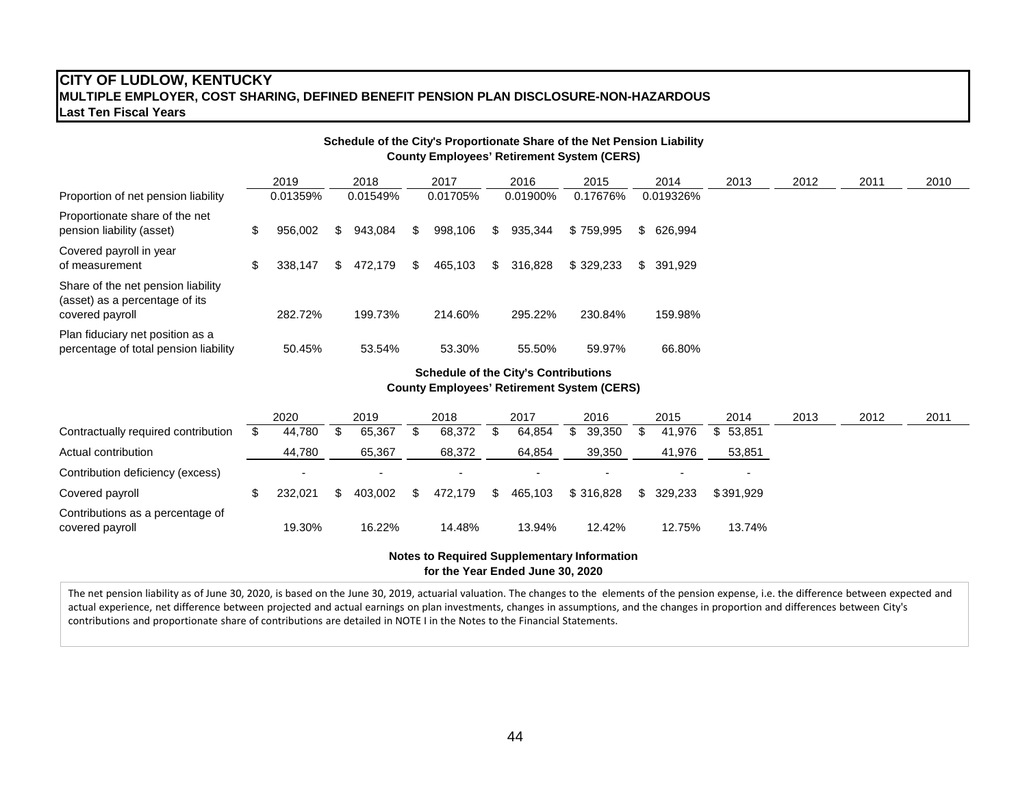# CITY OF LUDLOW, KENTUCKY

## MULTIPLE EMPLOYER, COST SHARING, DEFINED BENEFIT PENSION PLAN DISCLOSURE-NON-HAZARDOUS

### Last Ten Fiscal Years

**Schedule of the City's Proportionate Share of the Net Pension Liability**
**County Employees' Retirement System (CERS)**

| | 2019 | 2018 | 2017 | 2016 | 2015 | 2014 | 2013 | 2012 | 2011 | 2010 |
|---|---|---|---|---|---|---|---|---|---|---|
| Proportion of net pension liability | 0.01359% | 0.01549% | 0.01705% | 0.01900% | 0.17676% | 0.019326% | | | | |
| Proportionate share of the net pension liability (asset) | $ 956,002 | $ 943,084 | $ 998,106 | $ 935,344 | $ 759,995 | $ 626,994 | | | | |
| Covered payroll in year of measurement | $ 338,147 | $ 472,179 | $ 465,103 | $ 316,828 | $ 329,233 | $ 391,929 | | | | |
| Share of the net pension liability (asset) as a percentage of its covered payroll | 282.72% | 199.73% | 214.60% | 295.22% | 230.84% | 159.98% | | | | |
| Plan fiduciary net position as a percentage of total pension liability | 50.45% | 53.54% | 53.30% | 55.50% | 59.97% | 66.80% | | | | |

**Schedule of the City's Contributions**
**County Employees' Retirement System (CERS)**

| | 2020 | 2019 | 2018 | 2017 | 2016 | 2015 | 2014 | 2013 | 2012 | 2011 |
|---|---|---|---|---|---|---|---|---|---|---|
| Contractually required contribution | $ 44,780 | $ 65,367 | $ 68,372 | $ 64,854 | $ 39,350 | $ 41,976 | $ 53,851 | | | |
| Actual contribution | 44,780 | 65,367 | 68,372 | 64,854 | 39,350 | 41,976 | 53,851 | | | |
| Contribution deficiency (excess) | - | - | - | - | - | - | - | | | |
| Covered payroll | $ 232,021 | $ 403,002 | $ 472,179 | $ 465,103 | $ 316,828 | $ 329,233 | $ 391,929 | | | |
| Contributions as a percentage of covered payroll | 19.30% | 16.22% | 14.48% | 13.94% | 12.42% | 12.75% | 13.74% | | | |

**Notes to Required Supplementary Information**
**for the Year Ended June 30, 2020**

The net pension liability as of June 30, 2020, is based on the June 30, 2019, actuarial valuation. The changes to the elements of the pension expense, i.e. the difference between expected and actual experience, net difference between projected and actual earnings on plan investments, changes in assumptions, and the changes in proportion and differences between City's contributions and proportionate share of contributions are detailed in NOTE I in the Notes to the Financial Statements.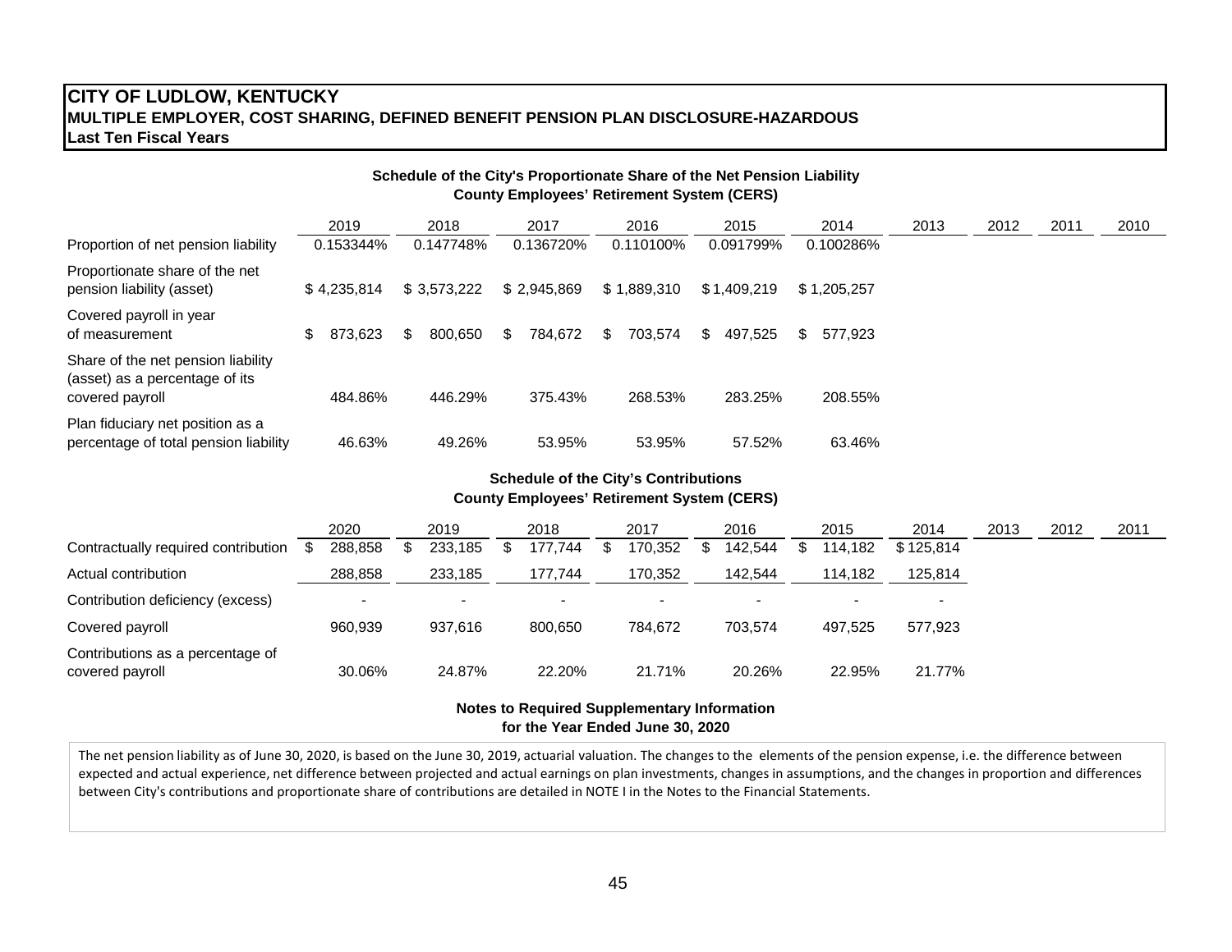# CITY OF LUDLOW, KENTUCKY
## MULTIPLE EMPLOYER, COST SHARING, DEFINED BENEFIT PENSION PLAN DISCLOSURE-HAZARDOUS
### Last Ten Fiscal Years

**Schedule of the City's Proportionate Share of the Net Pension Liability**
**County Employees' Retirement System (CERS)**

| | 2019 | 2018 | 2017 | 2016 | 2015 | 2014 | 2013 | 2012 | 2011 | 2010 |
|---|---|---|---|---|---|---|---|---|---|---|
| Proportion of net pension liability | 0.153344% | 0.147748% | 0.136720% | 0.110100% | 0.091799% | 0.100286% | | | | |
| Proportionate share of the net pension liability (asset) | $ 4,235,814 | $ 3,573,222 | $ 2,945,869 | $ 1,889,310 | $ 1,409,219 | $ 1,205,257 | | | | |
| Covered payroll in year of measurement | $ 873,623 | $ 800,650 | $ 784,672 | $ 703,574 | $ 497,525 | $ 577,923 | | | | |
| Share of the net pension liability (asset) as a percentage of its covered payroll | 484.86% | 446.29% | 375.43% | 268.53% | 283.25% | 208.55% | | | | |
| Plan fiduciary net position as a percentage of total pension liability | 46.63% | 49.26% | 53.95% | 53.95% | 57.52% | 63.46% | | | | |

**Schedule of the City's Contributions**
**County Employees' Retirement System (CERS)**

| | 2020 | 2019 | 2018 | 2017 | 2016 | 2015 | 2014 | 2013 | 2012 | 2011 |
|---|---|---|---|---|---|---|---|---|---|---|
| Contractually required contribution | $ 288,858 | $ 233,185 | $ 177,744 | $ 170,352 | $ 142,544 | $ 114,182 | $ 125,814 | | | |
| Actual contribution | 288,858 | 233,185 | 177,744 | 170,352 | 142,544 | 114,182 | 125,814 | | | |
| Contribution deficiency (excess) | - | - | - | - | - | - | - | | | |
| Covered payroll | 960,939 | 937,616 | 800,650 | 784,672 | 703,574 | 497,525 | 577,923 | | | |
| Contributions as a percentage of covered payroll | 30.06% | 24.87% | 22.20% | 21.71% | 20.26% | 22.95% | 21.77% | | | |

**Notes to Required Supplementary Information**
**for the Year Ended June 30, 2020**

The net pension liability as of June 30, 2020, is based on the June 30, 2019, actuarial valuation. The changes to the elements of the pension expense, i.e. the difference between expected and actual experience, net difference between projected and actual earnings on plan investments, changes in assumptions, and the changes in proportion and differences between City's contributions and proportionate share of contributions are detailed in NOTE I in the Notes to the Financial Statements.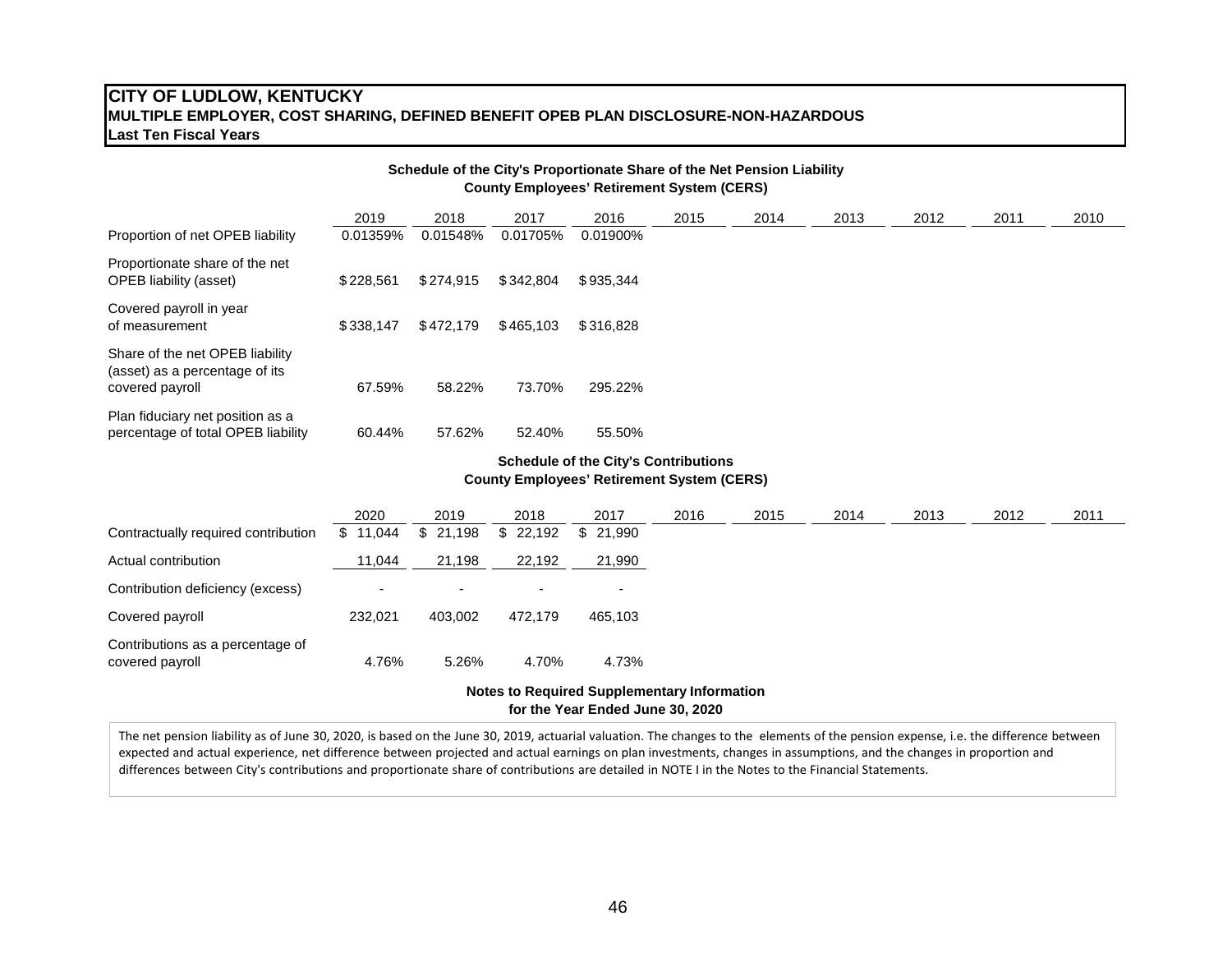# CITY OF LUDLOW, KENTUCKY
## MULTIPLE EMPLOYER, COST SHARING, DEFINED BENEFIT OPEB PLAN DISCLOSURE-NON-HAZARDOUS
**Last Ten Fiscal Years**

### Schedule of the City's Proportionate Share of the Net Pension Liability
**County Employees' Retirement System (CERS)**

| | 2019 | 2018 | 2017 | 2016 | 2015 | 2014 | 2013 | 2012 | 2011 | 2010 |
|---|---|---|---|---|---|---|---|---|---|---|
| Proportion of net OPEB liability | 0.01359% | 0.01548% | 0.01705% | 0.01900% | | | | | | |
| Proportionate share of the net OPEB liability (asset) | $ 228,561 | $ 274,915 | $ 342,804 | $ 935,344 | | | | | | |
| Covered payroll in year of measurement | $ 338,147 | $ 472,179 | $ 465,103 | $ 316,828 | | | | | | |
| Share of the net OPEB liability (asset) as a percentage of its covered payroll | 67.59% | 58.22% | 73.70% | 295.22% | | | | | | |
| Plan fiduciary net position as a percentage of total OPEB liability | 60.44% | 57.62% | 52.40% | 55.50% | | | | | | |

### Schedule of the City's Contributions
**County Employees' Retirement System (CERS)**

| | 2020 | 2019 | 2018 | 2017 | 2016 | 2015 | 2014 | 2013 | 2012 | 2011 |
|---|---|---|---|---|---|---|---|---|---|---|
| Contractually required contribution | $ 11,044 | $ 21,198 | $ 22,192 | $ 21,990 | | | | | | |
| Actual contribution | 11,044 | 21,198 | 22,192 | 21,990 | | | | | | |
| Contribution deficiency (excess) | - | - | - | - | | | | | | |
| Covered payroll | 232,021 | 403,002 | 472,179 | 465,103 | | | | | | |
| Contributions as a percentage of covered payroll | 4.76% | 5.26% | 4.70% | 4.73% | | | | | | |

### Notes to Required Supplementary Information
**for the Year Ended June 30, 2020**

The net pension liability as of June 30, 2020, is based on the June 30, 2019, actuarial valuation. The changes to the elements of the pension expense, i.e. the difference between expected and actual experience, net difference between projected and actual earnings on plan investments, changes in assumptions, and the changes in proportion and differences between City's contributions and proportionate share of contributions are detailed in NOTE I in the Notes to the Financial Statements.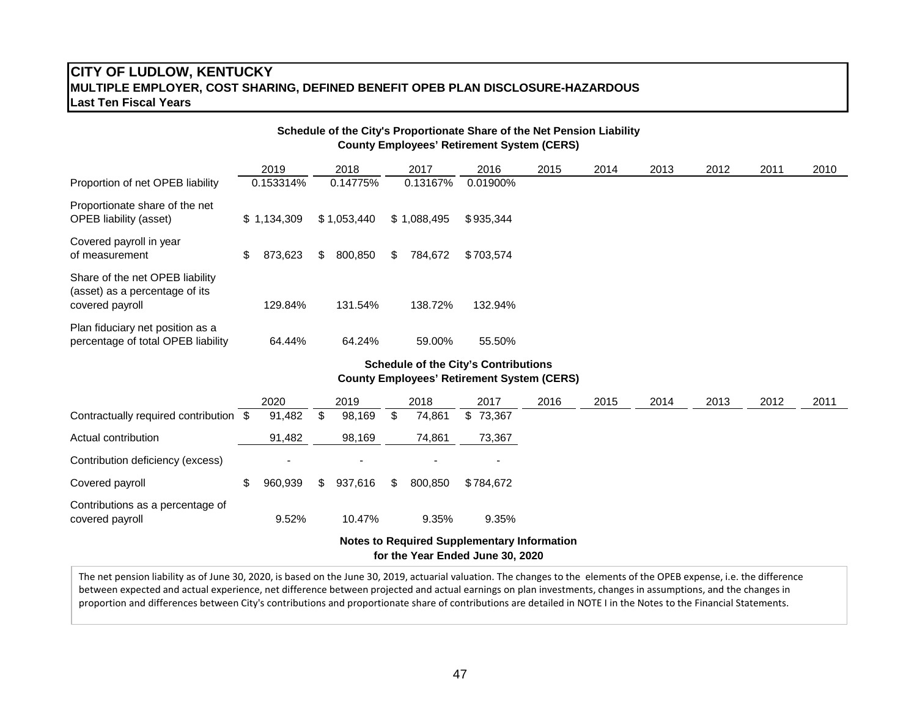# CITY OF LUDLOW, KENTUCKY
## MULTIPLE EMPLOYER, COST SHARING, DEFINED BENEFIT OPEB PLAN DISCLOSURE-HAZARDOUS
### Last Ten Fiscal Years

**Schedule of the City's Proportionate Share of the Net Pension Liability**
**County Employees' Retirement System (CERS)**

| | 2019 | 2018 | 2017 | 2016 | 2015 | 2014 | 2013 | 2012 | 2011 | 2010 |
|---|---|---|---|---|---|---|---|---|---|---|
| Proportion of net OPEB liability | 0.153314% | 0.14775% | 0.13167% | 0.01900% | | | | | | |
| Proportionate share of the net OPEB liability (asset) | $ 1,134,309 | $ 1,053,440 | $ 1,088,495 | $ 935,344 | | | | | | |
| Covered payroll in year of measurement | $ 873,623 | $ 800,850 | $ 784,672 | $ 703,574 | | | | | | |
| Share of the net OPEB liability (asset) as a percentage of its covered payroll | 129.84% | 131.54% | 138.72% | 132.94% | | | | | | |
| Plan fiduciary net position as a percentage of total OPEB liability | 64.44% | 64.24% | 59.00% | 55.50% | | | | | | |

**Schedule of the City's Contributions**
**County Employees' Retirement System (CERS)**

| | 2020 | 2019 | 2018 | 2017 | 2016 | 2015 | 2014 | 2013 | 2012 | 2011 |
|---|---|---|---|---|---|---|---|---|---|---|
| Contractually required contribution | $ 91,482 | $ 98,169 | $ 74,861 | $ 73,367 | | | | | | |
| Actual contribution | 91,482 | 98,169 | 74,861 | 73,367 | | | | | | |
| Contribution deficiency (excess) | - | - | - | - | | | | | | |
| Covered payroll | $ 960,939 | $ 937,616 | $ 800,850 | $ 784,672 | | | | | | |
| Contributions as a percentage of covered payroll | 9.52% | 10.47% | 9.35% | 9.35% | | | | | | |

**Notes to Required Supplementary Information**
**for the Year Ended June 30, 2020**

The net pension liability as of June 30, 2020, is based on the June 30, 2019, actuarial valuation. The changes to the elements of the OPEB expense, i.e. the difference between expected and actual experience, net difference between projected and actual earnings on plan investments, changes in assumptions, and the changes in proportion and differences between City's contributions and proportionate share of contributions are detailed in NOTE I in the Notes to the Financial Statements.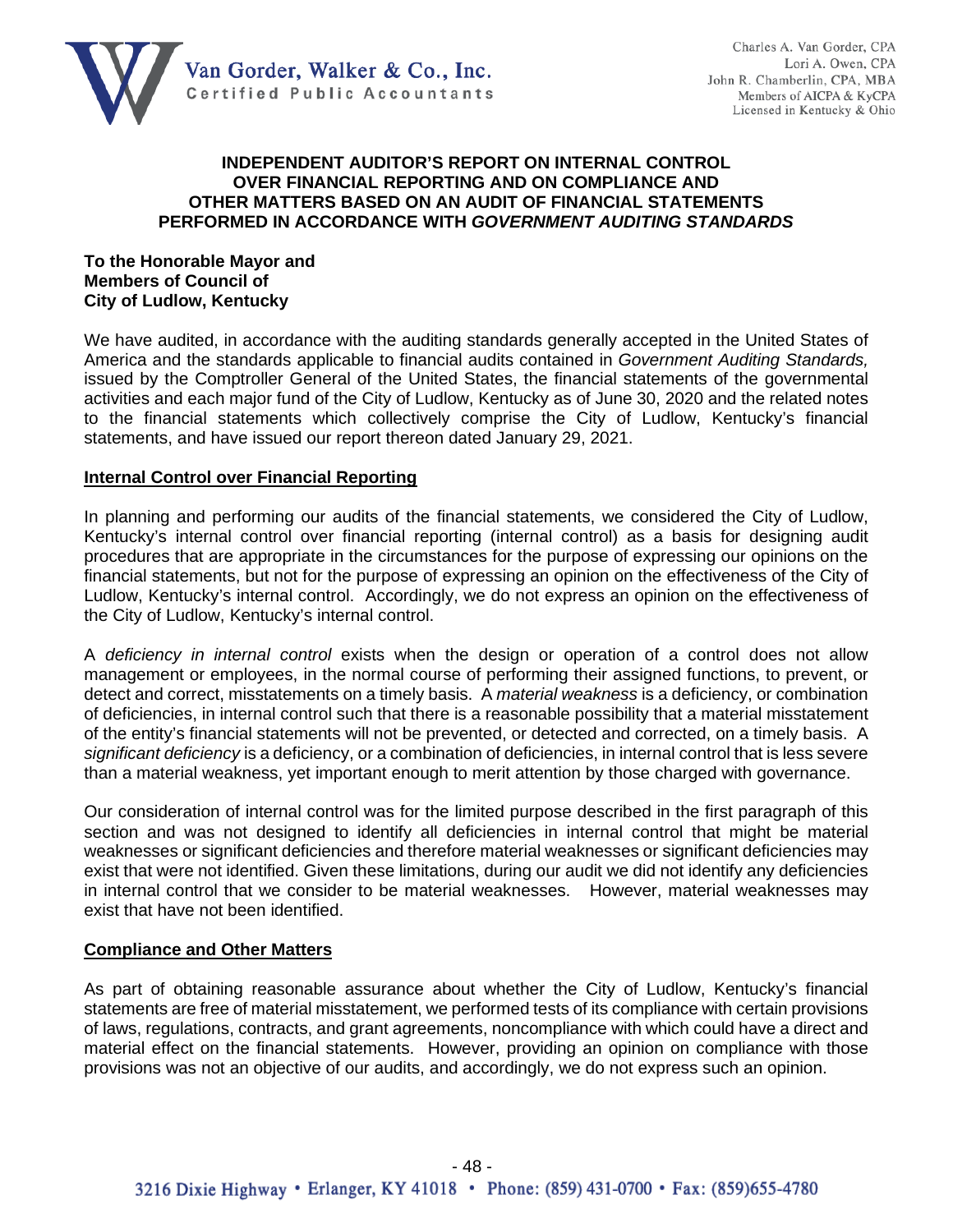Van Gorder, Walker & Co., Inc.
Certified Public Accountants

Charles A. Van Gorder, CPA
Lori A. Owen, CPA
John R. Chamberlin, CPA, MBA
Members of AICPA & KyCPA
Licensed in Kentucky & Ohio

# INDEPENDENT AUDITOR'S REPORT ON INTERNAL CONTROL OVER FINANCIAL REPORTING AND ON COMPLIANCE AND OTHER MATTERS BASED ON AN AUDIT OF FINANCIAL STATEMENTS PERFORMED IN ACCORDANCE WITH *GOVERNMENT AUDITING STANDARDS*

**To the Honorable Mayor and**
**Members of Council of**
**City of Ludlow, Kentucky**

We have audited, in accordance with the auditing standards generally accepted in the United States of America and the standards applicable to financial audits contained in *Government Auditing Standards,* issued by the Comptroller General of the United States, the financial statements of the governmental activities and each major fund of the City of Ludlow, Kentucky as of June 30, 2020 and the related notes to the financial statements which collectively comprise the City of Ludlow, Kentucky's financial statements, and have issued our report thereon dated January 29, 2021.

## Internal Control over Financial Reporting

In planning and performing our audits of the financial statements, we considered the City of Ludlow, Kentucky's internal control over financial reporting (internal control) as a basis for designing audit procedures that are appropriate in the circumstances for the purpose of expressing our opinions on the financial statements, but not for the purpose of expressing an opinion on the effectiveness of the City of Ludlow, Kentucky's internal control. Accordingly, we do not express an opinion on the effectiveness of the City of Ludlow, Kentucky's internal control.

A *deficiency in internal control* exists when the design or operation of a control does not allow management or employees, in the normal course of performing their assigned functions, to prevent, or detect and correct, misstatements on a timely basis. A *material weakness* is a deficiency, or combination of deficiencies, in internal control such that there is a reasonable possibility that a material misstatement of the entity's financial statements will not be prevented, or detected and corrected, on a timely basis. A *significant deficiency* is a deficiency, or a combination of deficiencies, in internal control that is less severe than a material weakness, yet important enough to merit attention by those charged with governance.

Our consideration of internal control was for the limited purpose described in the first paragraph of this section and was not designed to identify all deficiencies in internal control that might be material weaknesses or significant deficiencies and therefore material weaknesses or significant deficiencies may exist that were not identified. Given these limitations, during our audit we did not identify any deficiencies in internal control that we consider to be material weaknesses. However, material weaknesses may exist that have not been identified.

## Compliance and Other Matters

As part of obtaining reasonable assurance about whether the City of Ludlow, Kentucky's financial statements are free of material misstatement, we performed tests of its compliance with certain provisions of laws, regulations, contracts, and grant agreements, noncompliance with which could have a direct and material effect on the financial statements. However, providing an opinion on compliance with those provisions was not an objective of our audits, and accordingly, we do not express such an opinion.

3216 Dixie Highway • Erlanger, KY 41018 • Phone: (859) 431-0700 • Fax: (859)655-4780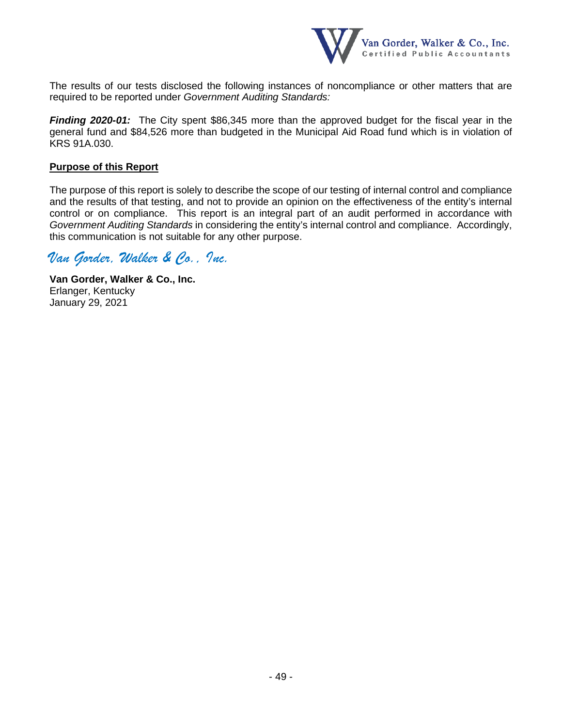The results of our tests disclosed the following instances of noncompliance or other matters that are required to be reported under *Government Auditing Standards:*

***Finding 2020-01:*** The City spent $86,345 more than the approved budget for the fiscal year in the general fund and $84,526 more than budgeted in the Municipal Aid Road fund which is in violation of KRS 91A.030.

**Purpose of this Report**

The purpose of this report is solely to describe the scope of our testing of internal control and compliance and the results of that testing, and not to provide an opinion on the effectiveness of the entity's internal control or on compliance. This report is an integral part of an audit performed in accordance with *Government Auditing Standards* in considering the entity's internal control and compliance. Accordingly, this communication is not suitable for any other purpose.

*Van Gorder, Walker & Co., Inc.*

**Van Gorder, Walker & Co., Inc.**
Erlanger, Kentucky
January 29, 2021